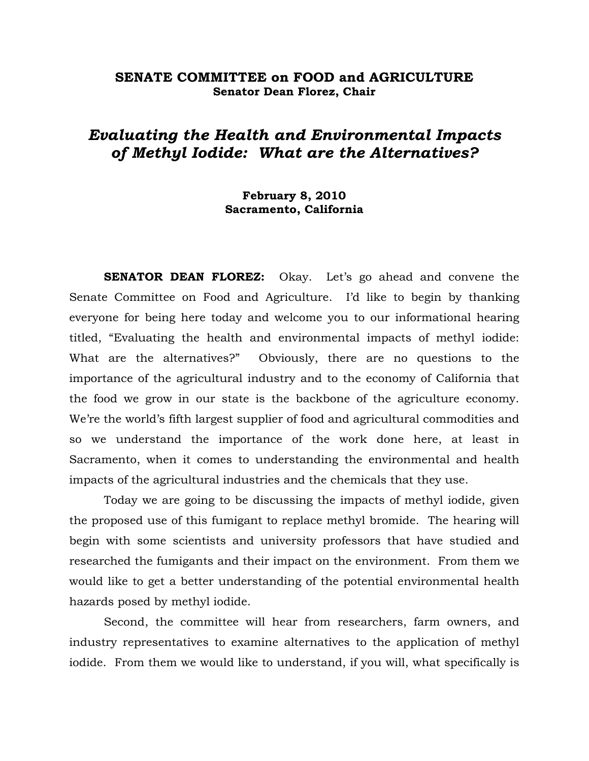# SENATE COMMITTEE on FOOD and AGRICULTURE

**Senator Dean Florez, Chair**

## *Evaluating the Health and Environmental Impacts of Methyl Iodide: What are the Alternatives?*

**February 8, 2010**
**Sacramento, California**

**SENATOR DEAN FLOREZ:** Okay. Let's go ahead and convene the Senate Committee on Food and Agriculture. I'd like to begin by thanking everyone for being here today and welcome you to our informational hearing titled, "Evaluating the health and environmental impacts of methyl iodide: What are the alternatives?" Obviously, there are no questions to the importance of the agricultural industry and to the economy of California that the food we grow in our state is the backbone of the agriculture economy. We're the world's fifth largest supplier of food and agricultural commodities and so we understand the importance of the work done here, at least in Sacramento, when it comes to understanding the environmental and health impacts of the agricultural industries and the chemicals that they use.

Today we are going to be discussing the impacts of methyl iodide, given the proposed use of this fumigant to replace methyl bromide. The hearing will begin with some scientists and university professors that have studied and researched the fumigants and their impact on the environment. From them we would like to get a better understanding of the potential environmental health hazards posed by methyl iodide.

Second, the committee will hear from researchers, farm owners, and industry representatives to examine alternatives to the application of methyl iodide. From them we would like to understand, if you will, what specifically is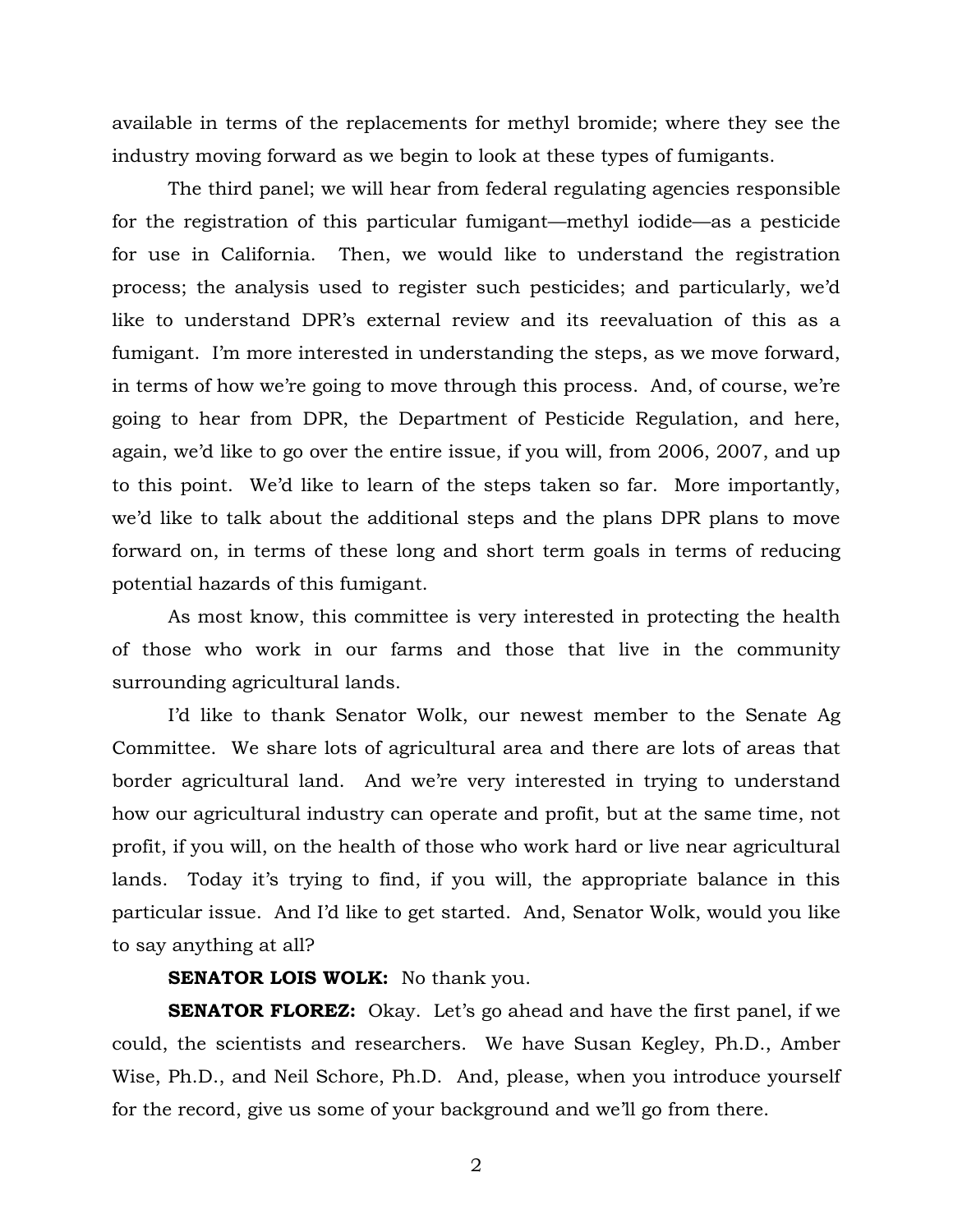available in terms of the replacements for methyl bromide; where they see the industry moving forward as we begin to look at these types of fumigants.

The third panel; we will hear from federal regulating agencies responsible for the registration of this particular fumigant—methyl iodide—as a pesticide for use in California. Then, we would like to understand the registration process; the analysis used to register such pesticides; and particularly, we'd like to understand DPR's external review and its reevaluation of this as a fumigant. I'm more interested in understanding the steps, as we move forward, in terms of how we're going to move through this process. And, of course, we're going to hear from DPR, the Department of Pesticide Regulation, and here, again, we'd like to go over the entire issue, if you will, from 2006, 2007, and up to this point. We'd like to learn of the steps taken so far. More importantly, we'd like to talk about the additional steps and the plans DPR plans to move forward on, in terms of these long and short term goals in terms of reducing potential hazards of this fumigant.

As most know, this committee is very interested in protecting the health of those who work in our farms and those that live in the community surrounding agricultural lands.

I'd like to thank Senator Wolk, our newest member to the Senate Ag Committee. We share lots of agricultural area and there are lots of areas that border agricultural land. And we're very interested in trying to understand how our agricultural industry can operate and profit, but at the same time, not profit, if you will, on the health of those who work hard or live near agricultural lands. Today it's trying to find, if you will, the appropriate balance in this particular issue. And I'd like to get started. And, Senator Wolk, would you like to say anything at all?

**SENATOR LOIS WOLK:** No thank you.

**SENATOR FLOREZ:** Okay. Let's go ahead and have the first panel, if we could, the scientists and researchers. We have Susan Kegley, Ph.D., Amber Wise, Ph.D., and Neil Schore, Ph.D. And, please, when you introduce yourself for the record, give us some of your background and we'll go from there.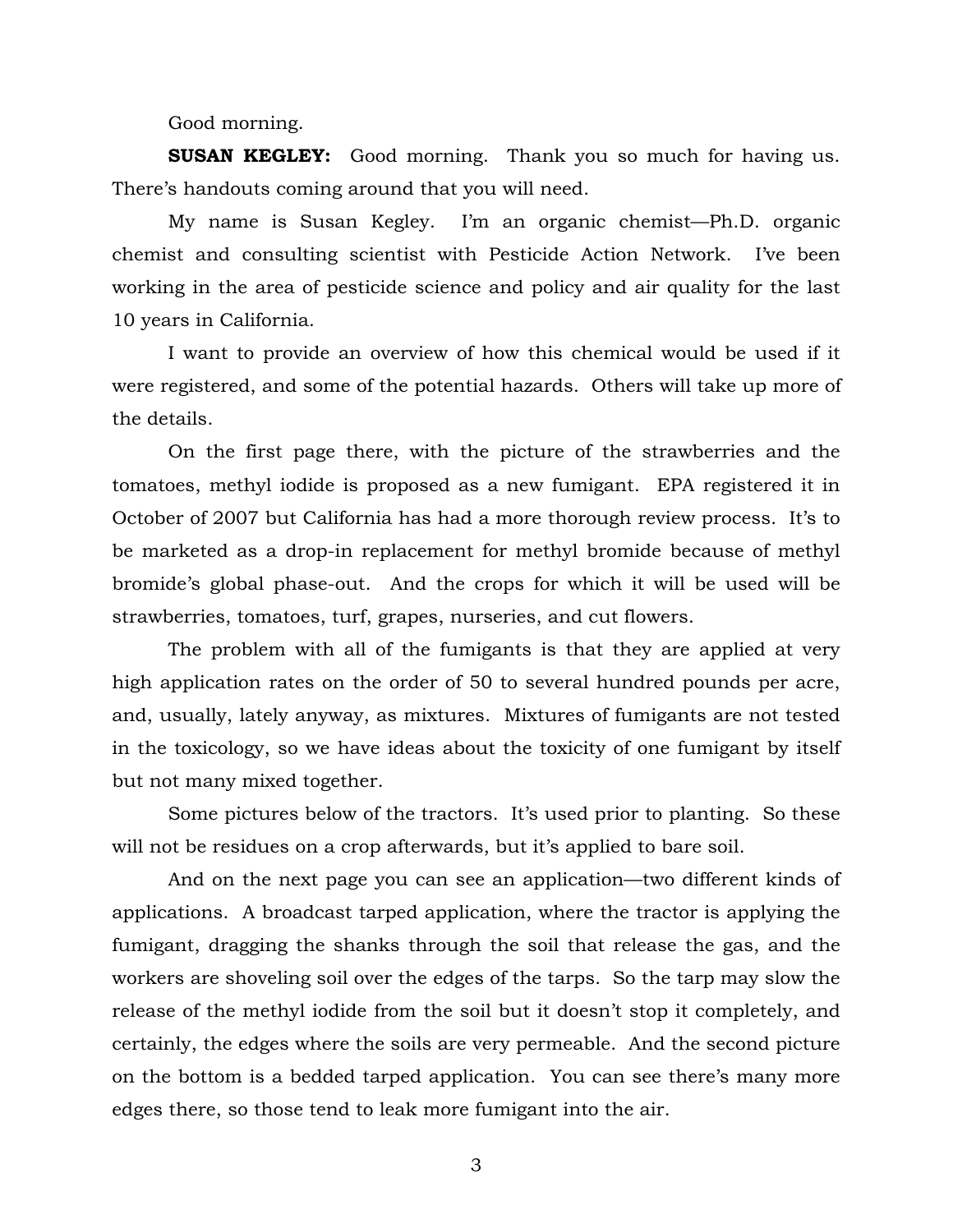Good morning.

**SUSAN KEGLEY:** Good morning. Thank you so much for having us. There's handouts coming around that you will need.

My name is Susan Kegley. I'm an organic chemist—Ph.D. organic chemist and consulting scientist with Pesticide Action Network. I've been working in the area of pesticide science and policy and air quality for the last 10 years in California.

I want to provide an overview of how this chemical would be used if it were registered, and some of the potential hazards. Others will take up more of the details.

On the first page there, with the picture of the strawberries and the tomatoes, methyl iodide is proposed as a new fumigant. EPA registered it in October of 2007 but California has had a more thorough review process. It's to be marketed as a drop-in replacement for methyl bromide because of methyl bromide's global phase-out. And the crops for which it will be used will be strawberries, tomatoes, turf, grapes, nurseries, and cut flowers.

The problem with all of the fumigants is that they are applied at very high application rates on the order of 50 to several hundred pounds per acre, and, usually, lately anyway, as mixtures. Mixtures of fumigants are not tested in the toxicology, so we have ideas about the toxicity of one fumigant by itself but not many mixed together.

Some pictures below of the tractors. It's used prior to planting. So these will not be residues on a crop afterwards, but it's applied to bare soil.

And on the next page you can see an application—two different kinds of applications. A broadcast tarped application, where the tractor is applying the fumigant, dragging the shanks through the soil that release the gas, and the workers are shoveling soil over the edges of the tarps. So the tarp may slow the release of the methyl iodide from the soil but it doesn't stop it completely, and certainly, the edges where the soils are very permeable. And the second picture on the bottom is a bedded tarped application. You can see there's many more edges there, so those tend to leak more fumigant into the air.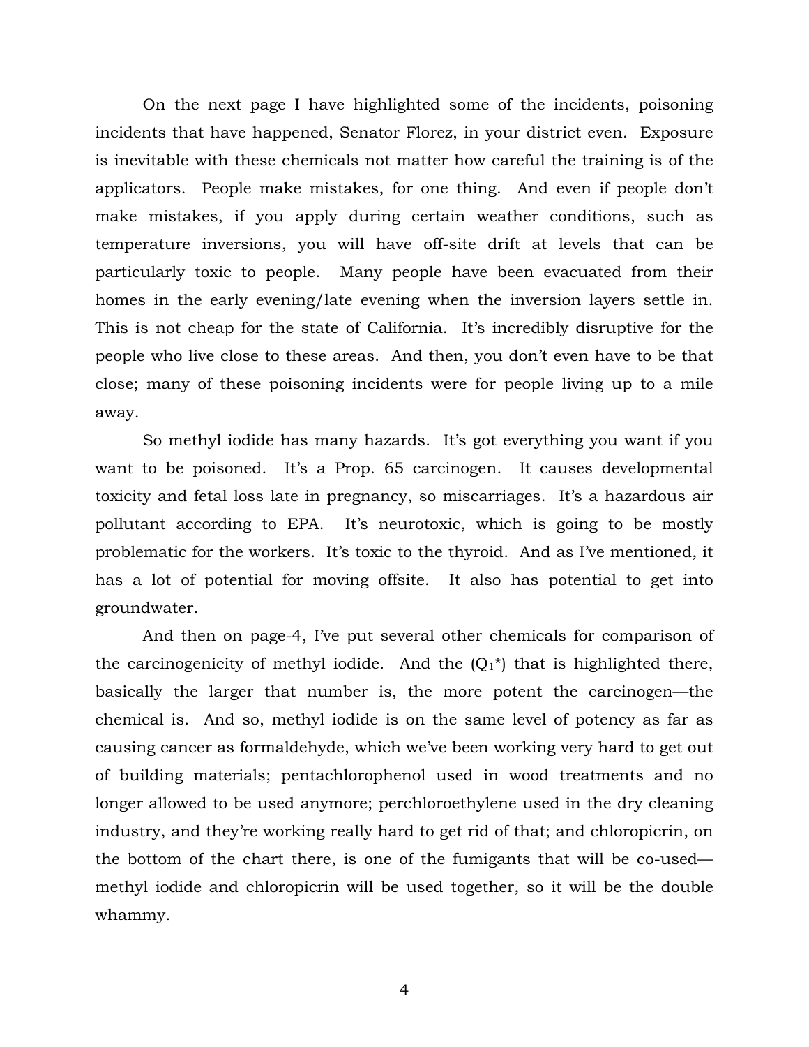On the next page I have highlighted some of the incidents, poisoning incidents that have happened, Senator Florez, in your district even. Exposure is inevitable with these chemicals not matter how careful the training is of the applicators. People make mistakes, for one thing. And even if people don't make mistakes, if you apply during certain weather conditions, such as temperature inversions, you will have off-site drift at levels that can be particularly toxic to people. Many people have been evacuated from their homes in the early evening/late evening when the inversion layers settle in. This is not cheap for the state of California. It's incredibly disruptive for the people who live close to these areas. And then, you don't even have to be that close; many of these poisoning incidents were for people living up to a mile away.

So methyl iodide has many hazards. It's got everything you want if you want to be poisoned. It's a Prop. 65 carcinogen. It causes developmental toxicity and fetal loss late in pregnancy, so miscarriages. It's a hazardous air pollutant according to EPA. It's neurotoxic, which is going to be mostly problematic for the workers. It's toxic to the thyroid. And as I've mentioned, it has a lot of potential for moving offsite. It also has potential to get into groundwater.

And then on page-4, I've put several other chemicals for comparison of the carcinogenicity of methyl iodide. And the ($Q_1$*) that is highlighted there, basically the larger that number is, the more potent the carcinogen—the chemical is. And so, methyl iodide is on the same level of potency as far as causing cancer as formaldehyde, which we've been working very hard to get out of building materials; pentachlorophenol used in wood treatments and no longer allowed to be used anymore; perchloroethylene used in the dry cleaning industry, and they're working really hard to get rid of that; and chloropicrin, on the bottom of the chart there, is one of the fumigants that will be co-used—methyl iodide and chloropicrin will be used together, so it will be the double whammy.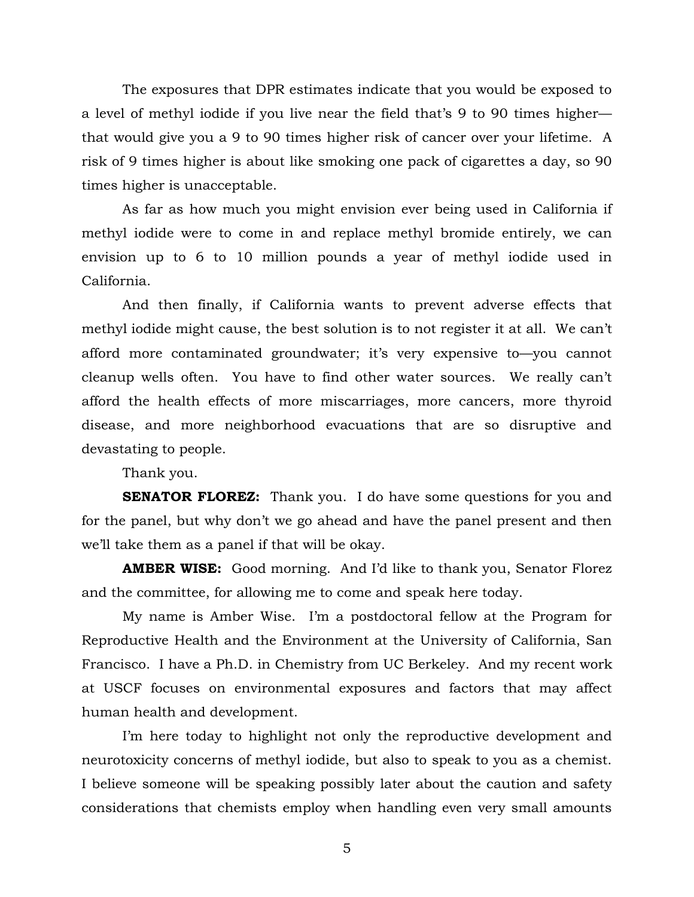The exposures that DPR estimates indicate that you would be exposed to a level of methyl iodide if you live near the field that's 9 to 90 times higher—that would give you a 9 to 90 times higher risk of cancer over your lifetime. A risk of 9 times higher is about like smoking one pack of cigarettes a day, so 90 times higher is unacceptable.

As far as how much you might envision ever being used in California if methyl iodide were to come in and replace methyl bromide entirely, we can envision up to 6 to 10 million pounds a year of methyl iodide used in California.

And then finally, if California wants to prevent adverse effects that methyl iodide might cause, the best solution is to not register it at all. We can't afford more contaminated groundwater; it's very expensive to—you cannot cleanup wells often. You have to find other water sources. We really can't afford the health effects of more miscarriages, more cancers, more thyroid disease, and more neighborhood evacuations that are so disruptive and devastating to people.

Thank you.

**SENATOR FLOREZ:** Thank you. I do have some questions for you and for the panel, but why don't we go ahead and have the panel present and then we'll take them as a panel if that will be okay.

**AMBER WISE:** Good morning. And I'd like to thank you, Senator Florez and the committee, for allowing me to come and speak here today.

My name is Amber Wise. I'm a postdoctoral fellow at the Program for Reproductive Health and the Environment at the University of California, San Francisco. I have a Ph.D. in Chemistry from UC Berkeley. And my recent work at USCF focuses on environmental exposures and factors that may affect human health and development.

I'm here today to highlight not only the reproductive development and neurotoxicity concerns of methyl iodide, but also to speak to you as a chemist. I believe someone will be speaking possibly later about the caution and safety considerations that chemists employ when handling even very small amounts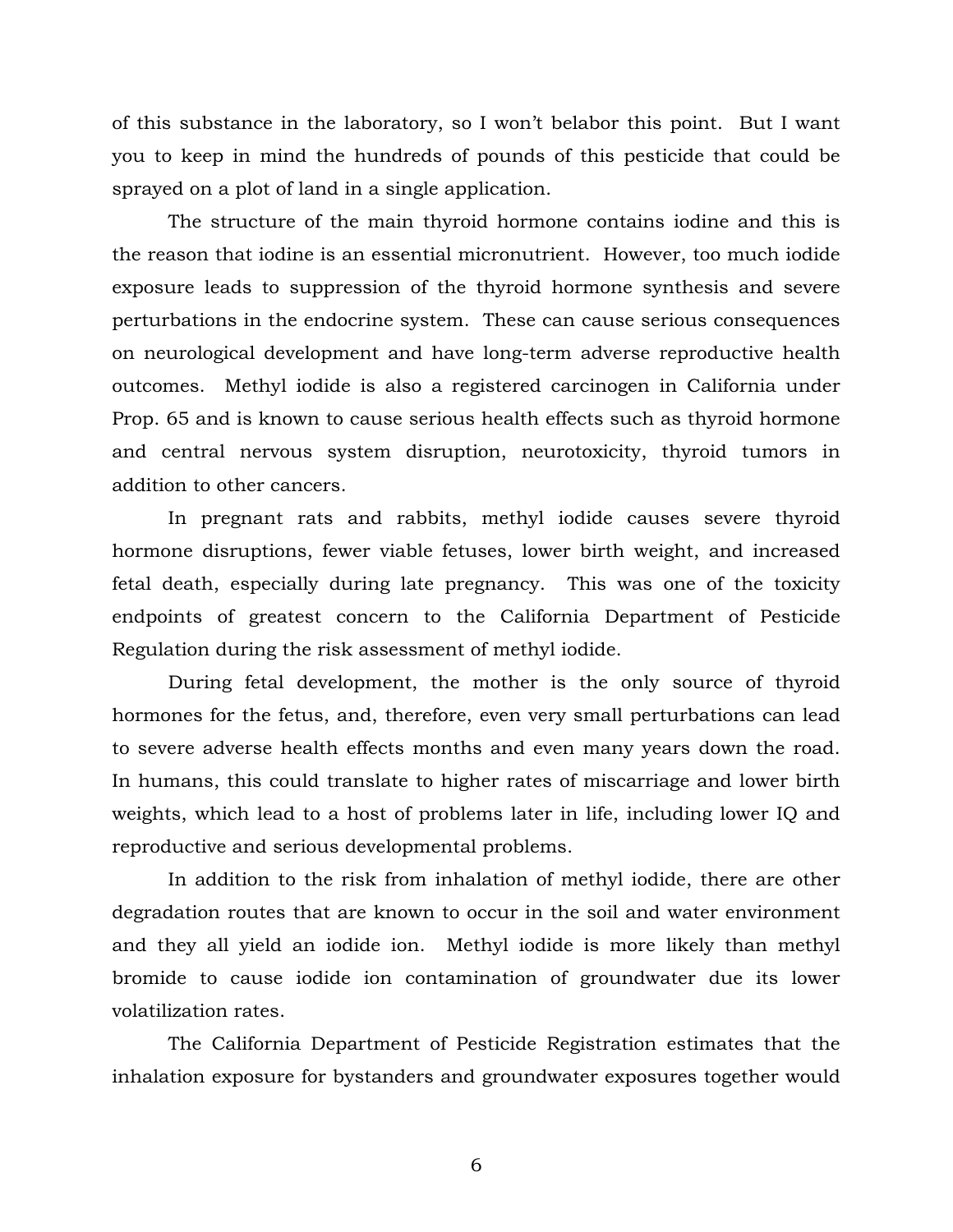of this substance in the laboratory, so I won't belabor this point. But I want you to keep in mind the hundreds of pounds of this pesticide that could be sprayed on a plot of land in a single application.

The structure of the main thyroid hormone contains iodine and this is the reason that iodine is an essential micronutrient. However, too much iodide exposure leads to suppression of the thyroid hormone synthesis and severe perturbations in the endocrine system. These can cause serious consequences on neurological development and have long-term adverse reproductive health outcomes. Methyl iodide is also a registered carcinogen in California under Prop. 65 and is known to cause serious health effects such as thyroid hormone and central nervous system disruption, neurotoxicity, thyroid tumors in addition to other cancers.

In pregnant rats and rabbits, methyl iodide causes severe thyroid hormone disruptions, fewer viable fetuses, lower birth weight, and increased fetal death, especially during late pregnancy. This was one of the toxicity endpoints of greatest concern to the California Department of Pesticide Regulation during the risk assessment of methyl iodide.

During fetal development, the mother is the only source of thyroid hormones for the fetus, and, therefore, even very small perturbations can lead to severe adverse health effects months and even many years down the road. In humans, this could translate to higher rates of miscarriage and lower birth weights, which lead to a host of problems later in life, including lower IQ and reproductive and serious developmental problems.

In addition to the risk from inhalation of methyl iodide, there are other degradation routes that are known to occur in the soil and water environment and they all yield an iodide ion. Methyl iodide is more likely than methyl bromide to cause iodide ion contamination of groundwater due its lower volatilization rates.

The California Department of Pesticide Registration estimates that the inhalation exposure for bystanders and groundwater exposures together would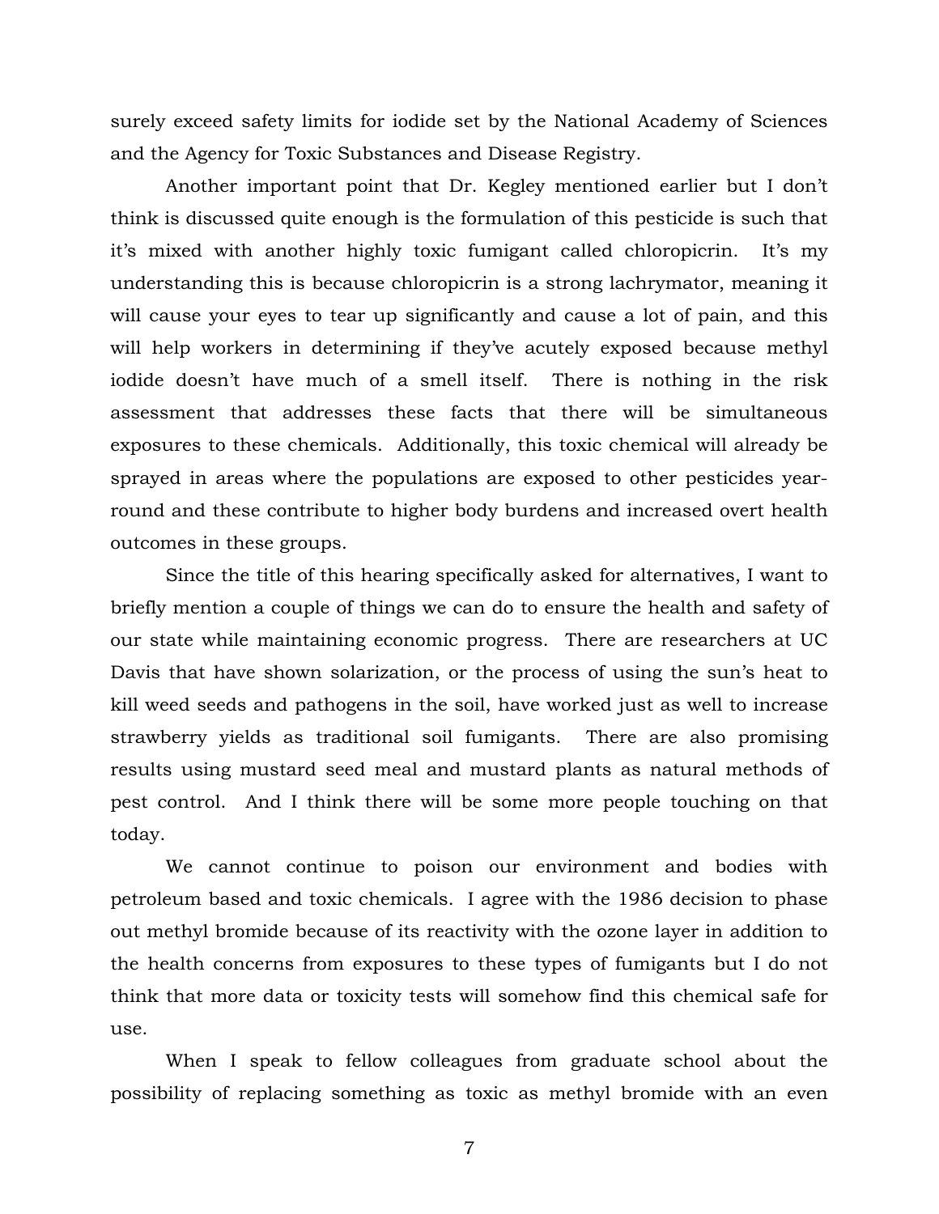surely exceed safety limits for iodide set by the National Academy of Sciences and the Agency for Toxic Substances and Disease Registry.

Another important point that Dr. Kegley mentioned earlier but I don't think is discussed quite enough is the formulation of this pesticide is such that it's mixed with another highly toxic fumigant called chloropicrin. It's my understanding this is because chloropicrin is a strong lachrymator, meaning it will cause your eyes to tear up significantly and cause a lot of pain, and this will help workers in determining if they've acutely exposed because methyl iodide doesn't have much of a smell itself. There is nothing in the risk assessment that addresses these facts that there will be simultaneous exposures to these chemicals. Additionally, this toxic chemical will already be sprayed in areas where the populations are exposed to other pesticides year-round and these contribute to higher body burdens and increased overt health outcomes in these groups.

Since the title of this hearing specifically asked for alternatives, I want to briefly mention a couple of things we can do to ensure the health and safety of our state while maintaining economic progress. There are researchers at UC Davis that have shown solarization, or the process of using the sun's heat to kill weed seeds and pathogens in the soil, have worked just as well to increase strawberry yields as traditional soil fumigants. There are also promising results using mustard seed meal and mustard plants as natural methods of pest control. And I think there will be some more people touching on that today.

We cannot continue to poison our environment and bodies with petroleum based and toxic chemicals. I agree with the 1986 decision to phase out methyl bromide because of its reactivity with the ozone layer in addition to the health concerns from exposures to these types of fumigants but I do not think that more data or toxicity tests will somehow find this chemical safe for use.

When I speak to fellow colleagues from graduate school about the possibility of replacing something as toxic as methyl bromide with an even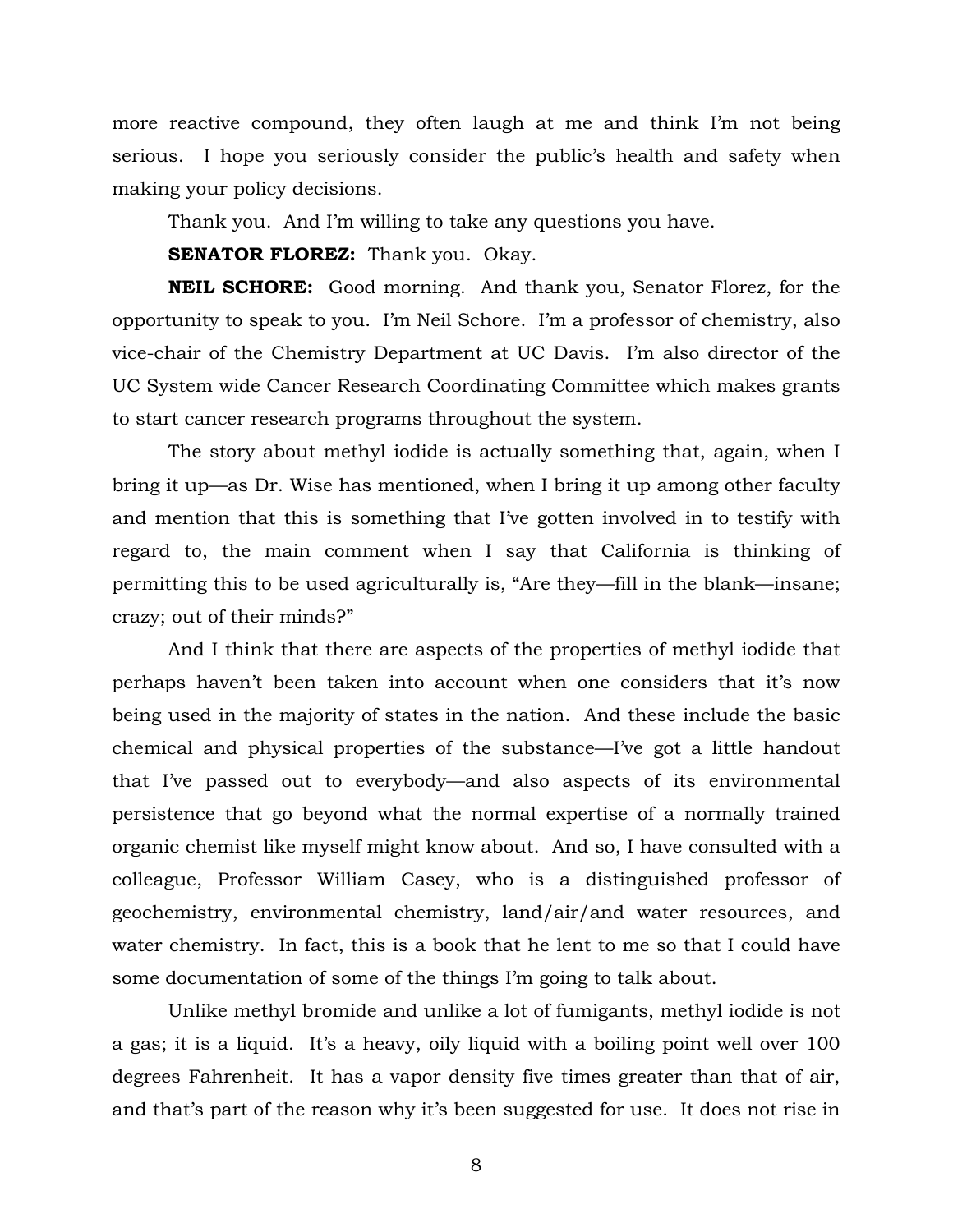more reactive compound, they often laugh at me and think I'm not being serious. I hope you seriously consider the public's health and safety when making your policy decisions.

Thank you. And I'm willing to take any questions you have.

**SENATOR FLOREZ:** Thank you. Okay.

**NEIL SCHORE:** Good morning. And thank you, Senator Florez, for the opportunity to speak to you. I'm Neil Schore. I'm a professor of chemistry, also vice-chair of the Chemistry Department at UC Davis. I'm also director of the UC System wide Cancer Research Coordinating Committee which makes grants to start cancer research programs throughout the system.

The story about methyl iodide is actually something that, again, when I bring it up—as Dr. Wise has mentioned, when I bring it up among other faculty and mention that this is something that I've gotten involved in to testify with regard to, the main comment when I say that California is thinking of permitting this to be used agriculturally is, "Are they—fill in the blank—insane; crazy; out of their minds?"

And I think that there are aspects of the properties of methyl iodide that perhaps haven't been taken into account when one considers that it's now being used in the majority of states in the nation. And these include the basic chemical and physical properties of the substance—I've got a little handout that I've passed out to everybody—and also aspects of its environmental persistence that go beyond what the normal expertise of a normally trained organic chemist like myself might know about. And so, I have consulted with a colleague, Professor William Casey, who is a distinguished professor of geochemistry, environmental chemistry, land/air/and water resources, and water chemistry. In fact, this is a book that he lent to me so that I could have some documentation of some of the things I'm going to talk about.

Unlike methyl bromide and unlike a lot of fumigants, methyl iodide is not a gas; it is a liquid. It's a heavy, oily liquid with a boiling point well over 100 degrees Fahrenheit. It has a vapor density five times greater than that of air, and that's part of the reason why it's been suggested for use. It does not rise in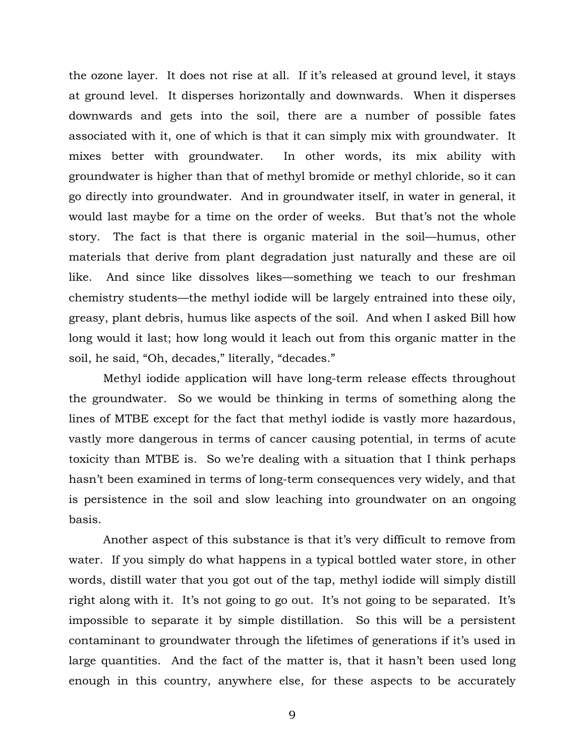the ozone layer. It does not rise at all. If it's released at ground level, it stays at ground level. It disperses horizontally and downwards. When it disperses downwards and gets into the soil, there are a number of possible fates associated with it, one of which is that it can simply mix with groundwater. It mixes better with groundwater. In other words, its mix ability with groundwater is higher than that of methyl bromide or methyl chloride, so it can go directly into groundwater. And in groundwater itself, in water in general, it would last maybe for a time on the order of weeks. But that's not the whole story. The fact is that there is organic material in the soil—humus, other materials that derive from plant degradation just naturally and these are oil like. And since like dissolves likes—something we teach to our freshman chemistry students—the methyl iodide will be largely entrained into these oily, greasy, plant debris, humus like aspects of the soil. And when I asked Bill how long would it last; how long would it leach out from this organic matter in the soil, he said, "Oh, decades," literally, "decades."

Methyl iodide application will have long-term release effects throughout the groundwater. So we would be thinking in terms of something along the lines of MTBE except for the fact that methyl iodide is vastly more hazardous, vastly more dangerous in terms of cancer causing potential, in terms of acute toxicity than MTBE is. So we're dealing with a situation that I think perhaps hasn't been examined in terms of long-term consequences very widely, and that is persistence in the soil and slow leaching into groundwater on an ongoing basis.

Another aspect of this substance is that it's very difficult to remove from water. If you simply do what happens in a typical bottled water store, in other words, distill water that you got out of the tap, methyl iodide will simply distill right along with it. It's not going to go out. It's not going to be separated. It's impossible to separate it by simple distillation. So this will be a persistent contaminant to groundwater through the lifetimes of generations if it's used in large quantities. And the fact of the matter is, that it hasn't been used long enough in this country, anywhere else, for these aspects to be accurately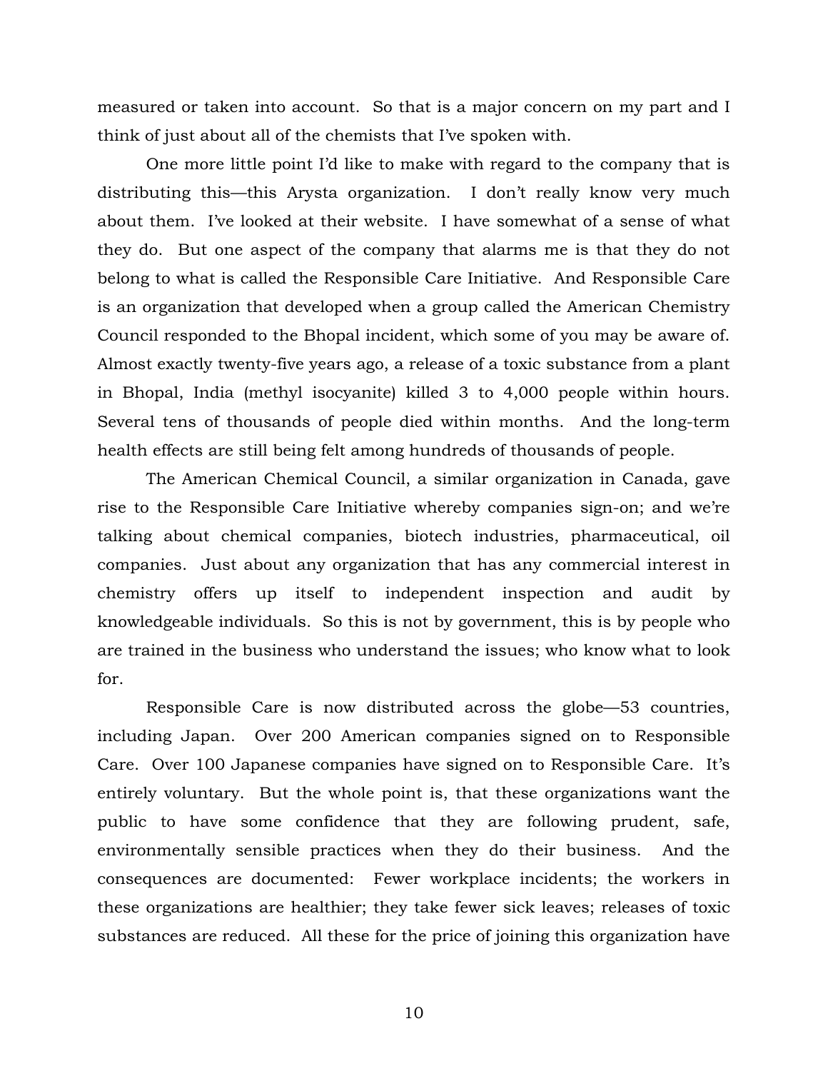measured or taken into account. So that is a major concern on my part and I think of just about all of the chemists that I've spoken with.

One more little point I'd like to make with regard to the company that is distributing this—this Arysta organization. I don't really know very much about them. I've looked at their website. I have somewhat of a sense of what they do. But one aspect of the company that alarms me is that they do not belong to what is called the Responsible Care Initiative. And Responsible Care is an organization that developed when a group called the American Chemistry Council responded to the Bhopal incident, which some of you may be aware of. Almost exactly twenty-five years ago, a release of a toxic substance from a plant in Bhopal, India (methyl isocyanite) killed 3 to 4,000 people within hours. Several tens of thousands of people died within months. And the long-term health effects are still being felt among hundreds of thousands of people.

The American Chemical Council, a similar organization in Canada, gave rise to the Responsible Care Initiative whereby companies sign-on; and we're talking about chemical companies, biotech industries, pharmaceutical, oil companies. Just about any organization that has any commercial interest in chemistry offers up itself to independent inspection and audit by knowledgeable individuals. So this is not by government, this is by people who are trained in the business who understand the issues; who know what to look for.

Responsible Care is now distributed across the globe—53 countries, including Japan. Over 200 American companies signed on to Responsible Care. Over 100 Japanese companies have signed on to Responsible Care. It's entirely voluntary. But the whole point is, that these organizations want the public to have some confidence that they are following prudent, safe, environmentally sensible practices when they do their business. And the consequences are documented: Fewer workplace incidents; the workers in these organizations are healthier; they take fewer sick leaves; releases of toxic substances are reduced. All these for the price of joining this organization have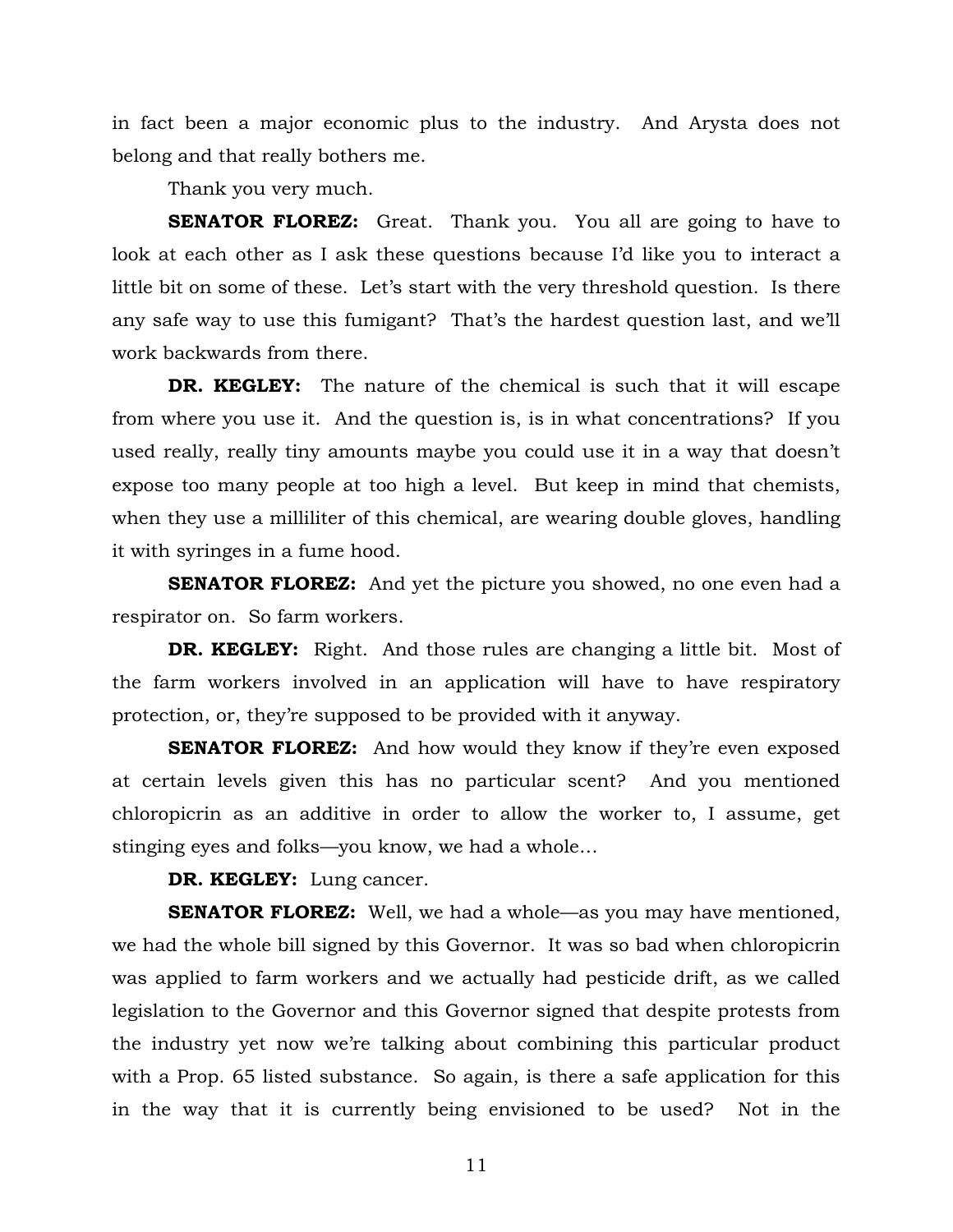in fact been a major economic plus to the industry. And Arysta does not belong and that really bothers me.

Thank you very much.

**SENATOR FLOREZ:** Great. Thank you. You all are going to have to look at each other as I ask these questions because I'd like you to interact a little bit on some of these. Let's start with the very threshold question. Is there any safe way to use this fumigant? That's the hardest question last, and we'll work backwards from there.

**DR. KEGLEY:** The nature of the chemical is such that it will escape from where you use it. And the question is, is in what concentrations? If you used really, really tiny amounts maybe you could use it in a way that doesn't expose too many people at too high a level. But keep in mind that chemists, when they use a milliliter of this chemical, are wearing double gloves, handling it with syringes in a fume hood.

**SENATOR FLOREZ:** And yet the picture you showed, no one even had a respirator on. So farm workers.

**DR. KEGLEY:** Right. And those rules are changing a little bit. Most of the farm workers involved in an application will have to have respiratory protection, or, they're supposed to be provided with it anyway.

**SENATOR FLOREZ:** And how would they know if they're even exposed at certain levels given this has no particular scent? And you mentioned chloropicrin as an additive in order to allow the worker to, I assume, get stinging eyes and folks—you know, we had a whole…

**DR. KEGLEY:** Lung cancer.

**SENATOR FLOREZ:** Well, we had a whole—as you may have mentioned, we had the whole bill signed by this Governor. It was so bad when chloropicrin was applied to farm workers and we actually had pesticide drift, as we called legislation to the Governor and this Governor signed that despite protests from the industry yet now we're talking about combining this particular product with a Prop. 65 listed substance. So again, is there a safe application for this in the way that it is currently being envisioned to be used? Not in the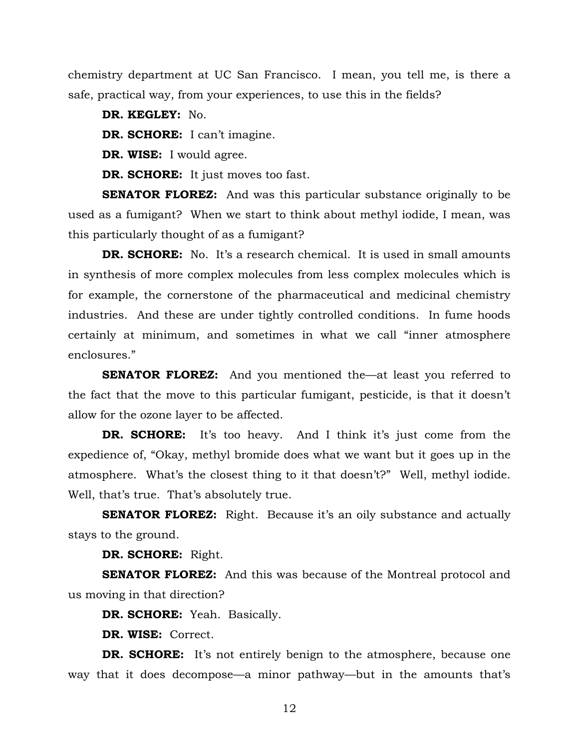chemistry department at UC San Francisco. I mean, you tell me, is there a safe, practical way, from your experiences, to use this in the fields?

**DR. KEGLEY:** No.

**DR. SCHORE:** I can't imagine.

**DR. WISE:** I would agree.

**DR. SCHORE:** It just moves too fast.

**SENATOR FLOREZ:** And was this particular substance originally to be used as a fumigant? When we start to think about methyl iodide, I mean, was this particularly thought of as a fumigant?

**DR. SCHORE:** No. It's a research chemical. It is used in small amounts in synthesis of more complex molecules from less complex molecules which is for example, the cornerstone of the pharmaceutical and medicinal chemistry industries. And these are under tightly controlled conditions. In fume hoods certainly at minimum, and sometimes in what we call "inner atmosphere enclosures."

**SENATOR FLOREZ:** And you mentioned the—at least you referred to the fact that the move to this particular fumigant, pesticide, is that it doesn't allow for the ozone layer to be affected.

**DR. SCHORE:** It's too heavy. And I think it's just come from the expedience of, "Okay, methyl bromide does what we want but it goes up in the atmosphere. What's the closest thing to it that doesn't?" Well, methyl iodide. Well, that's true. That's absolutely true.

**SENATOR FLOREZ:** Right. Because it's an oily substance and actually stays to the ground.

**DR. SCHORE:** Right.

**SENATOR FLOREZ:** And this was because of the Montreal protocol and us moving in that direction?

**DR. SCHORE:** Yeah. Basically.

**DR. WISE:** Correct.

**DR. SCHORE:** It's not entirely benign to the atmosphere, because one way that it does decompose—a minor pathway—but in the amounts that's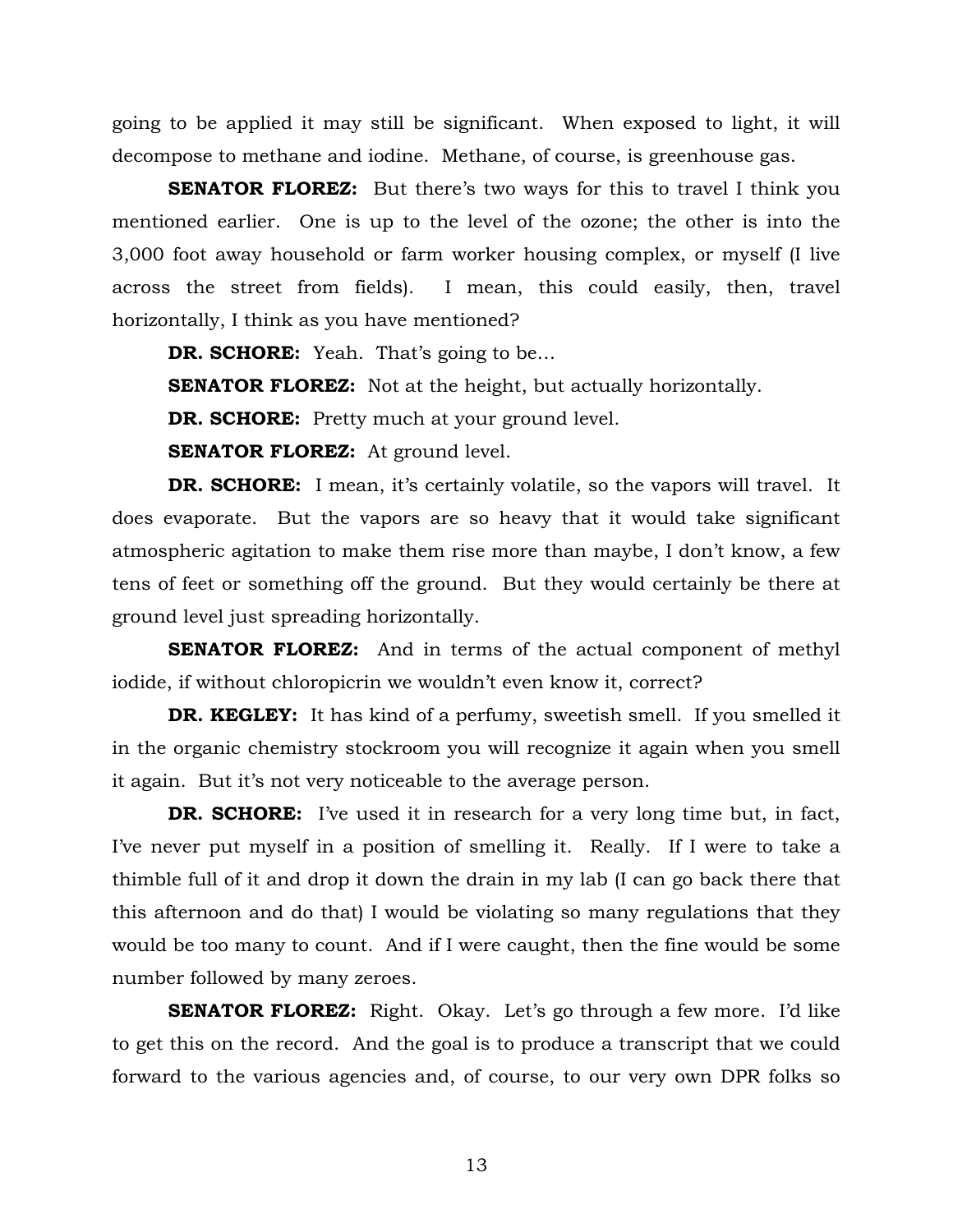going to be applied it may still be significant. When exposed to light, it will decompose to methane and iodine. Methane, of course, is greenhouse gas.

**SENATOR FLOREZ:** But there's two ways for this to travel I think you mentioned earlier. One is up to the level of the ozone; the other is into the 3,000 foot away household or farm worker housing complex, or myself (I live across the street from fields). I mean, this could easily, then, travel horizontally, I think as you have mentioned?

**DR. SCHORE:** Yeah. That's going to be…

**SENATOR FLOREZ:** Not at the height, but actually horizontally.

**DR. SCHORE:** Pretty much at your ground level.

**SENATOR FLOREZ:** At ground level.

**DR. SCHORE:** I mean, it's certainly volatile, so the vapors will travel. It does evaporate. But the vapors are so heavy that it would take significant atmospheric agitation to make them rise more than maybe, I don't know, a few tens of feet or something off the ground. But they would certainly be there at ground level just spreading horizontally.

**SENATOR FLOREZ:** And in terms of the actual component of methyl iodide, if without chloropicrin we wouldn't even know it, correct?

**DR. KEGLEY:** It has kind of a perfumy, sweetish smell. If you smelled it in the organic chemistry stockroom you will recognize it again when you smell it again. But it's not very noticeable to the average person.

**DR. SCHORE:** I've used it in research for a very long time but, in fact, I've never put myself in a position of smelling it. Really. If I were to take a thimble full of it and drop it down the drain in my lab (I can go back there that this afternoon and do that) I would be violating so many regulations that they would be too many to count. And if I were caught, then the fine would be some number followed by many zeroes.

**SENATOR FLOREZ:** Right. Okay. Let's go through a few more. I'd like to get this on the record. And the goal is to produce a transcript that we could forward to the various agencies and, of course, to our very own DPR folks so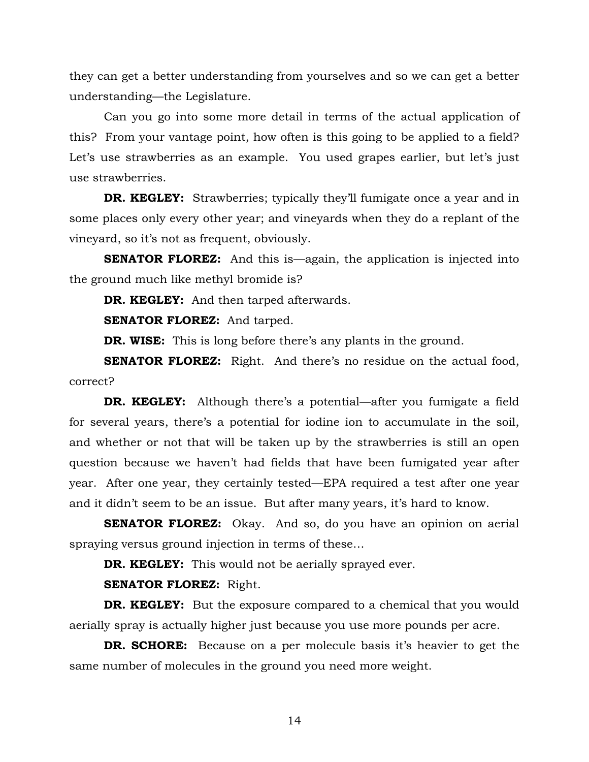they can get a better understanding from yourselves and so we can get a better understanding—the Legislature.

Can you go into some more detail in terms of the actual application of this? From your vantage point, how often is this going to be applied to a field? Let's use strawberries as an example. You used grapes earlier, but let's just use strawberries.

**DR. KEGLEY:** Strawberries; typically they'll fumigate once a year and in some places only every other year; and vineyards when they do a replant of the vineyard, so it's not as frequent, obviously.

**SENATOR FLOREZ:** And this is—again, the application is injected into the ground much like methyl bromide is?

**DR. KEGLEY:** And then tarped afterwards.

**SENATOR FLOREZ:** And tarped.

**DR. WISE:** This is long before there's any plants in the ground.

**SENATOR FLOREZ:** Right. And there's no residue on the actual food, correct?

**DR. KEGLEY:** Although there's a potential—after you fumigate a field for several years, there's a potential for iodine ion to accumulate in the soil, and whether or not that will be taken up by the strawberries is still an open question because we haven't had fields that have been fumigated year after year. After one year, they certainly tested—EPA required a test after one year and it didn't seem to be an issue. But after many years, it's hard to know.

**SENATOR FLOREZ:** Okay. And so, do you have an opinion on aerial spraying versus ground injection in terms of these…

**DR. KEGLEY:** This would not be aerially sprayed ever.

**SENATOR FLOREZ:** Right.

**DR. KEGLEY:** But the exposure compared to a chemical that you would aerially spray is actually higher just because you use more pounds per acre.

**DR. SCHORE:** Because on a per molecule basis it's heavier to get the same number of molecules in the ground you need more weight.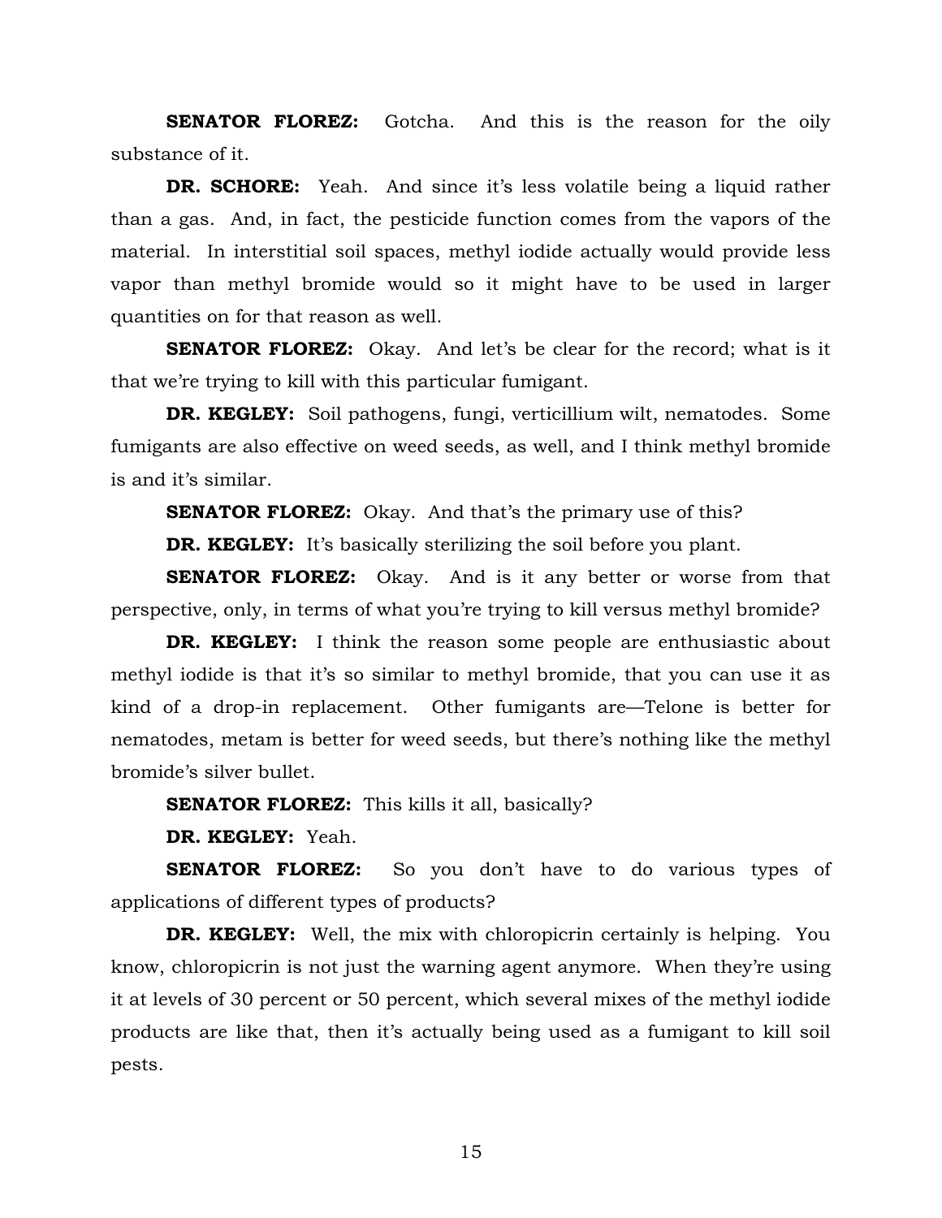**SENATOR FLOREZ:** Gotcha. And this is the reason for the oily substance of it.

**DR. SCHORE:** Yeah. And since it's less volatile being a liquid rather than a gas. And, in fact, the pesticide function comes from the vapors of the material. In interstitial soil spaces, methyl iodide actually would provide less vapor than methyl bromide would so it might have to be used in larger quantities on for that reason as well.

**SENATOR FLOREZ:** Okay. And let's be clear for the record; what is it that we're trying to kill with this particular fumigant.

**DR. KEGLEY:** Soil pathogens, fungi, verticillium wilt, nematodes. Some fumigants are also effective on weed seeds, as well, and I think methyl bromide is and it's similar.

**SENATOR FLOREZ:** Okay. And that's the primary use of this?

**DR. KEGLEY:** It's basically sterilizing the soil before you plant.

**SENATOR FLOREZ:** Okay. And is it any better or worse from that perspective, only, in terms of what you're trying to kill versus methyl bromide?

**DR. KEGLEY:** I think the reason some people are enthusiastic about methyl iodide is that it's so similar to methyl bromide, that you can use it as kind of a drop-in replacement. Other fumigants are—Telone is better for nematodes, metam is better for weed seeds, but there's nothing like the methyl bromide's silver bullet.

**SENATOR FLOREZ:** This kills it all, basically?

**DR. KEGLEY:** Yeah.

**SENATOR FLOREZ:** So you don't have to do various types of applications of different types of products?

**DR. KEGLEY:** Well, the mix with chloropicrin certainly is helping. You know, chloropicrin is not just the warning agent anymore. When they're using it at levels of 30 percent or 50 percent, which several mixes of the methyl iodide products are like that, then it's actually being used as a fumigant to kill soil pests.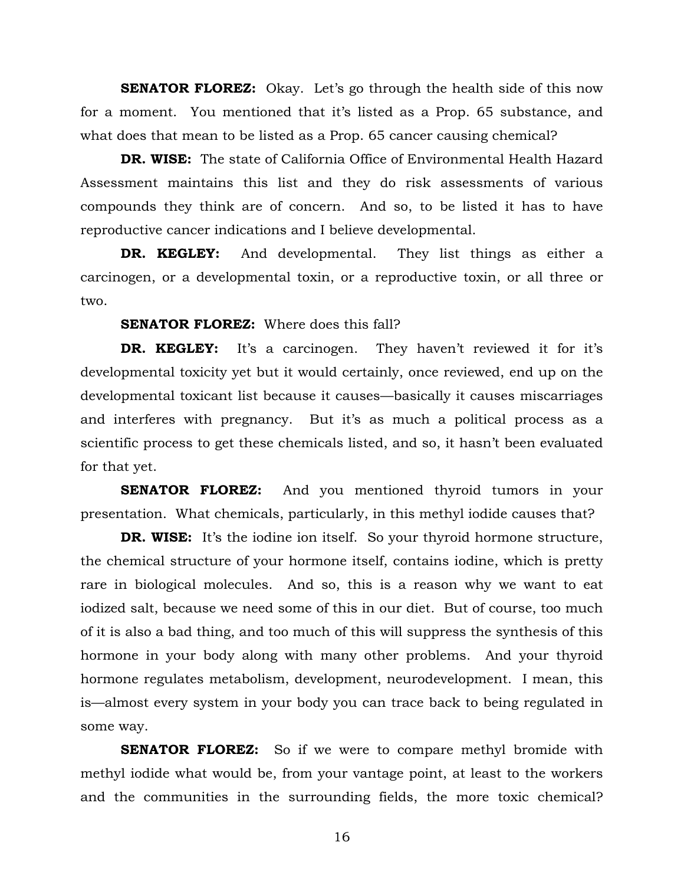**SENATOR FLOREZ:** Okay. Let's go through the health side of this now for a moment. You mentioned that it's listed as a Prop. 65 substance, and what does that mean to be listed as a Prop. 65 cancer causing chemical?

**DR. WISE:** The state of California Office of Environmental Health Hazard Assessment maintains this list and they do risk assessments of various compounds they think are of concern. And so, to be listed it has to have reproductive cancer indications and I believe developmental.

**DR. KEGLEY:** And developmental. They list things as either a carcinogen, or a developmental toxin, or a reproductive toxin, or all three or two.

**SENATOR FLOREZ:** Where does this fall?

**DR. KEGLEY:** It's a carcinogen. They haven't reviewed it for it's developmental toxicity yet but it would certainly, once reviewed, end up on the developmental toxicant list because it causes—basically it causes miscarriages and interferes with pregnancy. But it's as much a political process as a scientific process to get these chemicals listed, and so, it hasn't been evaluated for that yet.

**SENATOR FLOREZ:** And you mentioned thyroid tumors in your presentation. What chemicals, particularly, in this methyl iodide causes that?

**DR. WISE:** It's the iodine ion itself. So your thyroid hormone structure, the chemical structure of your hormone itself, contains iodine, which is pretty rare in biological molecules. And so, this is a reason why we want to eat iodized salt, because we need some of this in our diet. But of course, too much of it is also a bad thing, and too much of this will suppress the synthesis of this hormone in your body along with many other problems. And your thyroid hormone regulates metabolism, development, neurodevelopment. I mean, this is—almost every system in your body you can trace back to being regulated in some way.

**SENATOR FLOREZ:** So if we were to compare methyl bromide with methyl iodide what would be, from your vantage point, at least to the workers and the communities in the surrounding fields, the more toxic chemical?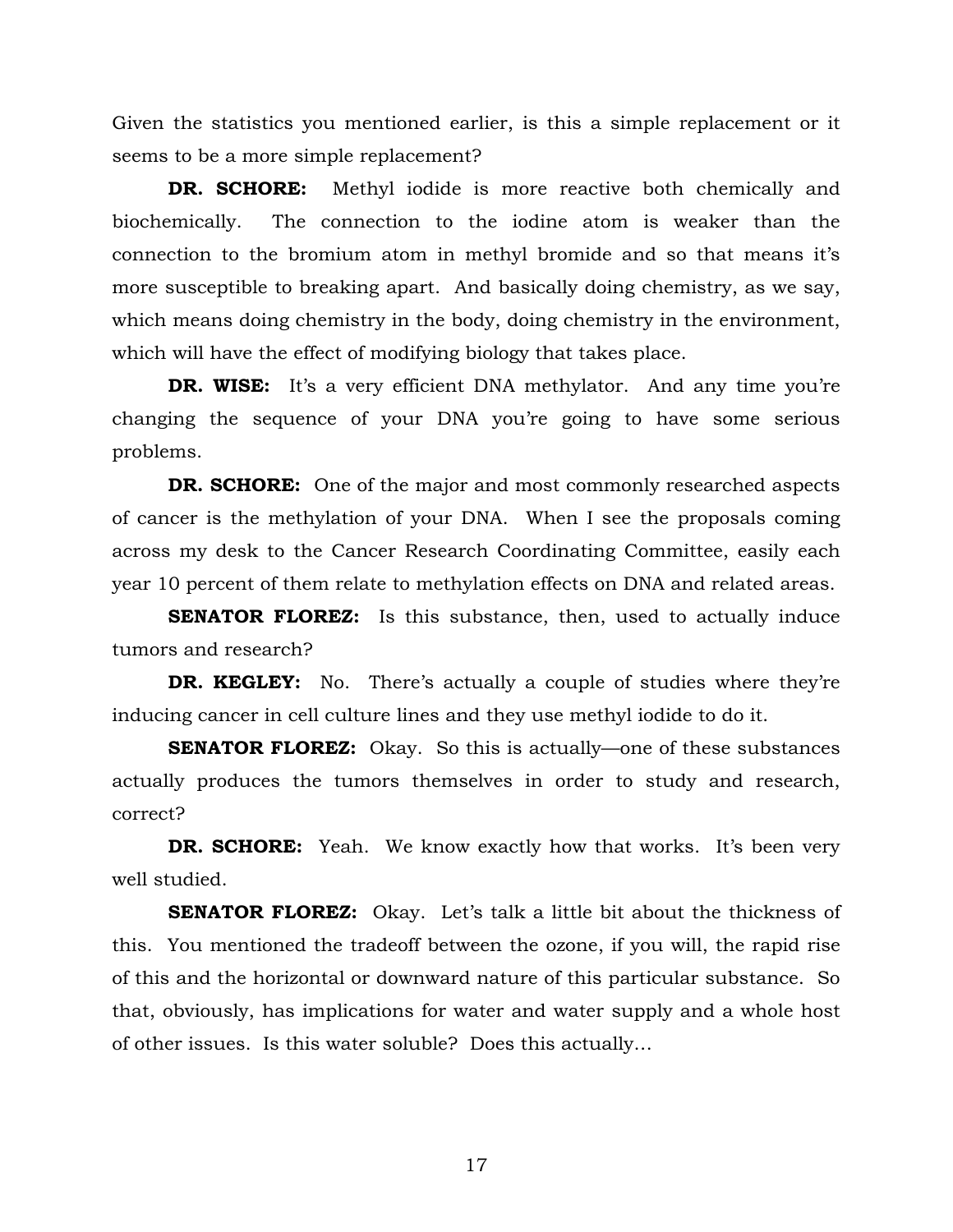Given the statistics you mentioned earlier, is this a simple replacement or it seems to be a more simple replacement?

**DR. SCHORE:** Methyl iodide is more reactive both chemically and biochemically. The connection to the iodine atom is weaker than the connection to the bromium atom in methyl bromide and so that means it's more susceptible to breaking apart. And basically doing chemistry, as we say, which means doing chemistry in the body, doing chemistry in the environment, which will have the effect of modifying biology that takes place.

**DR. WISE:** It's a very efficient DNA methylator. And any time you're changing the sequence of your DNA you're going to have some serious problems.

**DR. SCHORE:** One of the major and most commonly researched aspects of cancer is the methylation of your DNA. When I see the proposals coming across my desk to the Cancer Research Coordinating Committee, easily each year 10 percent of them relate to methylation effects on DNA and related areas.

**SENATOR FLOREZ:** Is this substance, then, used to actually induce tumors and research?

**DR. KEGLEY:** No. There's actually a couple of studies where they're inducing cancer in cell culture lines and they use methyl iodide to do it.

**SENATOR FLOREZ:** Okay. So this is actually—one of these substances actually produces the tumors themselves in order to study and research, correct?

**DR. SCHORE:** Yeah. We know exactly how that works. It's been very well studied.

**SENATOR FLOREZ:** Okay. Let's talk a little bit about the thickness of this. You mentioned the tradeoff between the ozone, if you will, the rapid rise of this and the horizontal or downward nature of this particular substance. So that, obviously, has implications for water and water supply and a whole host of other issues. Is this water soluble? Does this actually…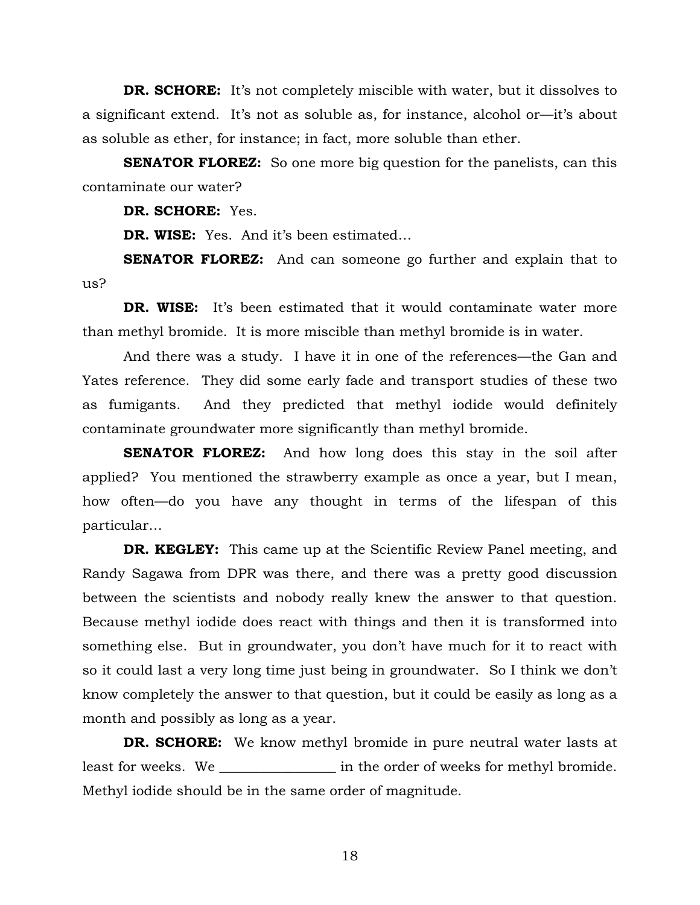**DR. SCHORE:** It's not completely miscible with water, but it dissolves to a significant extend. It's not as soluble as, for instance, alcohol or—it's about as soluble as ether, for instance; in fact, more soluble than ether.

**SENATOR FLOREZ:** So one more big question for the panelists, can this contaminate our water?

**DR. SCHORE:** Yes.

**DR. WISE:** Yes. And it's been estimated…

**SENATOR FLOREZ:** And can someone go further and explain that to us?

**DR. WISE:** It's been estimated that it would contaminate water more than methyl bromide. It is more miscible than methyl bromide is in water.

And there was a study. I have it in one of the references—the Gan and Yates reference. They did some early fade and transport studies of these two as fumigants. And they predicted that methyl iodide would definitely contaminate groundwater more significantly than methyl bromide.

**SENATOR FLOREZ:** And how long does this stay in the soil after applied? You mentioned the strawberry example as once a year, but I mean, how often—do you have any thought in terms of the lifespan of this particular…

**DR. KEGLEY:** This came up at the Scientific Review Panel meeting, and Randy Sagawa from DPR was there, and there was a pretty good discussion between the scientists and nobody really knew the answer to that question. Because methyl iodide does react with things and then it is transformed into something else. But in groundwater, you don't have much for it to react with so it could last a very long time just being in groundwater. So I think we don't know completely the answer to that question, but it could be easily as long as a month and possibly as long as a year.

**DR. SCHORE:** We know methyl bromide in pure neutral water lasts at least for weeks. We _________________ in the order of weeks for methyl bromide. Methyl iodide should be in the same order of magnitude.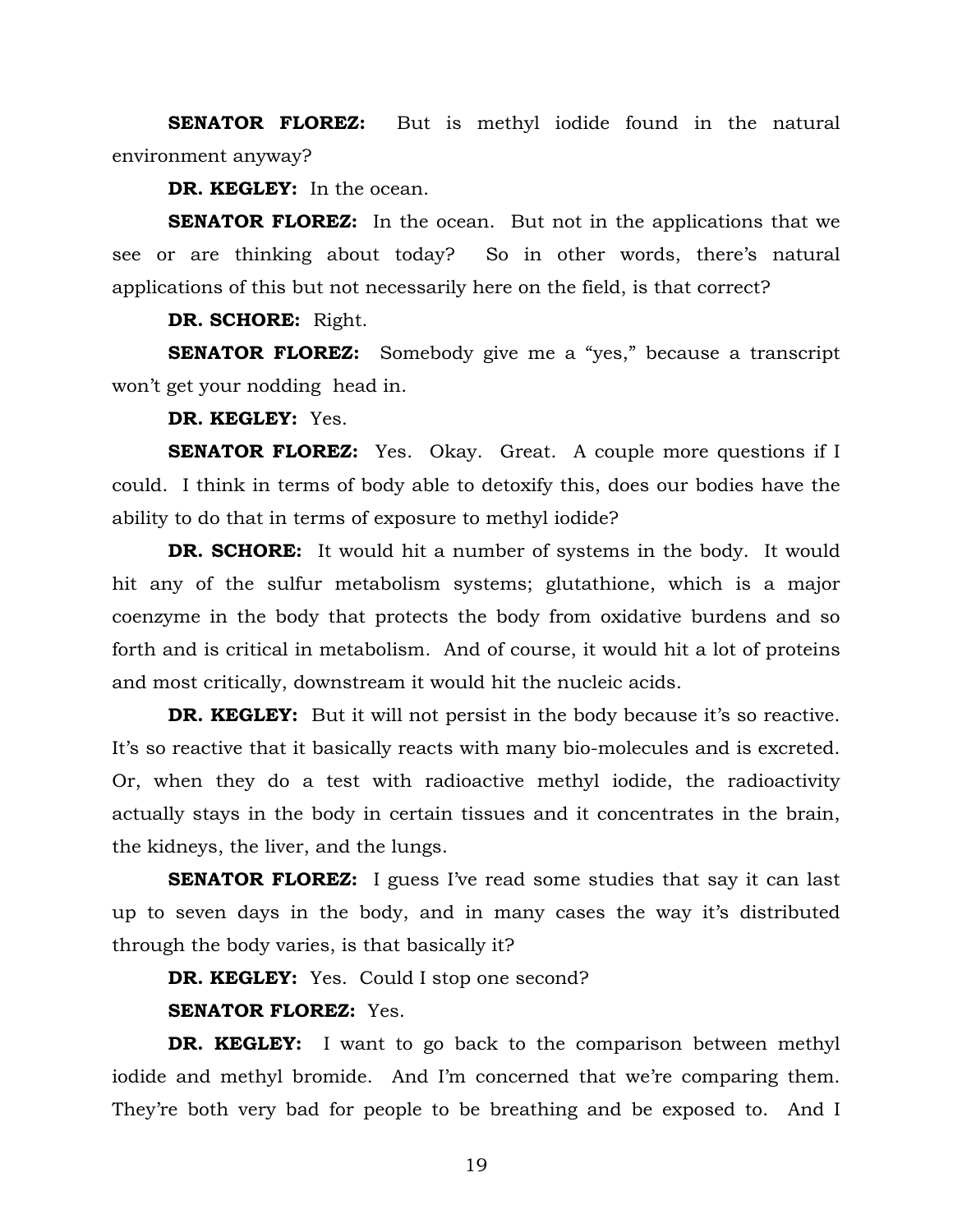**SENATOR FLOREZ:** But is methyl iodide found in the natural environment anyway?

**DR. KEGLEY:** In the ocean.

**SENATOR FLOREZ:** In the ocean. But not in the applications that we see or are thinking about today? So in other words, there's natural applications of this but not necessarily here on the field, is that correct?

**DR. SCHORE:** Right.

**SENATOR FLOREZ:** Somebody give me a "yes," because a transcript won't get your nodding head in.

**DR. KEGLEY:** Yes.

**SENATOR FLOREZ:** Yes. Okay. Great. A couple more questions if I could. I think in terms of body able to detoxify this, does our bodies have the ability to do that in terms of exposure to methyl iodide?

**DR. SCHORE:** It would hit a number of systems in the body. It would hit any of the sulfur metabolism systems; glutathione, which is a major coenzyme in the body that protects the body from oxidative burdens and so forth and is critical in metabolism. And of course, it would hit a lot of proteins and most critically, downstream it would hit the nucleic acids.

**DR. KEGLEY:** But it will not persist in the body because it's so reactive. It's so reactive that it basically reacts with many bio-molecules and is excreted. Or, when they do a test with radioactive methyl iodide, the radioactivity actually stays in the body in certain tissues and it concentrates in the brain, the kidneys, the liver, and the lungs.

**SENATOR FLOREZ:** I guess I've read some studies that say it can last up to seven days in the body, and in many cases the way it's distributed through the body varies, is that basically it?

**DR. KEGLEY:** Yes. Could I stop one second?

**SENATOR FLOREZ:** Yes.

**DR. KEGLEY:** I want to go back to the comparison between methyl iodide and methyl bromide. And I'm concerned that we're comparing them. They're both very bad for people to be breathing and be exposed to. And I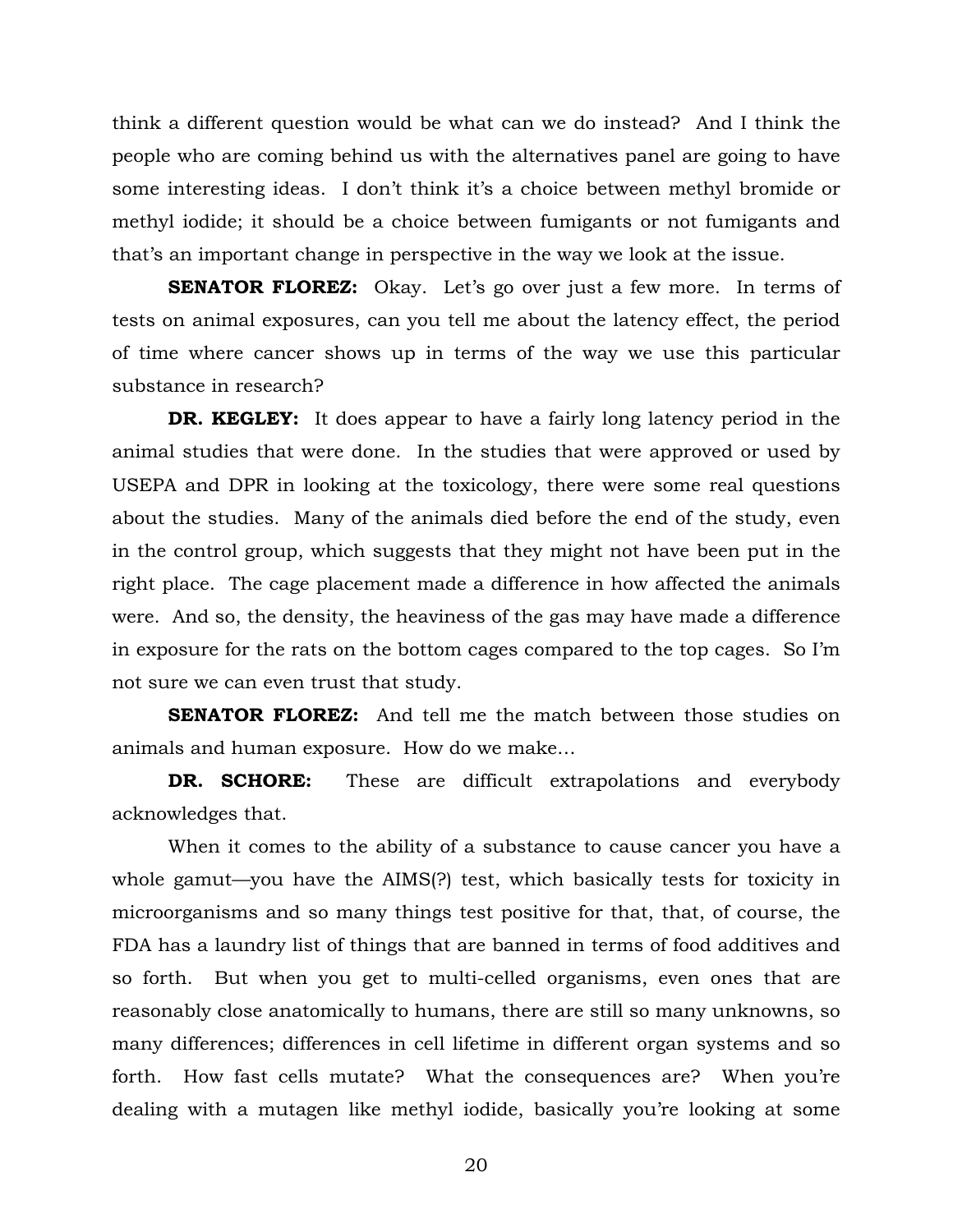think a different question would be what can we do instead? And I think the people who are coming behind us with the alternatives panel are going to have some interesting ideas. I don't think it's a choice between methyl bromide or methyl iodide; it should be a choice between fumigants or not fumigants and that's an important change in perspective in the way we look at the issue.

**SENATOR FLOREZ:** Okay. Let's go over just a few more. In terms of tests on animal exposures, can you tell me about the latency effect, the period of time where cancer shows up in terms of the way we use this particular substance in research?

**DR. KEGLEY:** It does appear to have a fairly long latency period in the animal studies that were done. In the studies that were approved or used by USEPA and DPR in looking at the toxicology, there were some real questions about the studies. Many of the animals died before the end of the study, even in the control group, which suggests that they might not have been put in the right place. The cage placement made a difference in how affected the animals were. And so, the density, the heaviness of the gas may have made a difference in exposure for the rats on the bottom cages compared to the top cages. So I'm not sure we can even trust that study.

**SENATOR FLOREZ:** And tell me the match between those studies on animals and human exposure. How do we make…

**DR. SCHORE:** These are difficult extrapolations and everybody acknowledges that.

When it comes to the ability of a substance to cause cancer you have a whole gamut—you have the AIMS(?) test, which basically tests for toxicity in microorganisms and so many things test positive for that, that, of course, the FDA has a laundry list of things that are banned in terms of food additives and so forth. But when you get to multi-celled organisms, even ones that are reasonably close anatomically to humans, there are still so many unknowns, so many differences; differences in cell lifetime in different organ systems and so forth. How fast cells mutate? What the consequences are? When you're dealing with a mutagen like methyl iodide, basically you're looking at some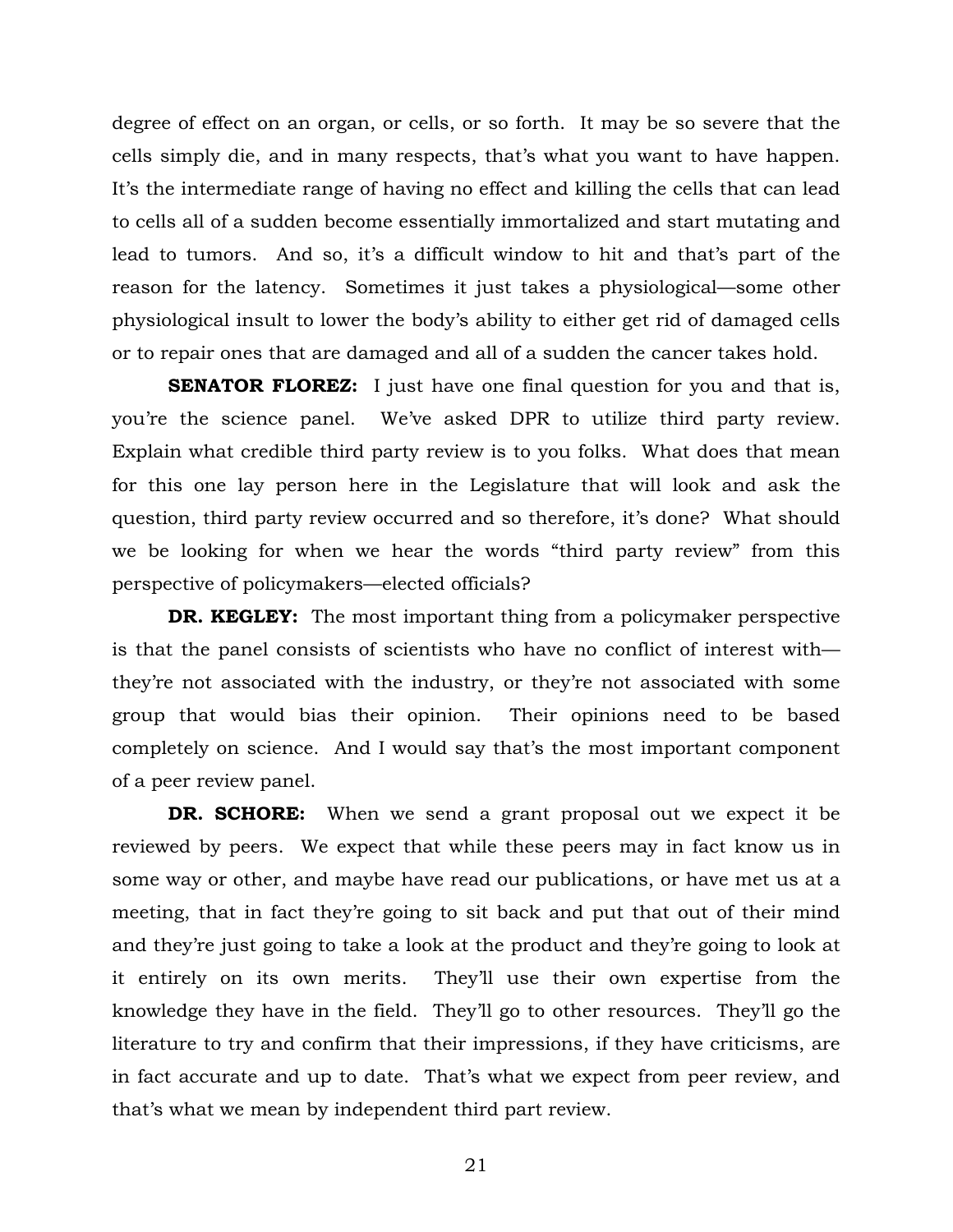degree of effect on an organ, or cells, or so forth. It may be so severe that the cells simply die, and in many respects, that's what you want to have happen. It's the intermediate range of having no effect and killing the cells that can lead to cells all of a sudden become essentially immortalized and start mutating and lead to tumors. And so, it's a difficult window to hit and that's part of the reason for the latency. Sometimes it just takes a physiological—some other physiological insult to lower the body's ability to either get rid of damaged cells or to repair ones that are damaged and all of a sudden the cancer takes hold.

**SENATOR FLOREZ:** I just have one final question for you and that is, you're the science panel. We've asked DPR to utilize third party review. Explain what credible third party review is to you folks. What does that mean for this one lay person here in the Legislature that will look and ask the question, third party review occurred and so therefore, it's done? What should we be looking for when we hear the words "third party review" from this perspective of policymakers—elected officials?

**DR. KEGLEY:** The most important thing from a policymaker perspective is that the panel consists of scientists who have no conflict of interest with—they're not associated with the industry, or they're not associated with some group that would bias their opinion. Their opinions need to be based completely on science. And I would say that's the most important component of a peer review panel.

**DR. SCHORE:** When we send a grant proposal out we expect it be reviewed by peers. We expect that while these peers may in fact know us in some way or other, and maybe have read our publications, or have met us at a meeting, that in fact they're going to sit back and put that out of their mind and they're just going to take a look at the product and they're going to look at it entirely on its own merits. They'll use their own expertise from the knowledge they have in the field. They'll go to other resources. They'll go the literature to try and confirm that their impressions, if they have criticisms, are in fact accurate and up to date. That's what we expect from peer review, and that's what we mean by independent third part review.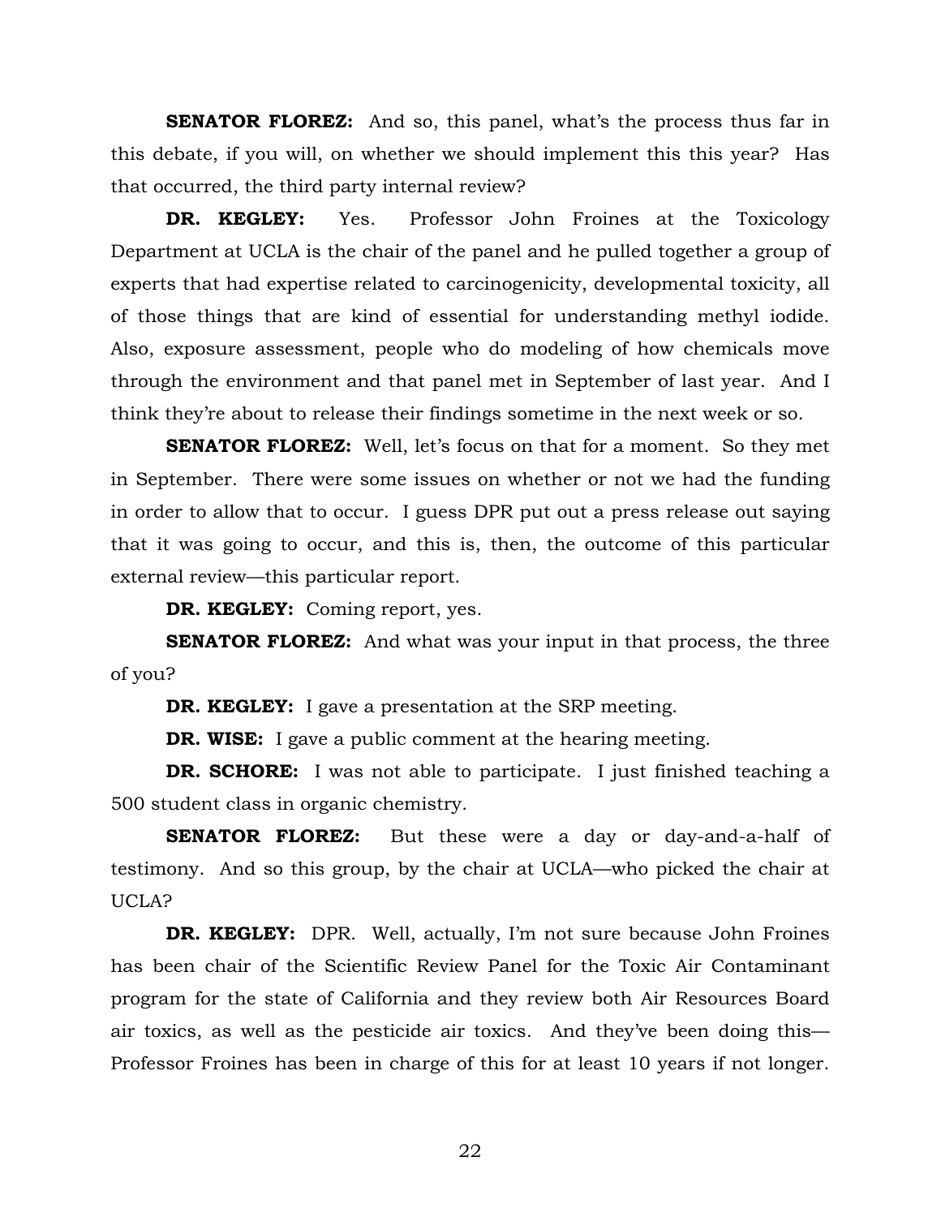**SENATOR FLOREZ:** And so, this panel, what's the process thus far in this debate, if you will, on whether we should implement this this year? Has that occurred, the third party internal review?

**DR. KEGLEY:** Yes. Professor John Froines at the Toxicology Department at UCLA is the chair of the panel and he pulled together a group of experts that had expertise related to carcinogenicity, developmental toxicity, all of those things that are kind of essential for understanding methyl iodide. Also, exposure assessment, people who do modeling of how chemicals move through the environment and that panel met in September of last year. And I think they're about to release their findings sometime in the next week or so.

**SENATOR FLOREZ:** Well, let's focus on that for a moment. So they met in September. There were some issues on whether or not we had the funding in order to allow that to occur. I guess DPR put out a press release out saying that it was going to occur, and this is, then, the outcome of this particular external review—this particular report.

**DR. KEGLEY:** Coming report, yes.

**SENATOR FLOREZ:** And what was your input in that process, the three of you?

**DR. KEGLEY:** I gave a presentation at the SRP meeting.

**DR. WISE:** I gave a public comment at the hearing meeting.

**DR. SCHORE:** I was not able to participate. I just finished teaching a 500 student class in organic chemistry.

**SENATOR FLOREZ:** But these were a day or day-and-a-half of testimony. And so this group, by the chair at UCLA—who picked the chair at UCLA?

**DR. KEGLEY:** DPR. Well, actually, I'm not sure because John Froines has been chair of the Scientific Review Panel for the Toxic Air Contaminant program for the state of California and they review both Air Resources Board air toxics, as well as the pesticide air toxics. And they've been doing this—Professor Froines has been in charge of this for at least 10 years if not longer.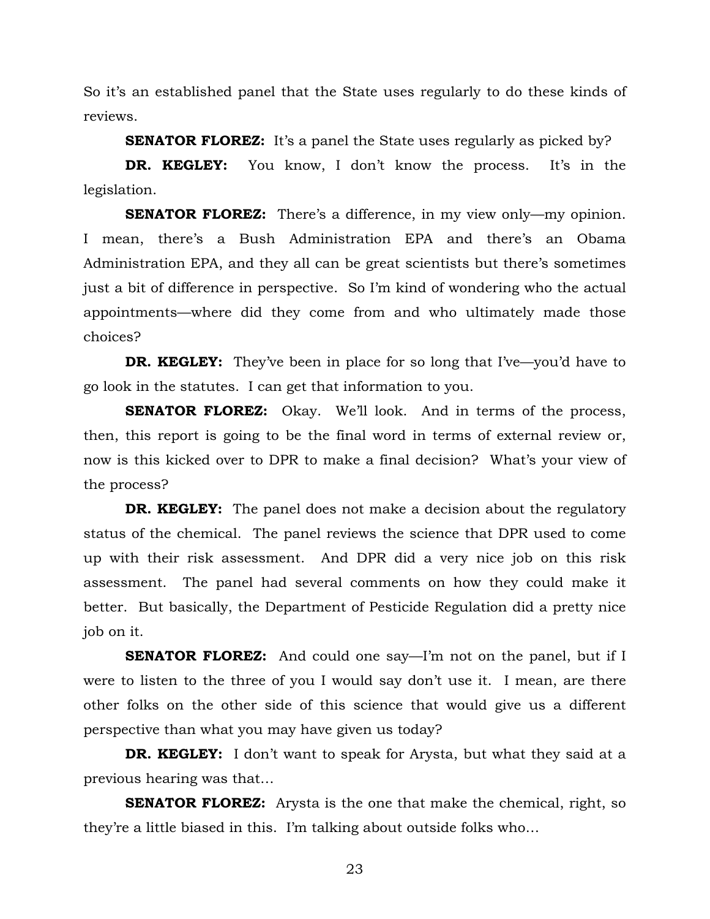So it's an established panel that the State uses regularly to do these kinds of reviews.

**SENATOR FLOREZ:** It's a panel the State uses regularly as picked by?

**DR. KEGLEY:** You know, I don't know the process. It's in the legislation.

**SENATOR FLOREZ:** There's a difference, in my view only—my opinion. I mean, there's a Bush Administration EPA and there's an Obama Administration EPA, and they all can be great scientists but there's sometimes just a bit of difference in perspective. So I'm kind of wondering who the actual appointments—where did they come from and who ultimately made those choices?

**DR. KEGLEY:** They've been in place for so long that I've—you'd have to go look in the statutes. I can get that information to you.

**SENATOR FLOREZ:** Okay. We'll look. And in terms of the process, then, this report is going to be the final word in terms of external review or, now is this kicked over to DPR to make a final decision? What's your view of the process?

**DR. KEGLEY:** The panel does not make a decision about the regulatory status of the chemical. The panel reviews the science that DPR used to come up with their risk assessment. And DPR did a very nice job on this risk assessment. The panel had several comments on how they could make it better. But basically, the Department of Pesticide Regulation did a pretty nice job on it.

**SENATOR FLOREZ:** And could one say—I'm not on the panel, but if I were to listen to the three of you I would say don't use it. I mean, are there other folks on the other side of this science that would give us a different perspective than what you may have given us today?

**DR. KEGLEY:** I don't want to speak for Arysta, but what they said at a previous hearing was that…

**SENATOR FLOREZ:** Arysta is the one that make the chemical, right, so they're a little biased in this. I'm talking about outside folks who…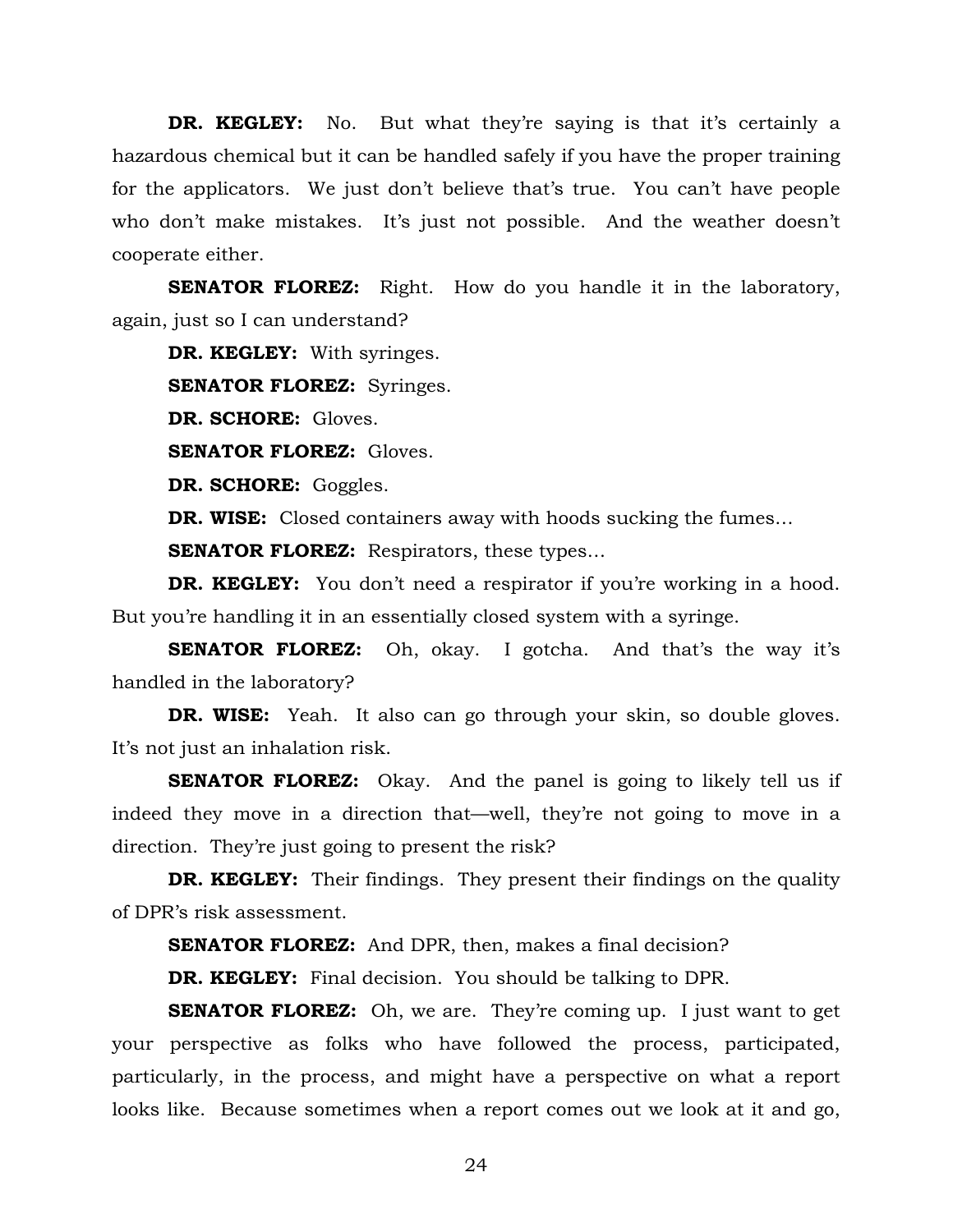**DR. KEGLEY:** No. But what they're saying is that it's certainly a hazardous chemical but it can be handled safely if you have the proper training for the applicators. We just don't believe that's true. You can't have people who don't make mistakes. It's just not possible. And the weather doesn't cooperate either.

**SENATOR FLOREZ:** Right. How do you handle it in the laboratory, again, just so I can understand?

**DR. KEGLEY:** With syringes.

**SENATOR FLOREZ:** Syringes.

**DR. SCHORE:** Gloves.

**SENATOR FLOREZ:** Gloves.

**DR. SCHORE:** Goggles.

**DR. WISE:** Closed containers away with hoods sucking the fumes…

**SENATOR FLOREZ:** Respirators, these types…

**DR. KEGLEY:** You don't need a respirator if you're working in a hood. But you're handling it in an essentially closed system with a syringe.

**SENATOR FLOREZ:** Oh, okay. I gotcha. And that's the way it's handled in the laboratory?

**DR. WISE:** Yeah. It also can go through your skin, so double gloves. It's not just an inhalation risk.

**SENATOR FLOREZ:** Okay. And the panel is going to likely tell us if indeed they move in a direction that—well, they're not going to move in a direction. They're just going to present the risk?

**DR. KEGLEY:** Their findings. They present their findings on the quality of DPR's risk assessment.

**SENATOR FLOREZ:** And DPR, then, makes a final decision?

**DR. KEGLEY:** Final decision. You should be talking to DPR.

**SENATOR FLOREZ:** Oh, we are. They're coming up. I just want to get your perspective as folks who have followed the process, participated, particularly, in the process, and might have a perspective on what a report looks like. Because sometimes when a report comes out we look at it and go,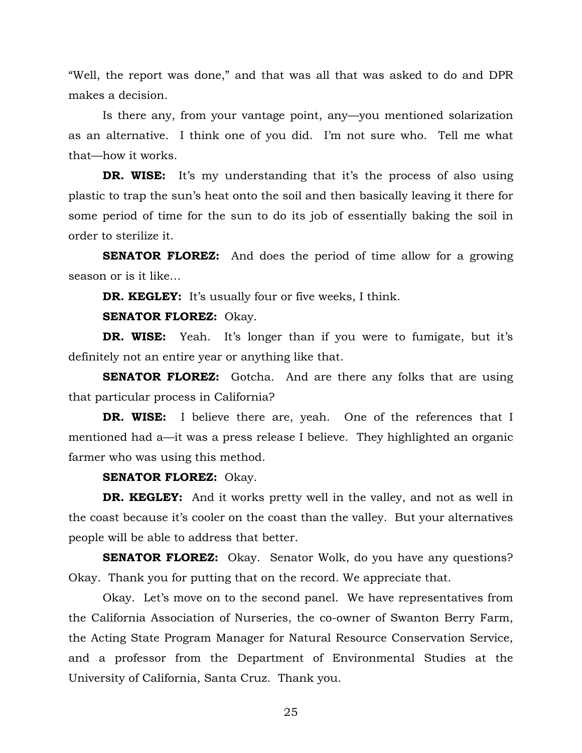"Well, the report was done," and that was all that was asked to do and DPR makes a decision.

Is there any, from your vantage point, any—you mentioned solarization as an alternative. I think one of you did. I'm not sure who. Tell me what that—how it works.

**DR. WISE:** It's my understanding that it's the process of also using plastic to trap the sun's heat onto the soil and then basically leaving it there for some period of time for the sun to do its job of essentially baking the soil in order to sterilize it.

**SENATOR FLOREZ:** And does the period of time allow for a growing season or is it like…

**DR. KEGLEY:** It's usually four or five weeks, I think.

**SENATOR FLOREZ:** Okay.

**DR. WISE:** Yeah. It's longer than if you were to fumigate, but it's definitely not an entire year or anything like that.

**SENATOR FLOREZ:** Gotcha. And are there any folks that are using that particular process in California?

**DR. WISE:** I believe there are, yeah. One of the references that I mentioned had a—it was a press release I believe. They highlighted an organic farmer who was using this method.

**SENATOR FLOREZ:** Okay.

**DR. KEGLEY:** And it works pretty well in the valley, and not as well in the coast because it's cooler on the coast than the valley. But your alternatives people will be able to address that better.

**SENATOR FLOREZ:** Okay. Senator Wolk, do you have any questions? Okay. Thank you for putting that on the record. We appreciate that.

Okay. Let's move on to the second panel. We have representatives from the California Association of Nurseries, the co-owner of Swanton Berry Farm, the Acting State Program Manager for Natural Resource Conservation Service, and a professor from the Department of Environmental Studies at the University of California, Santa Cruz. Thank you.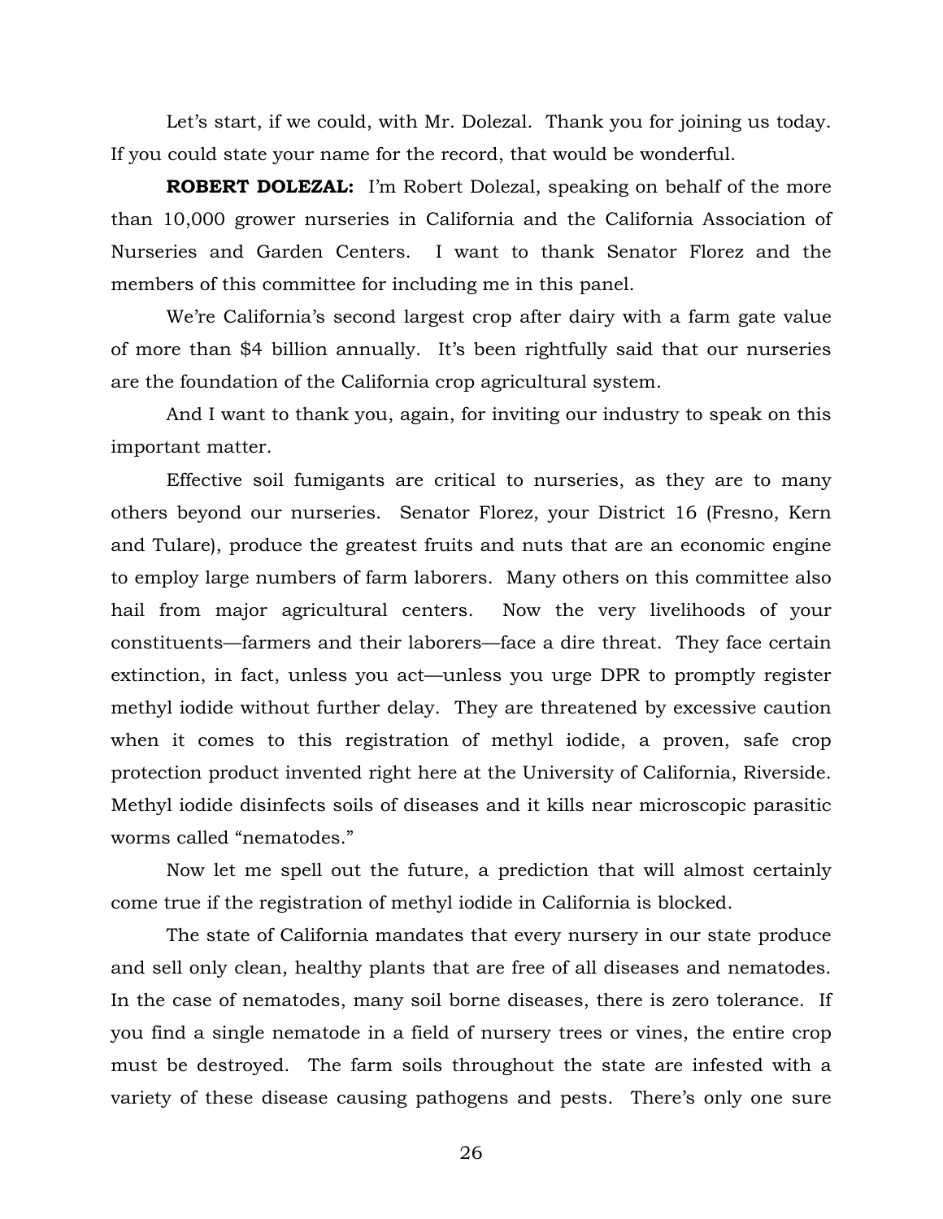Let's start, if we could, with Mr. Dolezal. Thank you for joining us today. If you could state your name for the record, that would be wonderful.

**ROBERT DOLEZAL:** I'm Robert Dolezal, speaking on behalf of the more than 10,000 grower nurseries in California and the California Association of Nurseries and Garden Centers. I want to thank Senator Florez and the members of this committee for including me in this panel.

We're California's second largest crop after dairy with a farm gate value of more than $4 billion annually. It's been rightfully said that our nurseries are the foundation of the California crop agricultural system.

And I want to thank you, again, for inviting our industry to speak on this important matter.

Effective soil fumigants are critical to nurseries, as they are to many others beyond our nurseries. Senator Florez, your District 16 (Fresno, Kern and Tulare), produce the greatest fruits and nuts that are an economic engine to employ large numbers of farm laborers. Many others on this committee also hail from major agricultural centers. Now the very livelihoods of your constituents—farmers and their laborers—face a dire threat. They face certain extinction, in fact, unless you act—unless you urge DPR to promptly register methyl iodide without further delay. They are threatened by excessive caution when it comes to this registration of methyl iodide, a proven, safe crop protection product invented right here at the University of California, Riverside. Methyl iodide disinfects soils of diseases and it kills near microscopic parasitic worms called "nematodes."

Now let me spell out the future, a prediction that will almost certainly come true if the registration of methyl iodide in California is blocked.

The state of California mandates that every nursery in our state produce and sell only clean, healthy plants that are free of all diseases and nematodes. In the case of nematodes, many soil borne diseases, there is zero tolerance. If you find a single nematode in a field of nursery trees or vines, the entire crop must be destroyed. The farm soils throughout the state are infested with a variety of these disease causing pathogens and pests. There's only one sure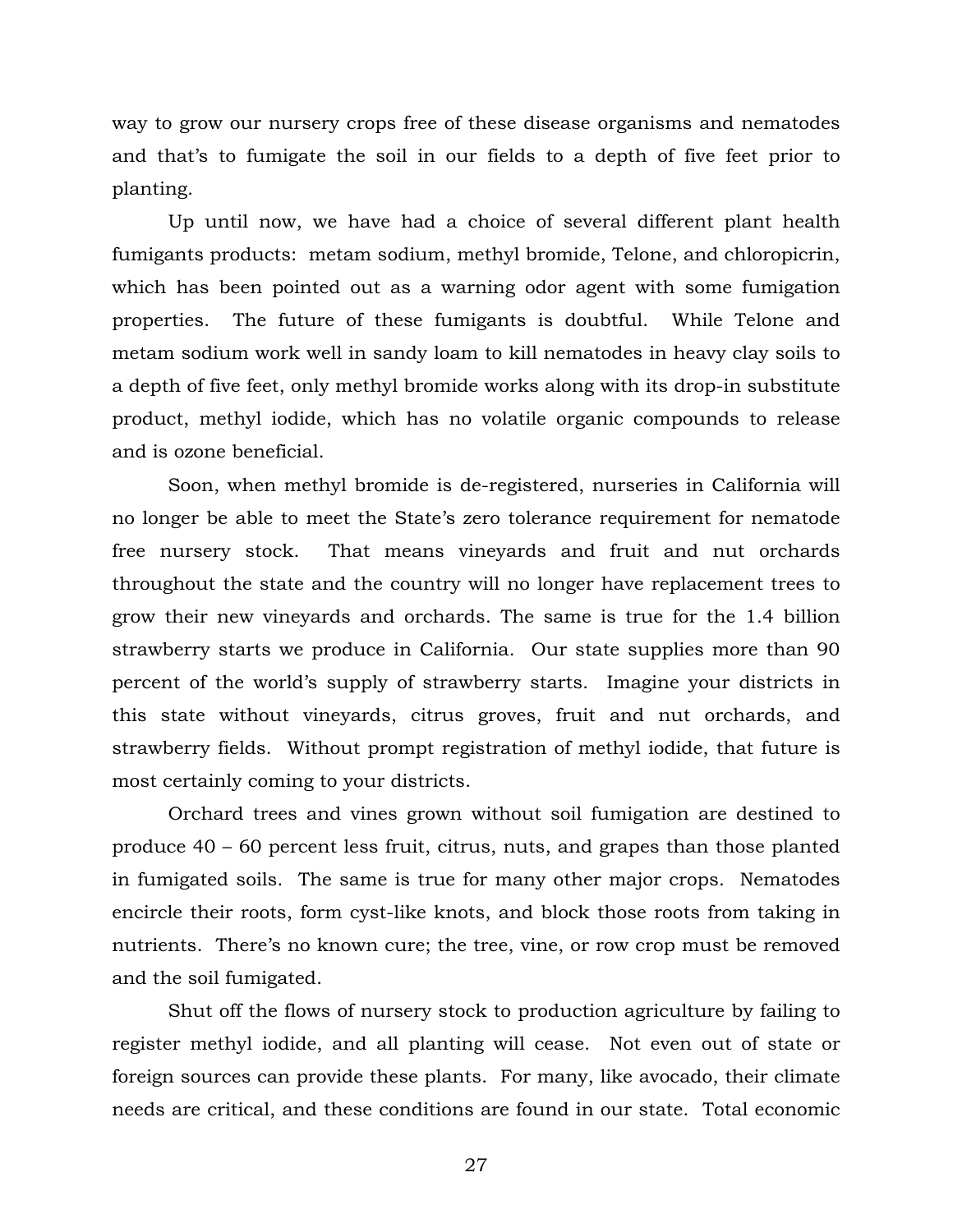way to grow our nursery crops free of these disease organisms and nematodes and that's to fumigate the soil in our fields to a depth of five feet prior to planting.

Up until now, we have had a choice of several different plant health fumigants products: metam sodium, methyl bromide, Telone, and chloropicrin, which has been pointed out as a warning odor agent with some fumigation properties. The future of these fumigants is doubtful. While Telone and metam sodium work well in sandy loam to kill nematodes in heavy clay soils to a depth of five feet, only methyl bromide works along with its drop-in substitute product, methyl iodide, which has no volatile organic compounds to release and is ozone beneficial.

Soon, when methyl bromide is de-registered, nurseries in California will no longer be able to meet the State's zero tolerance requirement for nematode free nursery stock. That means vineyards and fruit and nut orchards throughout the state and the country will no longer have replacement trees to grow their new vineyards and orchards. The same is true for the 1.4 billion strawberry starts we produce in California. Our state supplies more than 90 percent of the world's supply of strawberry starts. Imagine your districts in this state without vineyards, citrus groves, fruit and nut orchards, and strawberry fields. Without prompt registration of methyl iodide, that future is most certainly coming to your districts.

Orchard trees and vines grown without soil fumigation are destined to produce 40 – 60 percent less fruit, citrus, nuts, and grapes than those planted in fumigated soils. The same is true for many other major crops. Nematodes encircle their roots, form cyst-like knots, and block those roots from taking in nutrients. There's no known cure; the tree, vine, or row crop must be removed and the soil fumigated.

Shut off the flows of nursery stock to production agriculture by failing to register methyl iodide, and all planting will cease. Not even out of state or foreign sources can provide these plants. For many, like avocado, their climate needs are critical, and these conditions are found in our state. Total economic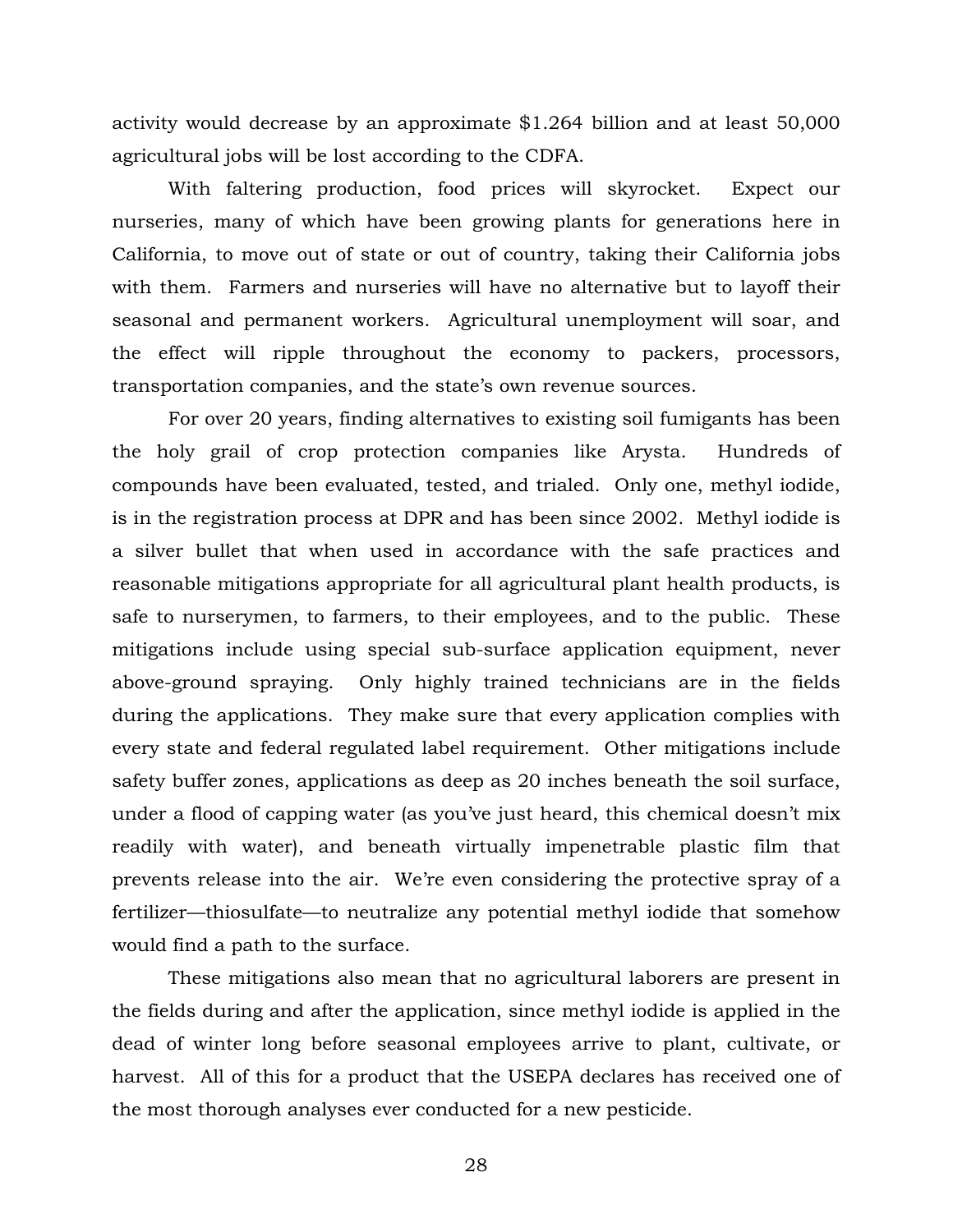activity would decrease by an approximate $1.264 billion and at least 50,000 agricultural jobs will be lost according to the CDFA.

With faltering production, food prices will skyrocket. Expect our nurseries, many of which have been growing plants for generations here in California, to move out of state or out of country, taking their California jobs with them. Farmers and nurseries will have no alternative but to layoff their seasonal and permanent workers. Agricultural unemployment will soar, and the effect will ripple throughout the economy to packers, processors, transportation companies, and the state's own revenue sources.

For over 20 years, finding alternatives to existing soil fumigants has been the holy grail of crop protection companies like Arysta. Hundreds of compounds have been evaluated, tested, and trialed. Only one, methyl iodide, is in the registration process at DPR and has been since 2002. Methyl iodide is a silver bullet that when used in accordance with the safe practices and reasonable mitigations appropriate for all agricultural plant health products, is safe to nurserymen, to farmers, to their employees, and to the public. These mitigations include using special sub-surface application equipment, never above-ground spraying. Only highly trained technicians are in the fields during the applications. They make sure that every application complies with every state and federal regulated label requirement. Other mitigations include safety buffer zones, applications as deep as 20 inches beneath the soil surface, under a flood of capping water (as you've just heard, this chemical doesn't mix readily with water), and beneath virtually impenetrable plastic film that prevents release into the air. We're even considering the protective spray of a fertilizer—thiosulfate—to neutralize any potential methyl iodide that somehow would find a path to the surface.

These mitigations also mean that no agricultural laborers are present in the fields during and after the application, since methyl iodide is applied in the dead of winter long before seasonal employees arrive to plant, cultivate, or harvest. All of this for a product that the USEPA declares has received one of the most thorough analyses ever conducted for a new pesticide.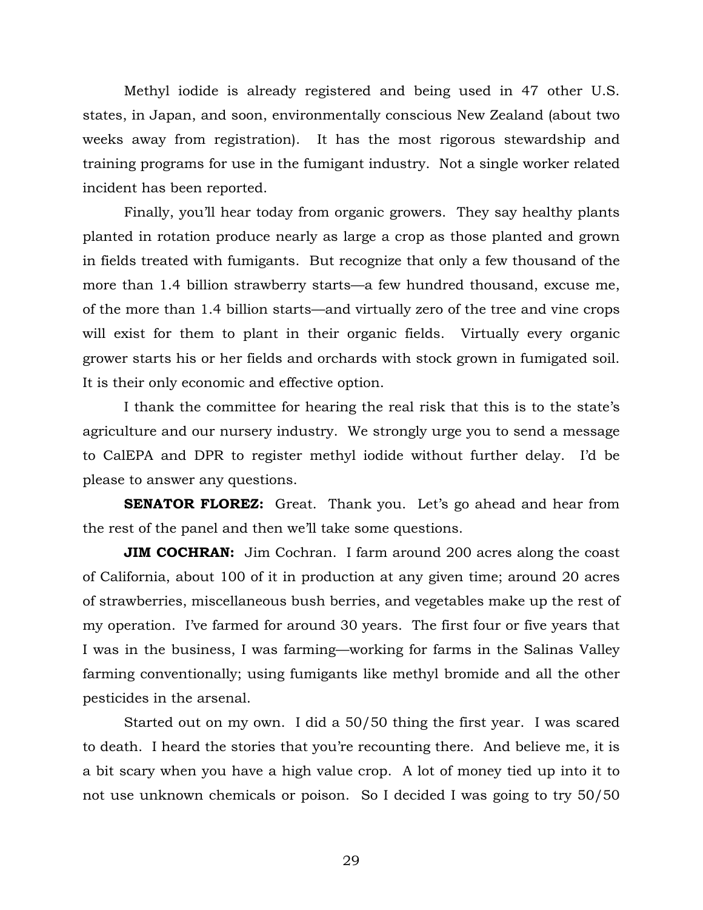Methyl iodide is already registered and being used in 47 other U.S. states, in Japan, and soon, environmentally conscious New Zealand (about two weeks away from registration). It has the most rigorous stewardship and training programs for use in the fumigant industry. Not a single worker related incident has been reported.

Finally, you'll hear today from organic growers. They say healthy plants planted in rotation produce nearly as large a crop as those planted and grown in fields treated with fumigants. But recognize that only a few thousand of the more than 1.4 billion strawberry starts—a few hundred thousand, excuse me, of the more than 1.4 billion starts—and virtually zero of the tree and vine crops will exist for them to plant in their organic fields. Virtually every organic grower starts his or her fields and orchards with stock grown in fumigated soil. It is their only economic and effective option.

I thank the committee for hearing the real risk that this is to the state's agriculture and our nursery industry. We strongly urge you to send a message to CalEPA and DPR to register methyl iodide without further delay. I'd be please to answer any questions.

**SENATOR FLOREZ:** Great. Thank you. Let's go ahead and hear from the rest of the panel and then we'll take some questions.

**JIM COCHRAN:** Jim Cochran. I farm around 200 acres along the coast of California, about 100 of it in production at any given time; around 20 acres of strawberries, miscellaneous bush berries, and vegetables make up the rest of my operation. I've farmed for around 30 years. The first four or five years that I was in the business, I was farming—working for farms in the Salinas Valley farming conventionally; using fumigants like methyl bromide and all the other pesticides in the arsenal.

Started out on my own. I did a 50/50 thing the first year. I was scared to death. I heard the stories that you're recounting there. And believe me, it is a bit scary when you have a high value crop. A lot of money tied up into it to not use unknown chemicals or poison. So I decided I was going to try 50/50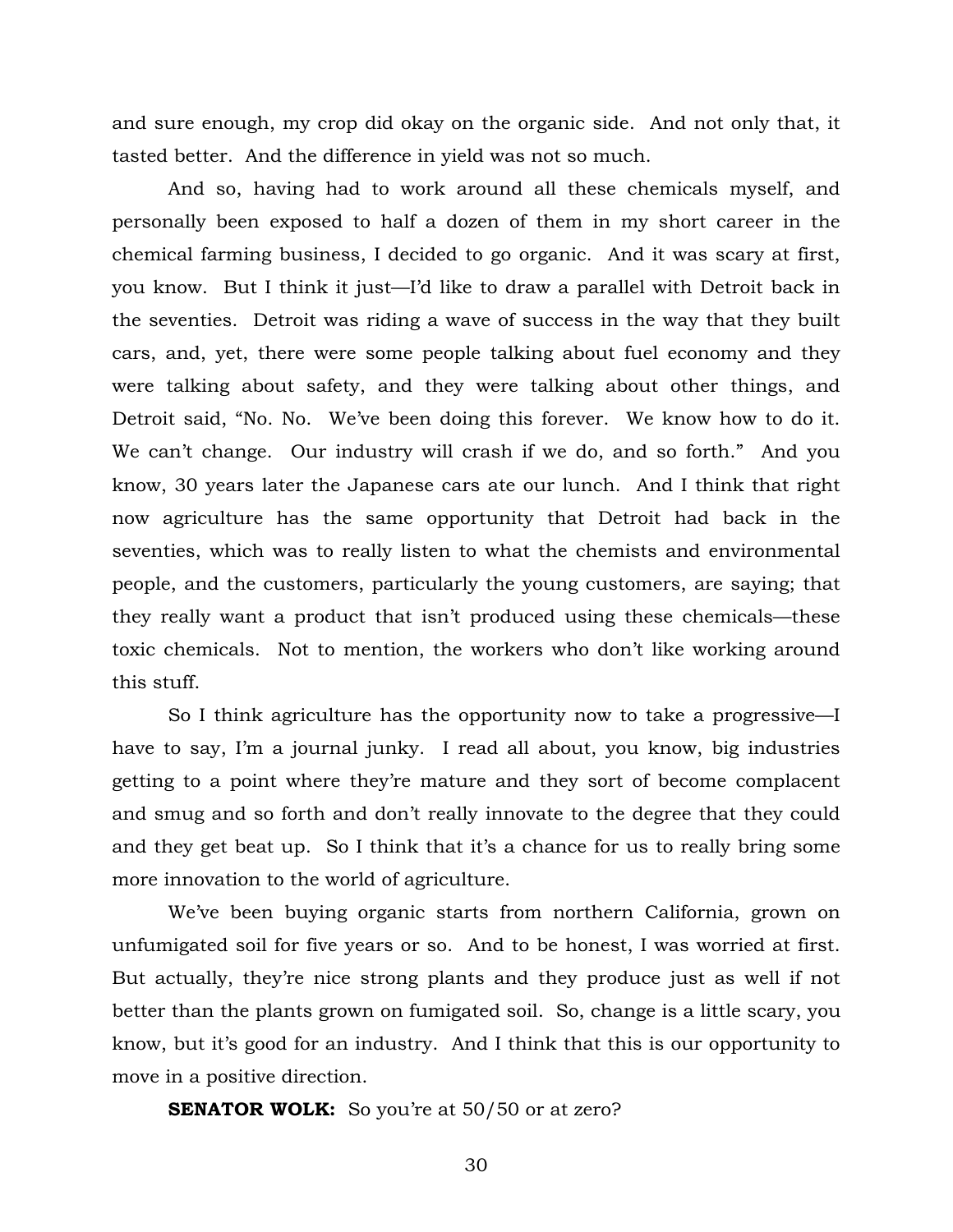and sure enough, my crop did okay on the organic side. And not only that, it tasted better. And the difference in yield was not so much.

And so, having had to work around all these chemicals myself, and personally been exposed to half a dozen of them in my short career in the chemical farming business, I decided to go organic. And it was scary at first, you know. But I think it just—I'd like to draw a parallel with Detroit back in the seventies. Detroit was riding a wave of success in the way that they built cars, and, yet, there were some people talking about fuel economy and they were talking about safety, and they were talking about other things, and Detroit said, "No. No. We've been doing this forever. We know how to do it. We can't change. Our industry will crash if we do, and so forth." And you know, 30 years later the Japanese cars ate our lunch. And I think that right now agriculture has the same opportunity that Detroit had back in the seventies, which was to really listen to what the chemists and environmental people, and the customers, particularly the young customers, are saying; that they really want a product that isn't produced using these chemicals—these toxic chemicals. Not to mention, the workers who don't like working around this stuff.

So I think agriculture has the opportunity now to take a progressive—I have to say, I'm a journal junky. I read all about, you know, big industries getting to a point where they're mature and they sort of become complacent and smug and so forth and don't really innovate to the degree that they could and they get beat up. So I think that it's a chance for us to really bring some more innovation to the world of agriculture.

We've been buying organic starts from northern California, grown on unfumigated soil for five years or so. And to be honest, I was worried at first. But actually, they're nice strong plants and they produce just as well if not better than the plants grown on fumigated soil. So, change is a little scary, you know, but it's good for an industry. And I think that this is our opportunity to move in a positive direction.

**SENATOR WOLK:** So you're at 50/50 or at zero?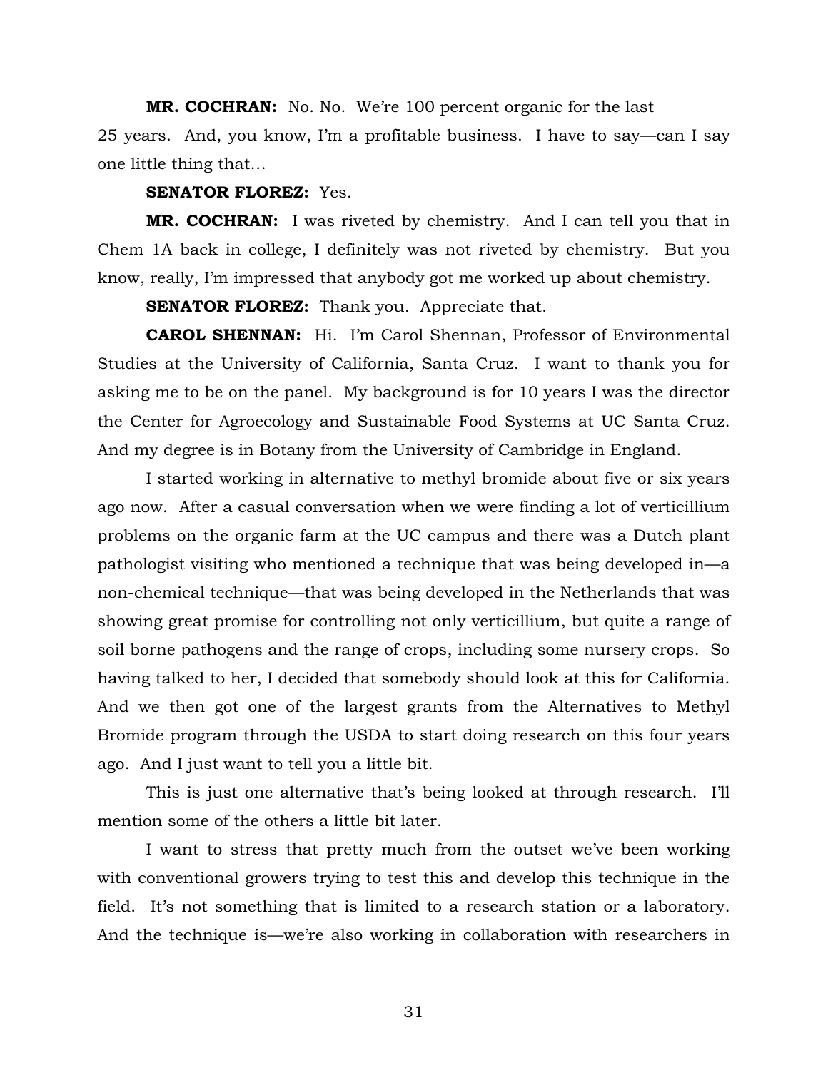**MR. COCHRAN:** No. No. We're 100 percent organic for the last 25 years. And, you know, I'm a profitable business. I have to say—can I say one little thing that…

**SENATOR FLOREZ:** Yes.

**MR. COCHRAN:** I was riveted by chemistry. And I can tell you that in Chem 1A back in college, I definitely was not riveted by chemistry. But you know, really, I'm impressed that anybody got me worked up about chemistry.

**SENATOR FLOREZ:** Thank you. Appreciate that.

**CAROL SHENNAN:** Hi. I'm Carol Shennan, Professor of Environmental Studies at the University of California, Santa Cruz. I want to thank you for asking me to be on the panel. My background is for 10 years I was the director the Center for Agroecology and Sustainable Food Systems at UC Santa Cruz. And my degree is in Botany from the University of Cambridge in England.

I started working in alternative to methyl bromide about five or six years ago now. After a casual conversation when we were finding a lot of verticillium problems on the organic farm at the UC campus and there was a Dutch plant pathologist visiting who mentioned a technique that was being developed in—a non-chemical technique—that was being developed in the Netherlands that was showing great promise for controlling not only verticillium, but quite a range of soil borne pathogens and the range of crops, including some nursery crops. So having talked to her, I decided that somebody should look at this for California. And we then got one of the largest grants from the Alternatives to Methyl Bromide program through the USDA to start doing research on this four years ago. And I just want to tell you a little bit.

This is just one alternative that's being looked at through research. I'll mention some of the others a little bit later.

I want to stress that pretty much from the outset we've been working with conventional growers trying to test this and develop this technique in the field. It's not something that is limited to a research station or a laboratory. And the technique is—we're also working in collaboration with researchers in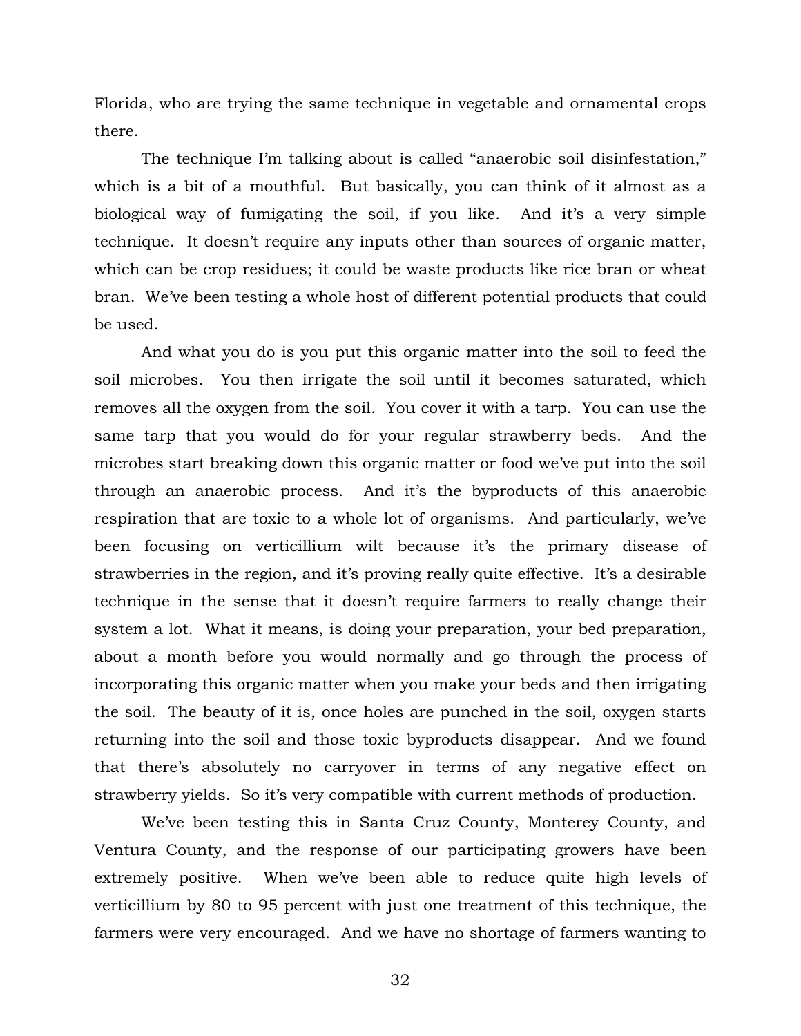Florida, who are trying the same technique in vegetable and ornamental crops there.

The technique I'm talking about is called "anaerobic soil disinfestation," which is a bit of a mouthful. But basically, you can think of it almost as a biological way of fumigating the soil, if you like. And it's a very simple technique. It doesn't require any inputs other than sources of organic matter, which can be crop residues; it could be waste products like rice bran or wheat bran. We've been testing a whole host of different potential products that could be used.

And what you do is you put this organic matter into the soil to feed the soil microbes. You then irrigate the soil until it becomes saturated, which removes all the oxygen from the soil. You cover it with a tarp. You can use the same tarp that you would do for your regular strawberry beds. And the microbes start breaking down this organic matter or food we've put into the soil through an anaerobic process. And it's the byproducts of this anaerobic respiration that are toxic to a whole lot of organisms. And particularly, we've been focusing on verticillium wilt because it's the primary disease of strawberries in the region, and it's proving really quite effective. It's a desirable technique in the sense that it doesn't require farmers to really change their system a lot. What it means, is doing your preparation, your bed preparation, about a month before you would normally and go through the process of incorporating this organic matter when you make your beds and then irrigating the soil. The beauty of it is, once holes are punched in the soil, oxygen starts returning into the soil and those toxic byproducts disappear. And we found that there's absolutely no carryover in terms of any negative effect on strawberry yields. So it's very compatible with current methods of production.

We've been testing this in Santa Cruz County, Monterey County, and Ventura County, and the response of our participating growers have been extremely positive. When we've been able to reduce quite high levels of verticillium by 80 to 95 percent with just one treatment of this technique, the farmers were very encouraged. And we have no shortage of farmers wanting to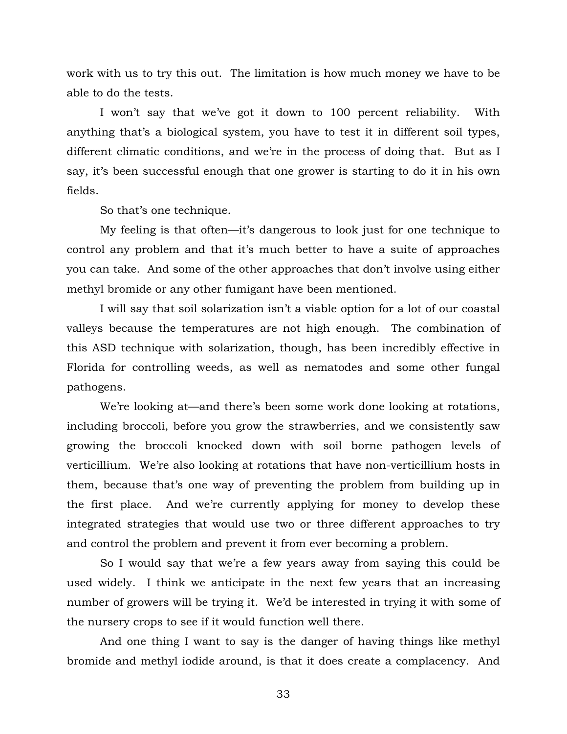work with us to try this out. The limitation is how much money we have to be able to do the tests.

I won't say that we've got it down to 100 percent reliability. With anything that's a biological system, you have to test it in different soil types, different climatic conditions, and we're in the process of doing that. But as I say, it's been successful enough that one grower is starting to do it in his own fields.

So that's one technique.

My feeling is that often—it's dangerous to look just for one technique to control any problem and that it's much better to have a suite of approaches you can take. And some of the other approaches that don't involve using either methyl bromide or any other fumigant have been mentioned.

I will say that soil solarization isn't a viable option for a lot of our coastal valleys because the temperatures are not high enough. The combination of this ASD technique with solarization, though, has been incredibly effective in Florida for controlling weeds, as well as nematodes and some other fungal pathogens.

We're looking at—and there's been some work done looking at rotations, including broccoli, before you grow the strawberries, and we consistently saw growing the broccoli knocked down with soil borne pathogen levels of verticillium. We're also looking at rotations that have non-verticillium hosts in them, because that's one way of preventing the problem from building up in the first place. And we're currently applying for money to develop these integrated strategies that would use two or three different approaches to try and control the problem and prevent it from ever becoming a problem.

So I would say that we're a few years away from saying this could be used widely. I think we anticipate in the next few years that an increasing number of growers will be trying it. We'd be interested in trying it with some of the nursery crops to see if it would function well there.

And one thing I want to say is the danger of having things like methyl bromide and methyl iodide around, is that it does create a complacency. And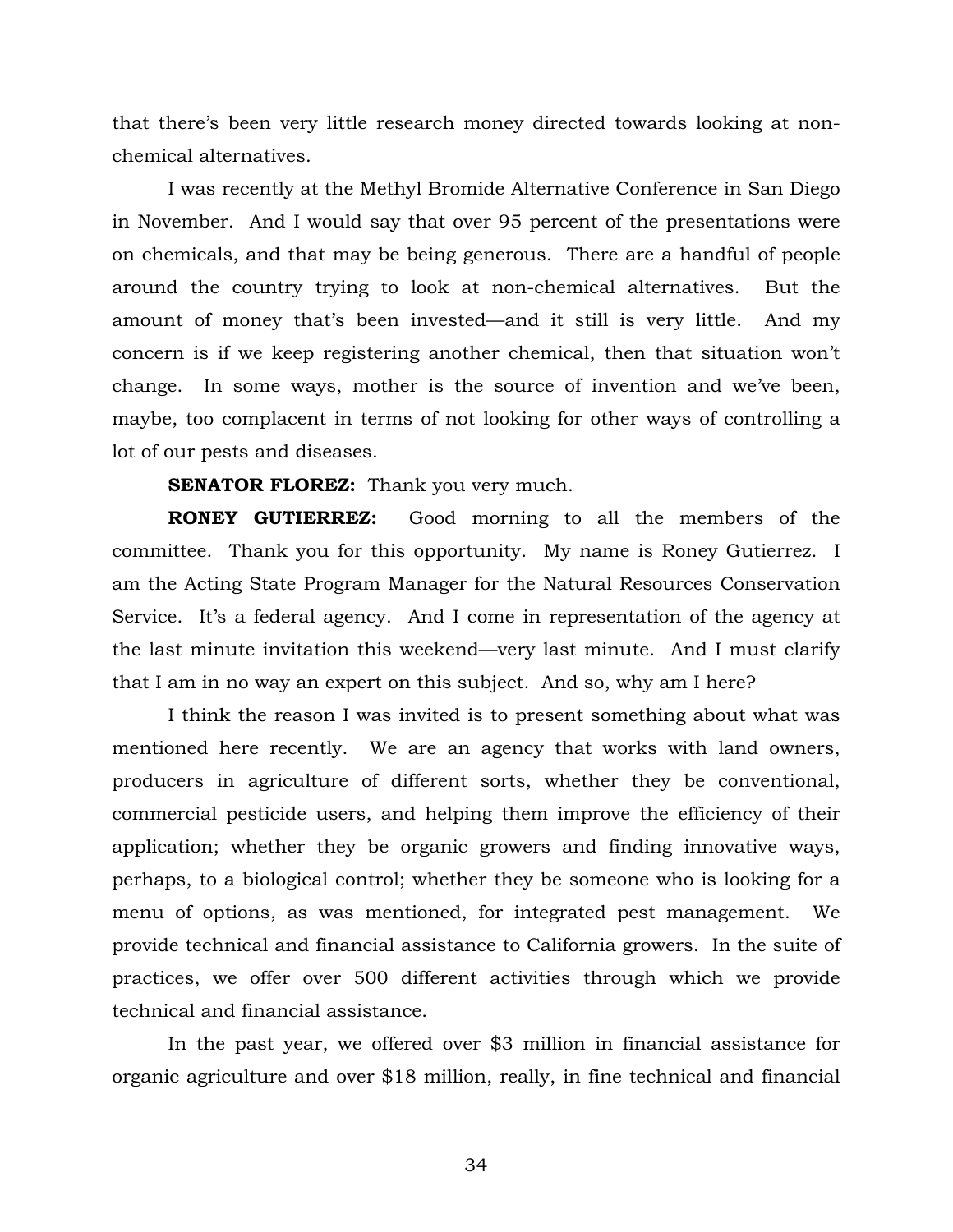that there's been very little research money directed towards looking at non-chemical alternatives.

I was recently at the Methyl Bromide Alternative Conference in San Diego in November. And I would say that over 95 percent of the presentations were on chemicals, and that may be being generous. There are a handful of people around the country trying to look at non-chemical alternatives. But the amount of money that's been invested—and it still is very little. And my concern is if we keep registering another chemical, then that situation won't change. In some ways, mother is the source of invention and we've been, maybe, too complacent in terms of not looking for other ways of controlling a lot of our pests and diseases.

**SENATOR FLOREZ:** Thank you very much.

**RONEY GUTIERREZ:** Good morning to all the members of the committee. Thank you for this opportunity. My name is Roney Gutierrez. I am the Acting State Program Manager for the Natural Resources Conservation Service. It's a federal agency. And I come in representation of the agency at the last minute invitation this weekend—very last minute. And I must clarify that I am in no way an expert on this subject. And so, why am I here?

I think the reason I was invited is to present something about what was mentioned here recently. We are an agency that works with land owners, producers in agriculture of different sorts, whether they be conventional, commercial pesticide users, and helping them improve the efficiency of their application; whether they be organic growers and finding innovative ways, perhaps, to a biological control; whether they be someone who is looking for a menu of options, as was mentioned, for integrated pest management. We provide technical and financial assistance to California growers. In the suite of practices, we offer over 500 different activities through which we provide technical and financial assistance.

In the past year, we offered over $3 million in financial assistance for organic agriculture and over $18 million, really, in fine technical and financial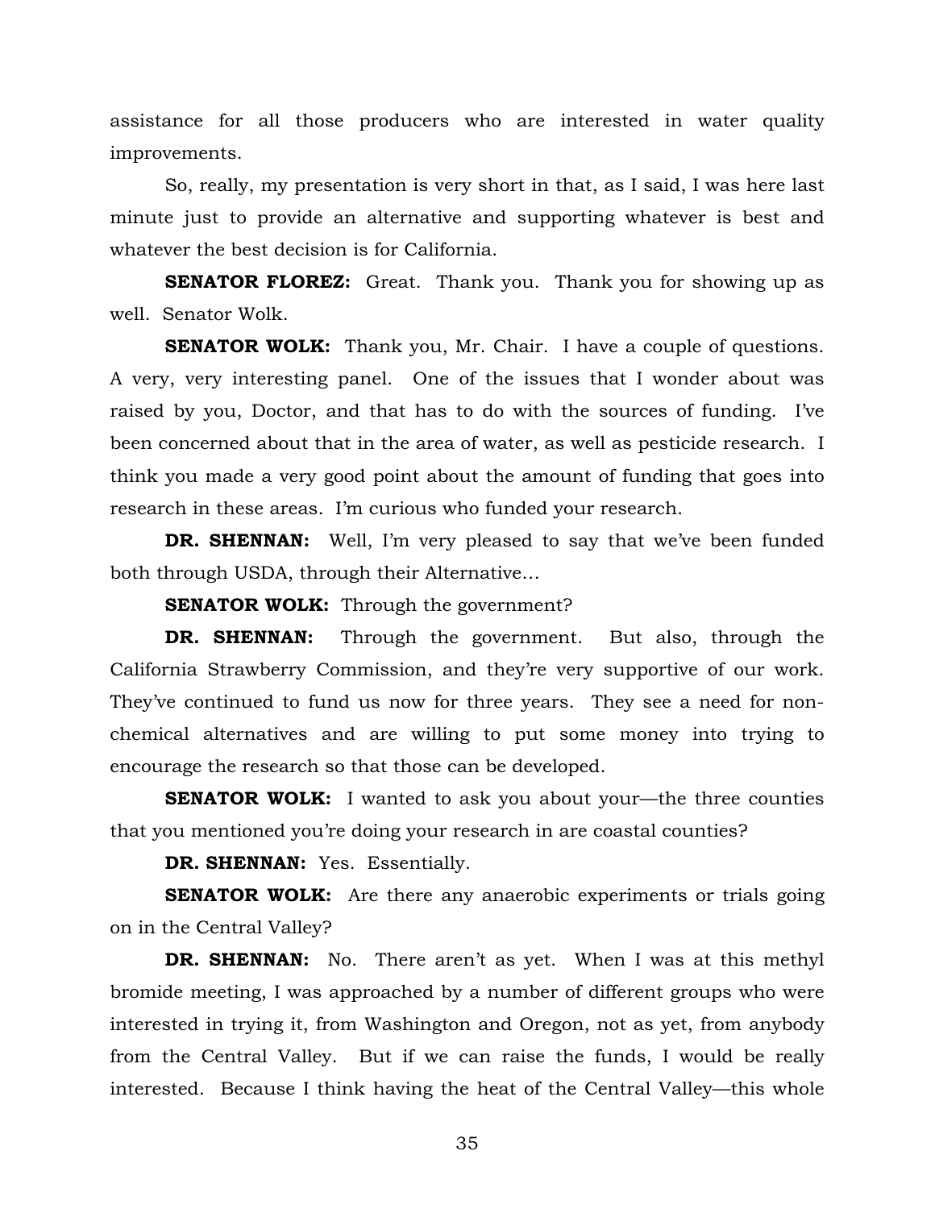assistance for all those producers who are interested in water quality improvements.

So, really, my presentation is very short in that, as I said, I was here last minute just to provide an alternative and supporting whatever is best and whatever the best decision is for California.

**SENATOR FLOREZ:** Great. Thank you. Thank you for showing up as well. Senator Wolk.

**SENATOR WOLK:** Thank you, Mr. Chair. I have a couple of questions. A very, very interesting panel. One of the issues that I wonder about was raised by you, Doctor, and that has to do with the sources of funding. I've been concerned about that in the area of water, as well as pesticide research. I think you made a very good point about the amount of funding that goes into research in these areas. I'm curious who funded your research.

**DR. SHENNAN:** Well, I'm very pleased to say that we've been funded both through USDA, through their Alternative…

**SENATOR WOLK:** Through the government?

**DR. SHENNAN:** Through the government. But also, through the California Strawberry Commission, and they're very supportive of our work. They've continued to fund us now for three years. They see a need for non-chemical alternatives and are willing to put some money into trying to encourage the research so that those can be developed.

**SENATOR WOLK:** I wanted to ask you about your—the three counties that you mentioned you're doing your research in are coastal counties?

**DR. SHENNAN:** Yes. Essentially.

**SENATOR WOLK:** Are there any anaerobic experiments or trials going on in the Central Valley?

**DR. SHENNAN:** No. There aren't as yet. When I was at this methyl bromide meeting, I was approached by a number of different groups who were interested in trying it, from Washington and Oregon, not as yet, from anybody from the Central Valley. But if we can raise the funds, I would be really interested. Because I think having the heat of the Central Valley—this whole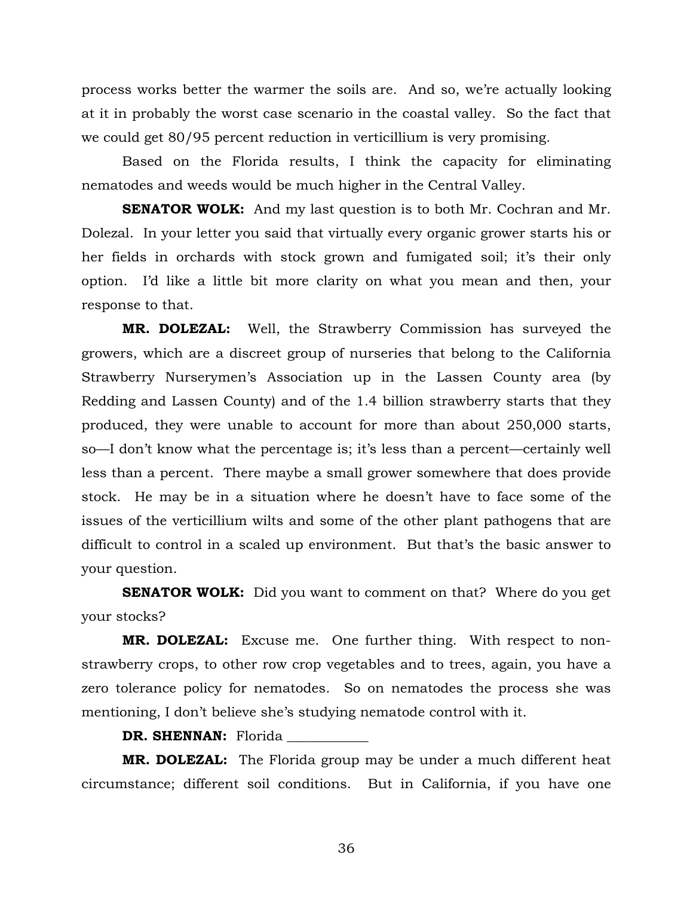process works better the warmer the soils are. And so, we're actually looking at it in probably the worst case scenario in the coastal valley. So the fact that we could get 80/95 percent reduction in verticillium is very promising.

Based on the Florida results, I think the capacity for eliminating nematodes and weeds would be much higher in the Central Valley.

**SENATOR WOLK:** And my last question is to both Mr. Cochran and Mr. Dolezal. In your letter you said that virtually every organic grower starts his or her fields in orchards with stock grown and fumigated soil; it's their only option. I'd like a little bit more clarity on what you mean and then, your response to that.

**MR. DOLEZAL:** Well, the Strawberry Commission has surveyed the growers, which are a discreet group of nurseries that belong to the California Strawberry Nurserymen's Association up in the Lassen County area (by Redding and Lassen County) and of the 1.4 billion strawberry starts that they produced, they were unable to account for more than about 250,000 starts, so—I don't know what the percentage is; it's less than a percent—certainly well less than a percent. There maybe a small grower somewhere that does provide stock. He may be in a situation where he doesn't have to face some of the issues of the verticillium wilts and some of the other plant pathogens that are difficult to control in a scaled up environment. But that's the basic answer to your question.

**SENATOR WOLK:** Did you want to comment on that? Where do you get your stocks?

**MR. DOLEZAL:** Excuse me. One further thing. With respect to non-strawberry crops, to other row crop vegetables and to trees, again, you have a zero tolerance policy for nematodes. So on nematodes the process she was mentioning, I don't believe she's studying nematode control with it.

**DR. SHENNAN:** Florida ____________

**MR. DOLEZAL:** The Florida group may be under a much different heat circumstance; different soil conditions. But in California, if you have one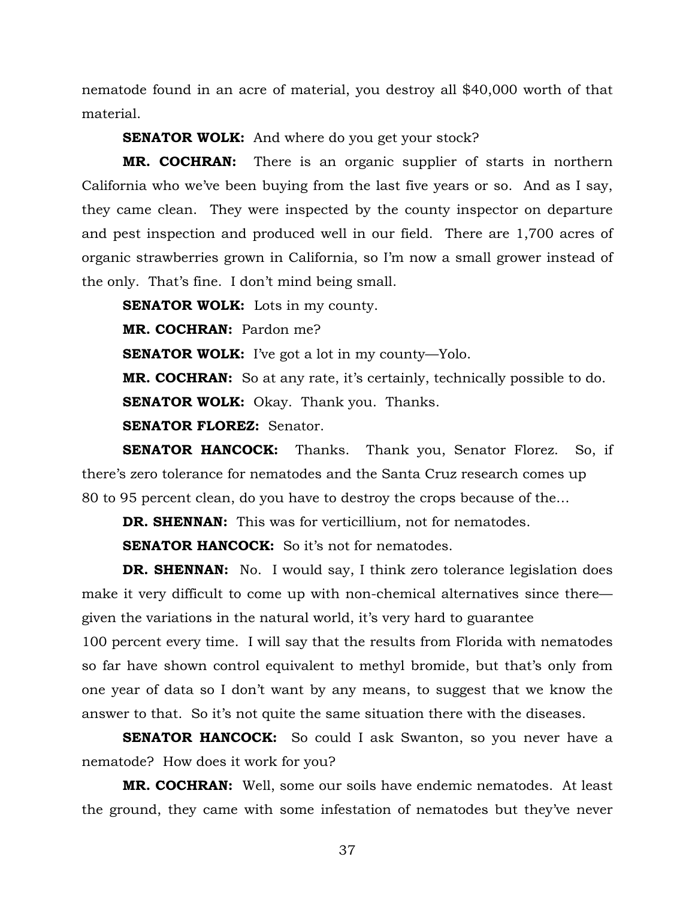nematode found in an acre of material, you destroy all $40,000 worth of that material.

**SENATOR WOLK:** And where do you get your stock?

**MR. COCHRAN:** There is an organic supplier of starts in northern California who we've been buying from the last five years or so. And as I say, they came clean. They were inspected by the county inspector on departure and pest inspection and produced well in our field. There are 1,700 acres of organic strawberries grown in California, so I'm now a small grower instead of the only. That's fine. I don't mind being small.

**SENATOR WOLK:** Lots in my county.

**MR. COCHRAN:** Pardon me?

**SENATOR WOLK:** I've got a lot in my county—Yolo.

**MR. COCHRAN:** So at any rate, it's certainly, technically possible to do.

**SENATOR WOLK:** Okay. Thank you. Thanks.

**SENATOR FLOREZ:** Senator.

**SENATOR HANCOCK:** Thanks. Thank you, Senator Florez. So, if there's zero tolerance for nematodes and the Santa Cruz research comes up 80 to 95 percent clean, do you have to destroy the crops because of the…

**DR. SHENNAN:** This was for verticillium, not for nematodes.

**SENATOR HANCOCK:** So it's not for nematodes.

**DR. SHENNAN:** No. I would say, I think zero tolerance legislation does make it very difficult to come up with non-chemical alternatives since there—given the variations in the natural world, it's very hard to guarantee 100 percent every time. I will say that the results from Florida with nematodes so far have shown control equivalent to methyl bromide, but that's only from one year of data so I don't want by any means, to suggest that we know the answer to that. So it's not quite the same situation there with the diseases.

**SENATOR HANCOCK:** So could I ask Swanton, so you never have a nematode? How does it work for you?

**MR. COCHRAN:** Well, some our soils have endemic nematodes. At least the ground, they came with some infestation of nematodes but they've never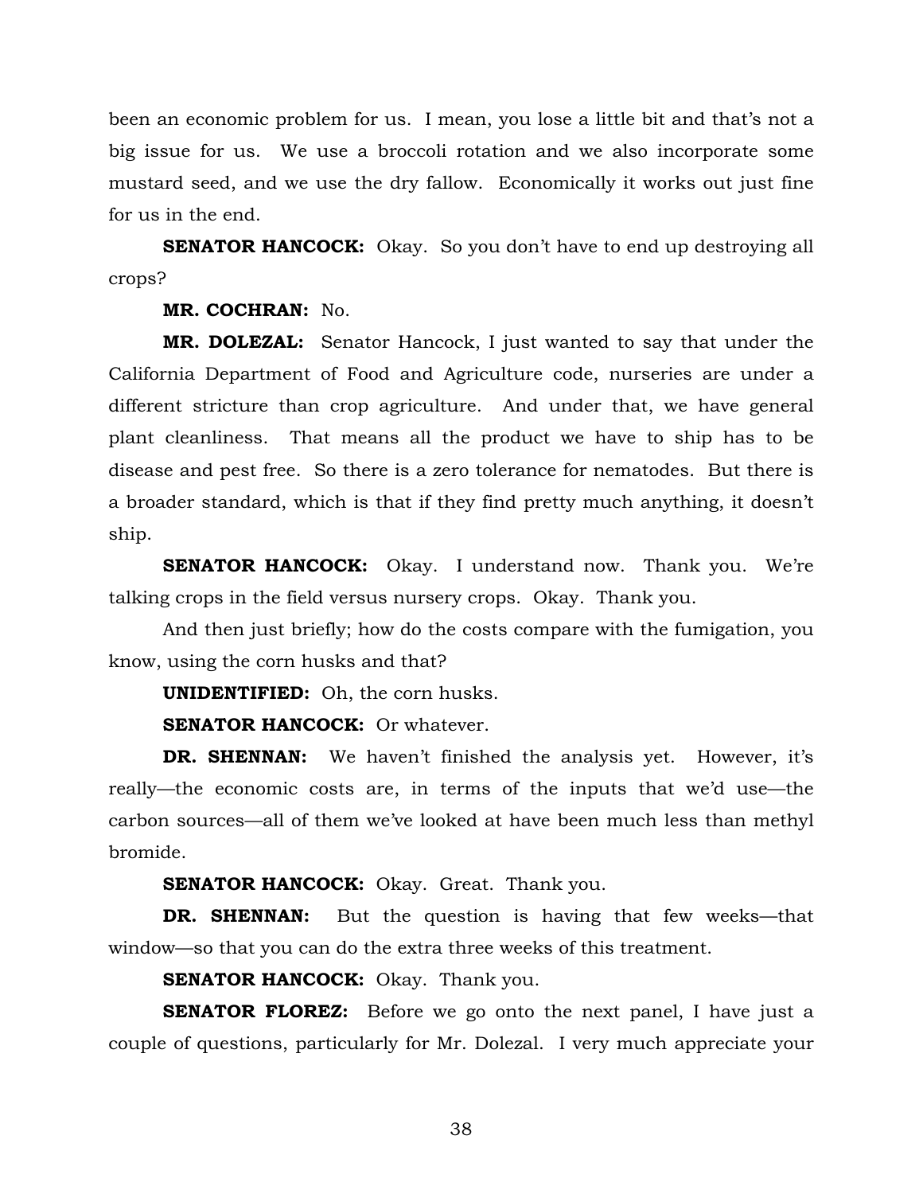been an economic problem for us. I mean, you lose a little bit and that's not a big issue for us. We use a broccoli rotation and we also incorporate some mustard seed, and we use the dry fallow. Economically it works out just fine for us in the end.

**SENATOR HANCOCK:** Okay. So you don't have to end up destroying all crops?

**MR. COCHRAN:** No.

**MR. DOLEZAL:** Senator Hancock, I just wanted to say that under the California Department of Food and Agriculture code, nurseries are under a different stricture than crop agriculture. And under that, we have general plant cleanliness. That means all the product we have to ship has to be disease and pest free. So there is a zero tolerance for nematodes. But there is a broader standard, which is that if they find pretty much anything, it doesn't ship.

**SENATOR HANCOCK:** Okay. I understand now. Thank you. We're talking crops in the field versus nursery crops. Okay. Thank you.

And then just briefly; how do the costs compare with the fumigation, you know, using the corn husks and that?

**UNIDENTIFIED:** Oh, the corn husks.

**SENATOR HANCOCK:** Or whatever.

**DR. SHENNAN:** We haven't finished the analysis yet. However, it's really—the economic costs are, in terms of the inputs that we'd use—the carbon sources—all of them we've looked at have been much less than methyl bromide.

**SENATOR HANCOCK:** Okay. Great. Thank you.

**DR. SHENNAN:** But the question is having that few weeks—that window—so that you can do the extra three weeks of this treatment.

**SENATOR HANCOCK:** Okay. Thank you.

**SENATOR FLOREZ:** Before we go onto the next panel, I have just a couple of questions, particularly for Mr. Dolezal. I very much appreciate your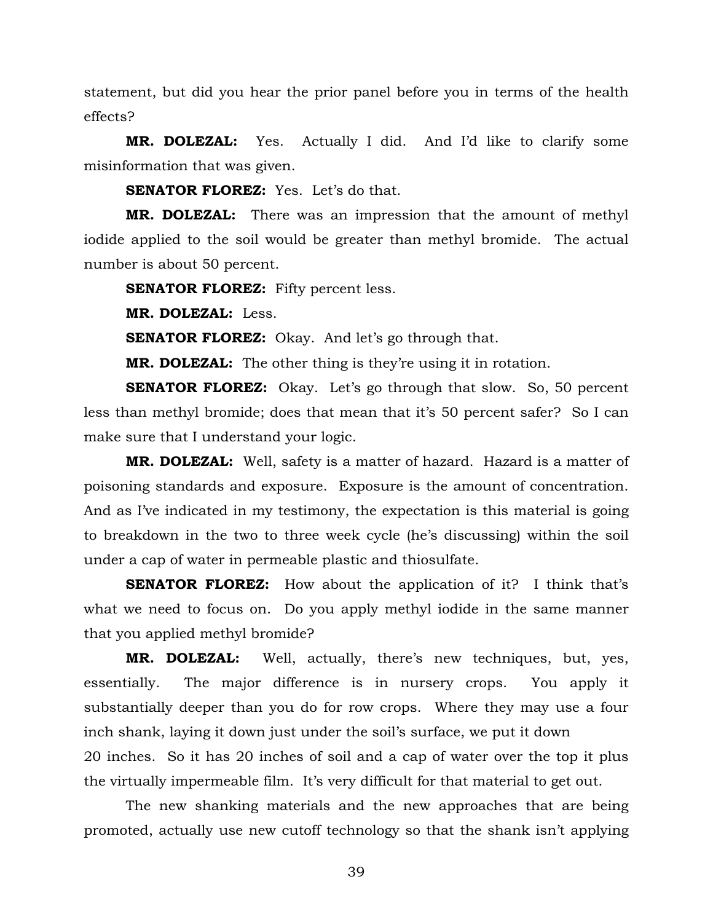statement, but did you hear the prior panel before you in terms of the health effects?

**MR. DOLEZAL:** Yes. Actually I did. And I'd like to clarify some misinformation that was given.

**SENATOR FLOREZ:** Yes. Let's do that.

**MR. DOLEZAL:** There was an impression that the amount of methyl iodide applied to the soil would be greater than methyl bromide. The actual number is about 50 percent.

**SENATOR FLOREZ:** Fifty percent less.

**MR. DOLEZAL:** Less.

**SENATOR FLOREZ:** Okay. And let's go through that.

**MR. DOLEZAL:** The other thing is they're using it in rotation.

**SENATOR FLOREZ:** Okay. Let's go through that slow. So, 50 percent less than methyl bromide; does that mean that it's 50 percent safer? So I can make sure that I understand your logic.

**MR. DOLEZAL:** Well, safety is a matter of hazard. Hazard is a matter of poisoning standards and exposure. Exposure is the amount of concentration. And as I've indicated in my testimony, the expectation is this material is going to breakdown in the two to three week cycle (he's discussing) within the soil under a cap of water in permeable plastic and thiosulfate.

**SENATOR FLOREZ:** How about the application of it? I think that's what we need to focus on. Do you apply methyl iodide in the same manner that you applied methyl bromide?

**MR. DOLEZAL:** Well, actually, there's new techniques, but, yes, essentially. The major difference is in nursery crops. You apply it substantially deeper than you do for row crops. Where they may use a four inch shank, laying it down just under the soil's surface, we put it down 20 inches. So it has 20 inches of soil and a cap of water over the top it plus the virtually impermeable film. It's very difficult for that material to get out.

The new shanking materials and the new approaches that are being promoted, actually use new cutoff technology so that the shank isn't applying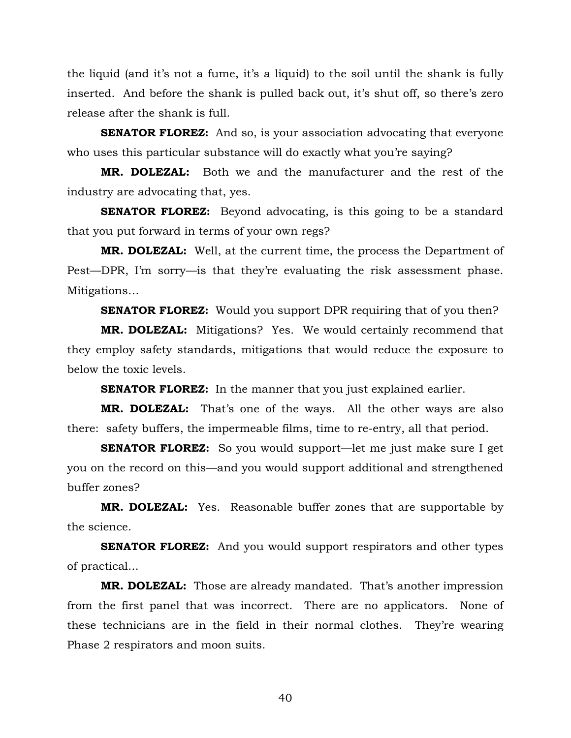the liquid (and it's not a fume, it's a liquid) to the soil until the shank is fully inserted. And before the shank is pulled back out, it's shut off, so there's zero release after the shank is full.

**SENATOR FLOREZ:** And so, is your association advocating that everyone who uses this particular substance will do exactly what you're saying?

**MR. DOLEZAL:** Both we and the manufacturer and the rest of the industry are advocating that, yes.

**SENATOR FLOREZ:** Beyond advocating, is this going to be a standard that you put forward in terms of your own regs?

**MR. DOLEZAL:** Well, at the current time, the process the Department of Pest—DPR, I'm sorry—is that they're evaluating the risk assessment phase. Mitigations…

**SENATOR FLOREZ:** Would you support DPR requiring that of you then?

**MR. DOLEZAL:** Mitigations? Yes. We would certainly recommend that they employ safety standards, mitigations that would reduce the exposure to below the toxic levels.

**SENATOR FLOREZ:** In the manner that you just explained earlier.

**MR. DOLEZAL:** That's one of the ways. All the other ways are also there: safety buffers, the impermeable films, time to re-entry, all that period.

**SENATOR FLOREZ:** So you would support—let me just make sure I get you on the record on this—and you would support additional and strengthened buffer zones?

**MR. DOLEZAL:** Yes. Reasonable buffer zones that are supportable by the science.

**SENATOR FLOREZ:** And you would support respirators and other types of practical…

**MR. DOLEZAL:** Those are already mandated. That's another impression from the first panel that was incorrect. There are no applicators. None of these technicians are in the field in their normal clothes. They're wearing Phase 2 respirators and moon suits.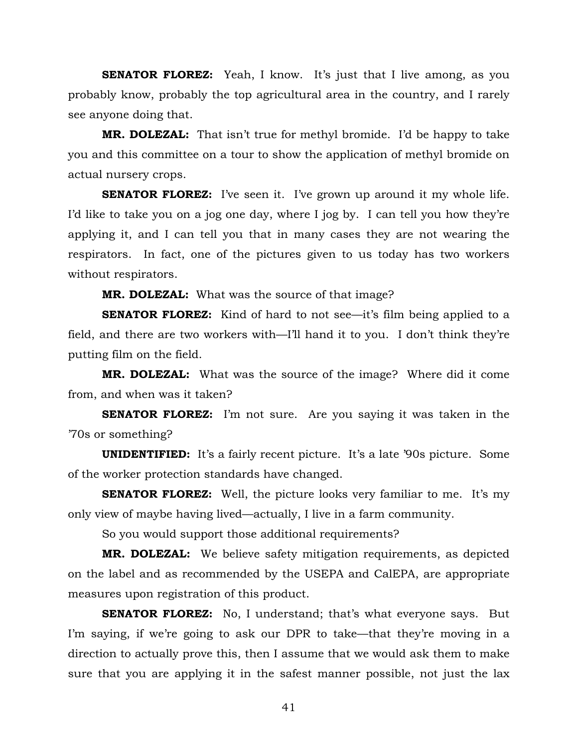**SENATOR FLOREZ:** Yeah, I know. It's just that I live among, as you probably know, probably the top agricultural area in the country, and I rarely see anyone doing that.

**MR. DOLEZAL:** That isn't true for methyl bromide. I'd be happy to take you and this committee on a tour to show the application of methyl bromide on actual nursery crops.

**SENATOR FLOREZ:** I've seen it. I've grown up around it my whole life. I'd like to take you on a jog one day, where I jog by. I can tell you how they're applying it, and I can tell you that in many cases they are not wearing the respirators. In fact, one of the pictures given to us today has two workers without respirators.

**MR. DOLEZAL:** What was the source of that image?

**SENATOR FLOREZ:** Kind of hard to not see—it's film being applied to a field, and there are two workers with—I'll hand it to you. I don't think they're putting film on the field.

**MR. DOLEZAL:** What was the source of the image? Where did it come from, and when was it taken?

**SENATOR FLOREZ:** I'm not sure. Are you saying it was taken in the '70s or something?

**UNIDENTIFIED:** It's a fairly recent picture. It's a late '90s picture. Some of the worker protection standards have changed.

**SENATOR FLOREZ:** Well, the picture looks very familiar to me. It's my only view of maybe having lived—actually, I live in a farm community.

So you would support those additional requirements?

**MR. DOLEZAL:** We believe safety mitigation requirements, as depicted on the label and as recommended by the USEPA and CalEPA, are appropriate measures upon registration of this product.

**SENATOR FLOREZ:** No, I understand; that's what everyone says. But I'm saying, if we're going to ask our DPR to take—that they're moving in a direction to actually prove this, then I assume that we would ask them to make sure that you are applying it in the safest manner possible, not just the lax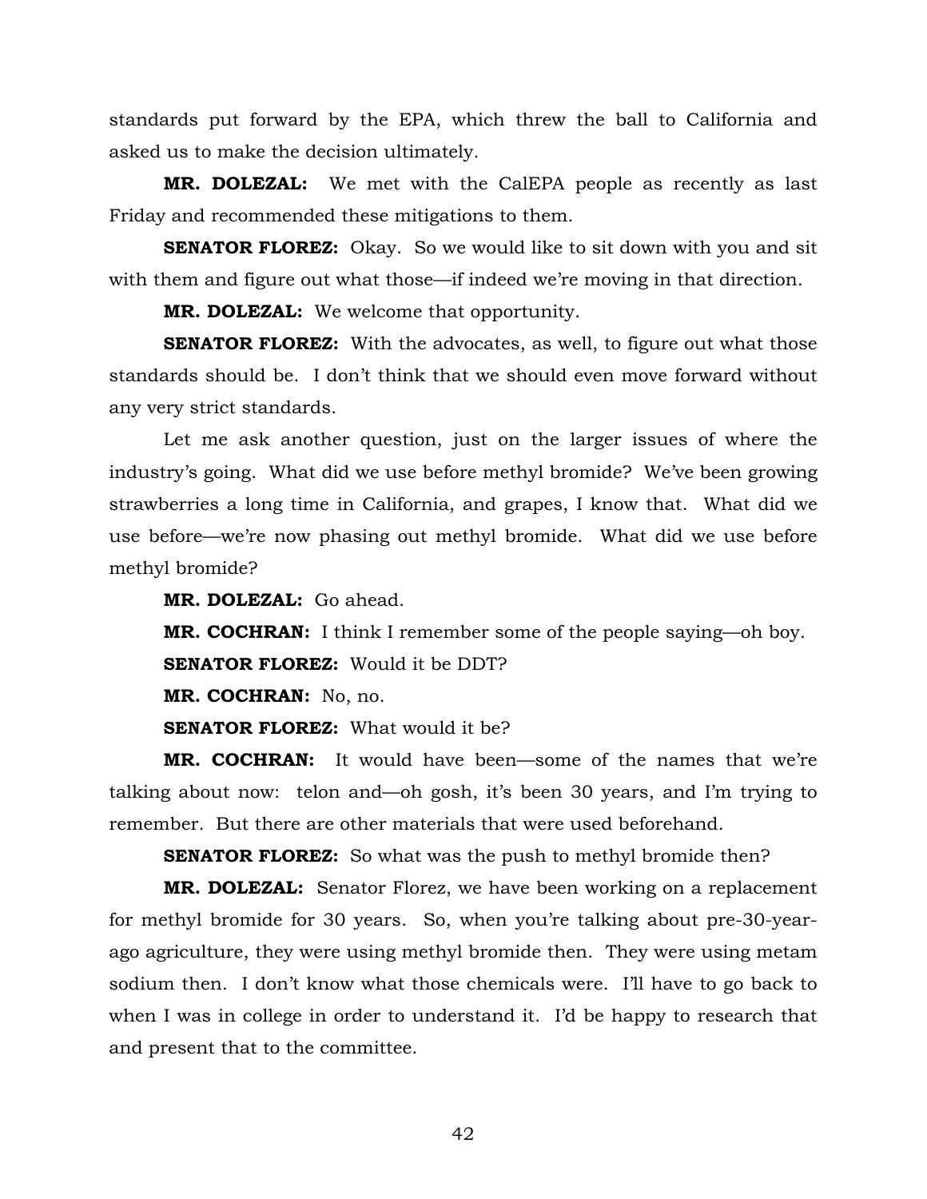standards put forward by the EPA, which threw the ball to California and asked us to make the decision ultimately.

**MR. DOLEZAL:** We met with the CalEPA people as recently as last Friday and recommended these mitigations to them.

**SENATOR FLOREZ:** Okay. So we would like to sit down with you and sit with them and figure out what those—if indeed we're moving in that direction.

**MR. DOLEZAL:** We welcome that opportunity.

**SENATOR FLOREZ:** With the advocates, as well, to figure out what those standards should be. I don't think that we should even move forward without any very strict standards.

Let me ask another question, just on the larger issues of where the industry's going. What did we use before methyl bromide? We've been growing strawberries a long time in California, and grapes, I know that. What did we use before—we're now phasing out methyl bromide. What did we use before methyl bromide?

**MR. DOLEZAL:** Go ahead.

**MR. COCHRAN:** I think I remember some of the people saying—oh boy.

**SENATOR FLOREZ:** Would it be DDT?

**MR. COCHRAN:** No, no.

**SENATOR FLOREZ:** What would it be?

**MR. COCHRAN:** It would have been—some of the names that we're talking about now: telon and—oh gosh, it's been 30 years, and I'm trying to remember. But there are other materials that were used beforehand.

**SENATOR FLOREZ:** So what was the push to methyl bromide then?

**MR. DOLEZAL:** Senator Florez, we have been working on a replacement for methyl bromide for 30 years. So, when you're talking about pre-30-year-ago agriculture, they were using methyl bromide then. They were using metam sodium then. I don't know what those chemicals were. I'll have to go back to when I was in college in order to understand it. I'd be happy to research that and present that to the committee.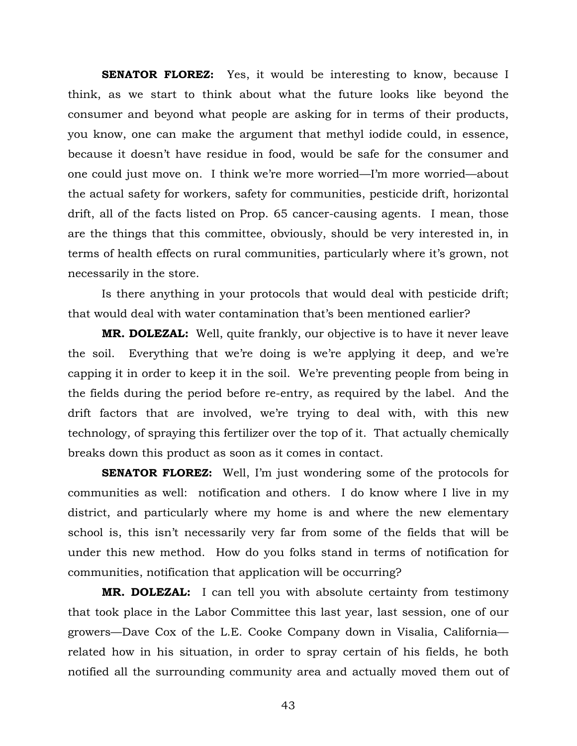**SENATOR FLOREZ:** Yes, it would be interesting to know, because I think, as we start to think about what the future looks like beyond the consumer and beyond what people are asking for in terms of their products, you know, one can make the argument that methyl iodide could, in essence, because it doesn't have residue in food, would be safe for the consumer and one could just move on. I think we're more worried—I'm more worried—about the actual safety for workers, safety for communities, pesticide drift, horizontal drift, all of the facts listed on Prop. 65 cancer-causing agents. I mean, those are the things that this committee, obviously, should be very interested in, in terms of health effects on rural communities, particularly where it's grown, not necessarily in the store.

Is there anything in your protocols that would deal with pesticide drift; that would deal with water contamination that's been mentioned earlier?

**MR. DOLEZAL:** Well, quite frankly, our objective is to have it never leave the soil. Everything that we're doing is we're applying it deep, and we're capping it in order to keep it in the soil. We're preventing people from being in the fields during the period before re-entry, as required by the label. And the drift factors that are involved, we're trying to deal with, with this new technology, of spraying this fertilizer over the top of it. That actually chemically breaks down this product as soon as it comes in contact.

**SENATOR FLOREZ:** Well, I'm just wondering some of the protocols for communities as well: notification and others. I do know where I live in my district, and particularly where my home is and where the new elementary school is, this isn't necessarily very far from some of the fields that will be under this new method. How do you folks stand in terms of notification for communities, notification that application will be occurring?

**MR. DOLEZAL:** I can tell you with absolute certainty from testimony that took place in the Labor Committee this last year, last session, one of our growers—Dave Cox of the L.E. Cooke Company down in Visalia, California—related how in his situation, in order to spray certain of his fields, he both notified all the surrounding community area and actually moved them out of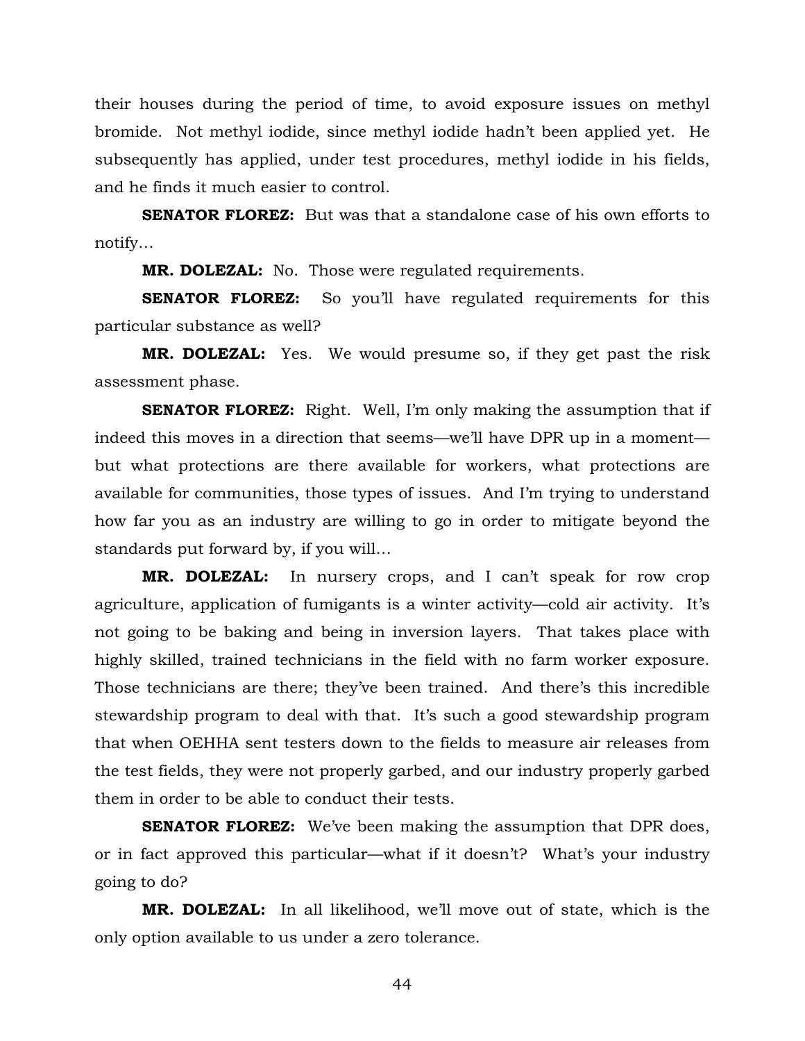their houses during the period of time, to avoid exposure issues on methyl bromide. Not methyl iodide, since methyl iodide hadn't been applied yet. He subsequently has applied, under test procedures, methyl iodide in his fields, and he finds it much easier to control.

**SENATOR FLOREZ:** But was that a standalone case of his own efforts to notify…

**MR. DOLEZAL:** No. Those were regulated requirements.

**SENATOR FLOREZ:** So you'll have regulated requirements for this particular substance as well?

**MR. DOLEZAL:** Yes. We would presume so, if they get past the risk assessment phase.

**SENATOR FLOREZ:** Right. Well, I'm only making the assumption that if indeed this moves in a direction that seems—we'll have DPR up in a moment—but what protections are there available for workers, what protections are available for communities, those types of issues. And I'm trying to understand how far you as an industry are willing to go in order to mitigate beyond the standards put forward by, if you will…

**MR. DOLEZAL:** In nursery crops, and I can't speak for row crop agriculture, application of fumigants is a winter activity—cold air activity. It's not going to be baking and being in inversion layers. That takes place with highly skilled, trained technicians in the field with no farm worker exposure. Those technicians are there; they've been trained. And there's this incredible stewardship program to deal with that. It's such a good stewardship program that when OEHHA sent testers down to the fields to measure air releases from the test fields, they were not properly garbed, and our industry properly garbed them in order to be able to conduct their tests.

**SENATOR FLOREZ:** We've been making the assumption that DPR does, or in fact approved this particular—what if it doesn't? What's your industry going to do?

**MR. DOLEZAL:** In all likelihood, we'll move out of state, which is the only option available to us under a zero tolerance.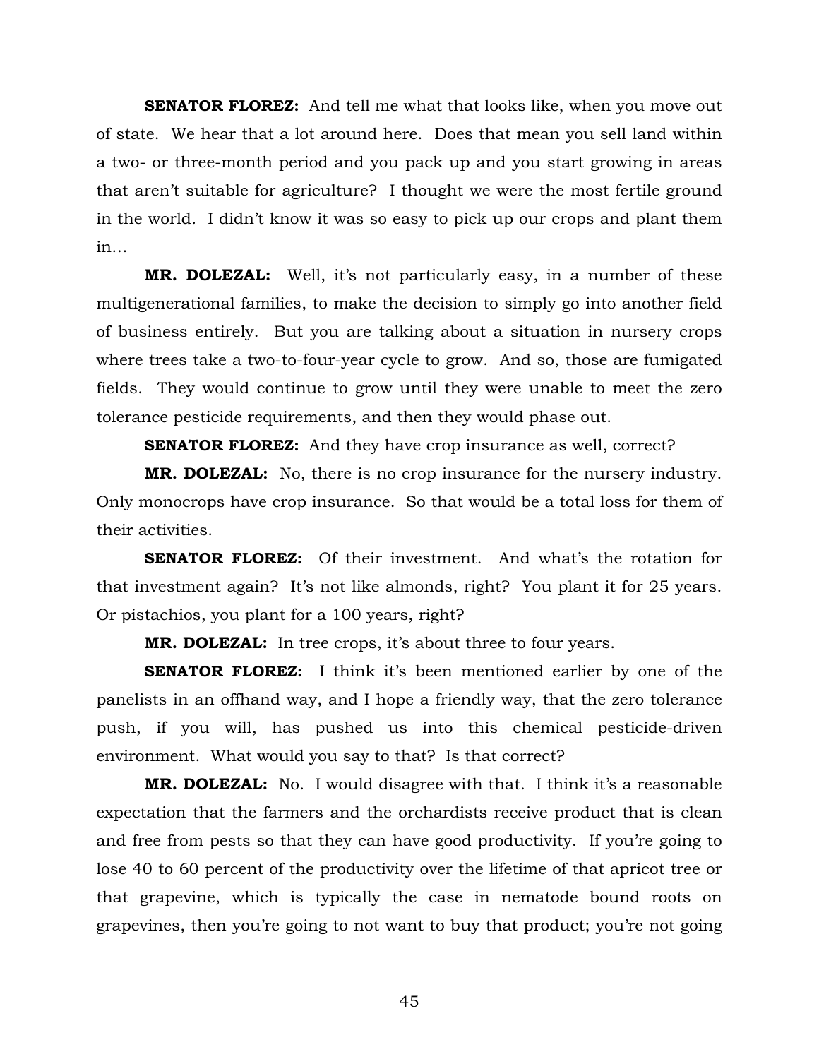**SENATOR FLOREZ:** And tell me what that looks like, when you move out of state. We hear that a lot around here. Does that mean you sell land within a two- or three-month period and you pack up and you start growing in areas that aren't suitable for agriculture? I thought we were the most fertile ground in the world. I didn't know it was so easy to pick up our crops and plant them in…

**MR. DOLEZAL:** Well, it's not particularly easy, in a number of these multigenerational families, to make the decision to simply go into another field of business entirely. But you are talking about a situation in nursery crops where trees take a two-to-four-year cycle to grow. And so, those are fumigated fields. They would continue to grow until they were unable to meet the zero tolerance pesticide requirements, and then they would phase out.

**SENATOR FLOREZ:** And they have crop insurance as well, correct?

**MR. DOLEZAL:** No, there is no crop insurance for the nursery industry. Only monocrops have crop insurance. So that would be a total loss for them of their activities.

**SENATOR FLOREZ:** Of their investment. And what's the rotation for that investment again? It's not like almonds, right? You plant it for 25 years. Or pistachios, you plant for a 100 years, right?

**MR. DOLEZAL:** In tree crops, it's about three to four years.

**SENATOR FLOREZ:** I think it's been mentioned earlier by one of the panelists in an offhand way, and I hope a friendly way, that the zero tolerance push, if you will, has pushed us into this chemical pesticide-driven environment. What would you say to that? Is that correct?

**MR. DOLEZAL:** No. I would disagree with that. I think it's a reasonable expectation that the farmers and the orchardists receive product that is clean and free from pests so that they can have good productivity. If you're going to lose 40 to 60 percent of the productivity over the lifetime of that apricot tree or that grapevine, which is typically the case in nematode bound roots on grapevines, then you're going to not want to buy that product; you're not going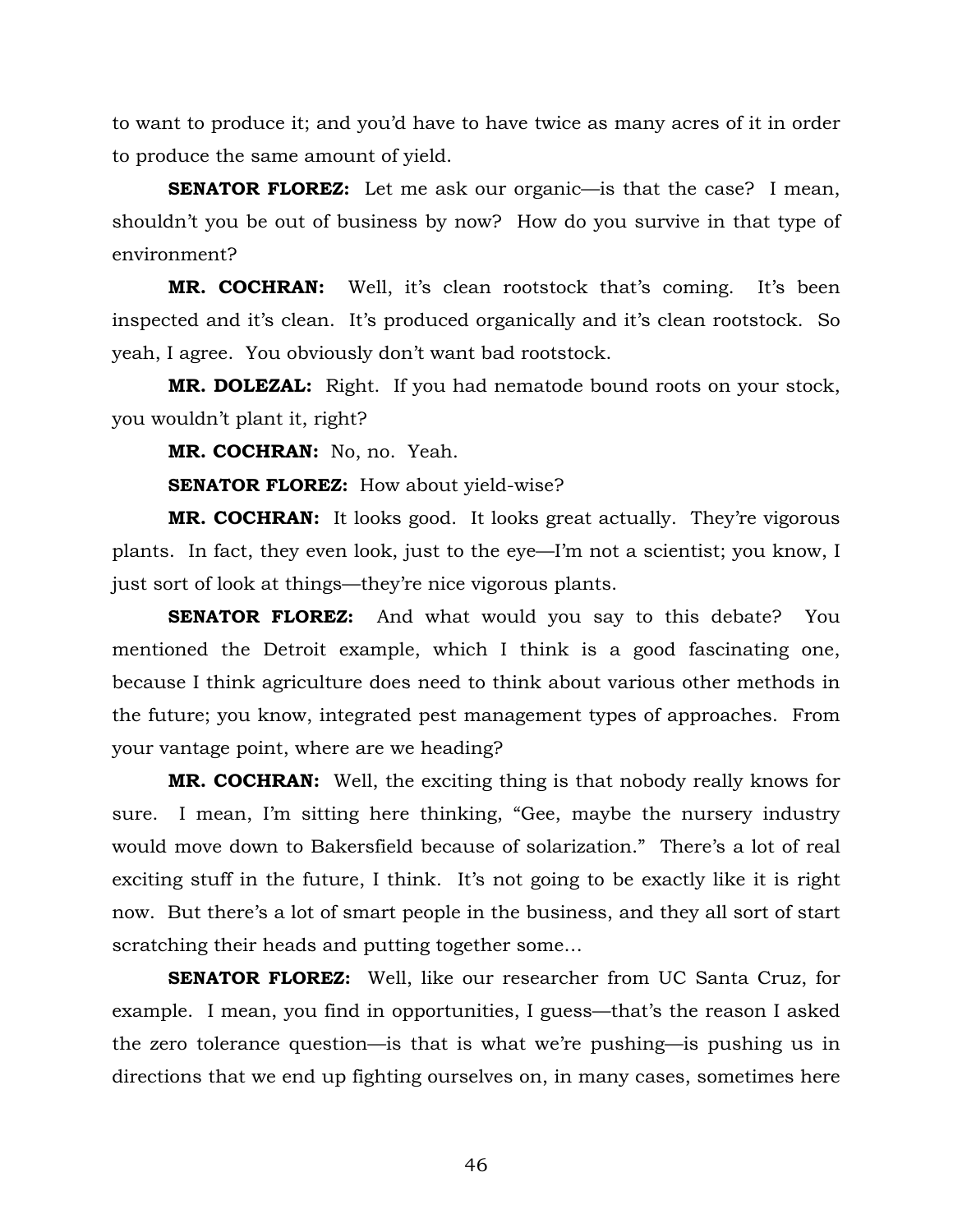to want to produce it; and you'd have to have twice as many acres of it in order to produce the same amount of yield.

**SENATOR FLOREZ:** Let me ask our organic—is that the case? I mean, shouldn't you be out of business by now? How do you survive in that type of environment?

**MR. COCHRAN:** Well, it's clean rootstock that's coming. It's been inspected and it's clean. It's produced organically and it's clean rootstock. So yeah, I agree. You obviously don't want bad rootstock.

**MR. DOLEZAL:** Right. If you had nematode bound roots on your stock, you wouldn't plant it, right?

**MR. COCHRAN:** No, no. Yeah.

**SENATOR FLOREZ:** How about yield-wise?

**MR. COCHRAN:** It looks good. It looks great actually. They're vigorous plants. In fact, they even look, just to the eye—I'm not a scientist; you know, I just sort of look at things—they're nice vigorous plants.

**SENATOR FLOREZ:** And what would you say to this debate? You mentioned the Detroit example, which I think is a good fascinating one, because I think agriculture does need to think about various other methods in the future; you know, integrated pest management types of approaches. From your vantage point, where are we heading?

**MR. COCHRAN:** Well, the exciting thing is that nobody really knows for sure. I mean, I'm sitting here thinking, "Gee, maybe the nursery industry would move down to Bakersfield because of solarization." There's a lot of real exciting stuff in the future, I think. It's not going to be exactly like it is right now. But there's a lot of smart people in the business, and they all sort of start scratching their heads and putting together some…

**SENATOR FLOREZ:** Well, like our researcher from UC Santa Cruz, for example. I mean, you find in opportunities, I guess—that's the reason I asked the zero tolerance question—is that is what we're pushing—is pushing us in directions that we end up fighting ourselves on, in many cases, sometimes here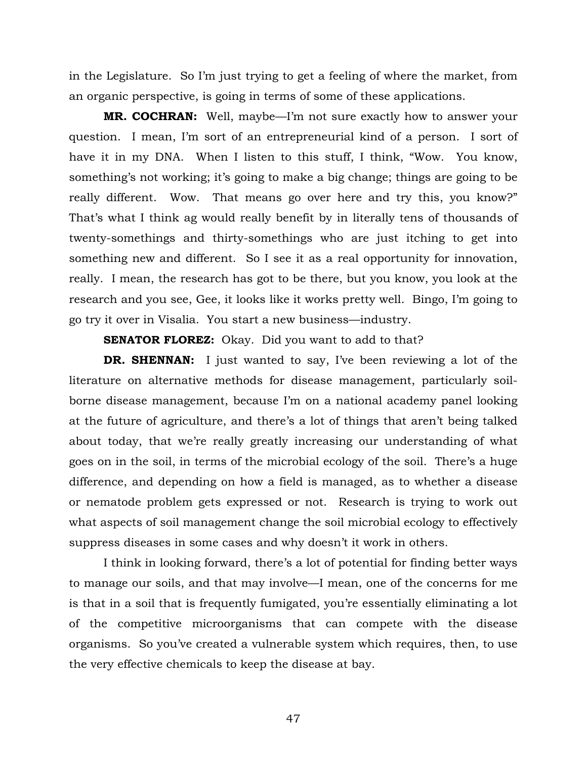in the Legislature. So I'm just trying to get a feeling of where the market, from an organic perspective, is going in terms of some of these applications.

**MR. COCHRAN:** Well, maybe—I'm not sure exactly how to answer your question. I mean, I'm sort of an entrepreneurial kind of a person. I sort of have it in my DNA. When I listen to this stuff, I think, "Wow. You know, something's not working; it's going to make a big change; things are going to be really different. Wow. That means go over here and try this, you know?" That's what I think ag would really benefit by in literally tens of thousands of twenty-somethings and thirty-somethings who are just itching to get into something new and different. So I see it as a real opportunity for innovation, really. I mean, the research has got to be there, but you know, you look at the research and you see, Gee, it looks like it works pretty well. Bingo, I'm going to go try it over in Visalia. You start a new business—industry.

**SENATOR FLOREZ:** Okay. Did you want to add to that?

**DR. SHENNAN:** I just wanted to say, I've been reviewing a lot of the literature on alternative methods for disease management, particularly soil-borne disease management, because I'm on a national academy panel looking at the future of agriculture, and there's a lot of things that aren't being talked about today, that we're really greatly increasing our understanding of what goes on in the soil, in terms of the microbial ecology of the soil. There's a huge difference, and depending on how a field is managed, as to whether a disease or nematode problem gets expressed or not. Research is trying to work out what aspects of soil management change the soil microbial ecology to effectively suppress diseases in some cases and why doesn't it work in others.

I think in looking forward, there's a lot of potential for finding better ways to manage our soils, and that may involve—I mean, one of the concerns for me is that in a soil that is frequently fumigated, you're essentially eliminating a lot of the competitive microorganisms that can compete with the disease organisms. So you've created a vulnerable system which requires, then, to use the very effective chemicals to keep the disease at bay.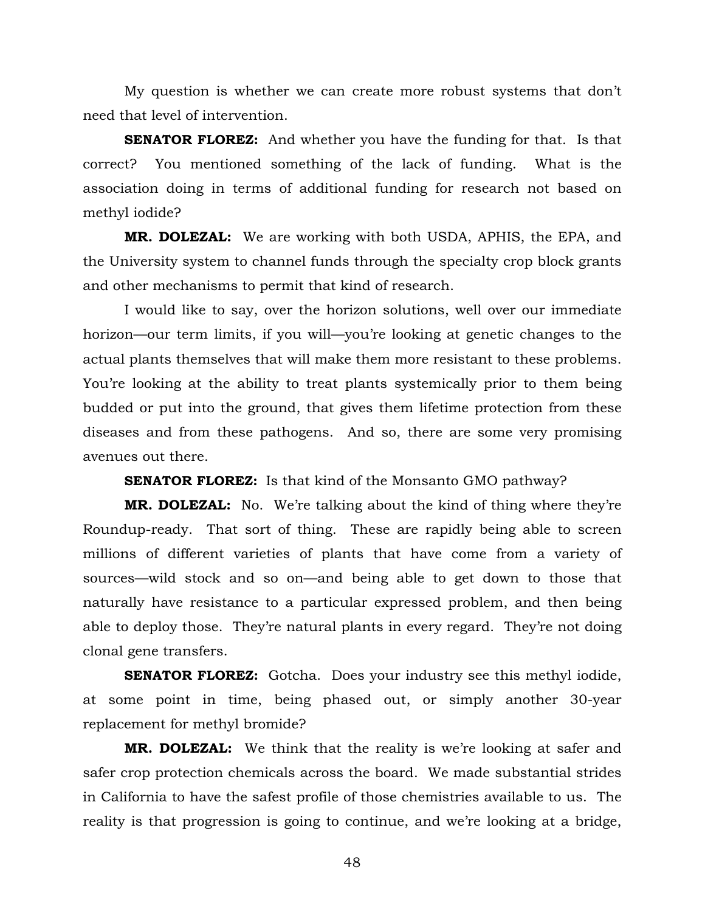My question is whether we can create more robust systems that don't need that level of intervention.

**SENATOR FLOREZ:** And whether you have the funding for that. Is that correct? You mentioned something of the lack of funding. What is the association doing in terms of additional funding for research not based on methyl iodide?

**MR. DOLEZAL:** We are working with both USDA, APHIS, the EPA, and the University system to channel funds through the specialty crop block grants and other mechanisms to permit that kind of research.

I would like to say, over the horizon solutions, well over our immediate horizon—our term limits, if you will—you're looking at genetic changes to the actual plants themselves that will make them more resistant to these problems. You're looking at the ability to treat plants systemically prior to them being budded or put into the ground, that gives them lifetime protection from these diseases and from these pathogens. And so, there are some very promising avenues out there.

**SENATOR FLOREZ:** Is that kind of the Monsanto GMO pathway?

**MR. DOLEZAL:** No. We're talking about the kind of thing where they're Roundup-ready. That sort of thing. These are rapidly being able to screen millions of different varieties of plants that have come from a variety of sources—wild stock and so on—and being able to get down to those that naturally have resistance to a particular expressed problem, and then being able to deploy those. They're natural plants in every regard. They're not doing clonal gene transfers.

**SENATOR FLOREZ:** Gotcha. Does your industry see this methyl iodide, at some point in time, being phased out, or simply another 30-year replacement for methyl bromide?

**MR. DOLEZAL:** We think that the reality is we're looking at safer and safer crop protection chemicals across the board. We made substantial strides in California to have the safest profile of those chemistries available to us. The reality is that progression is going to continue, and we're looking at a bridge,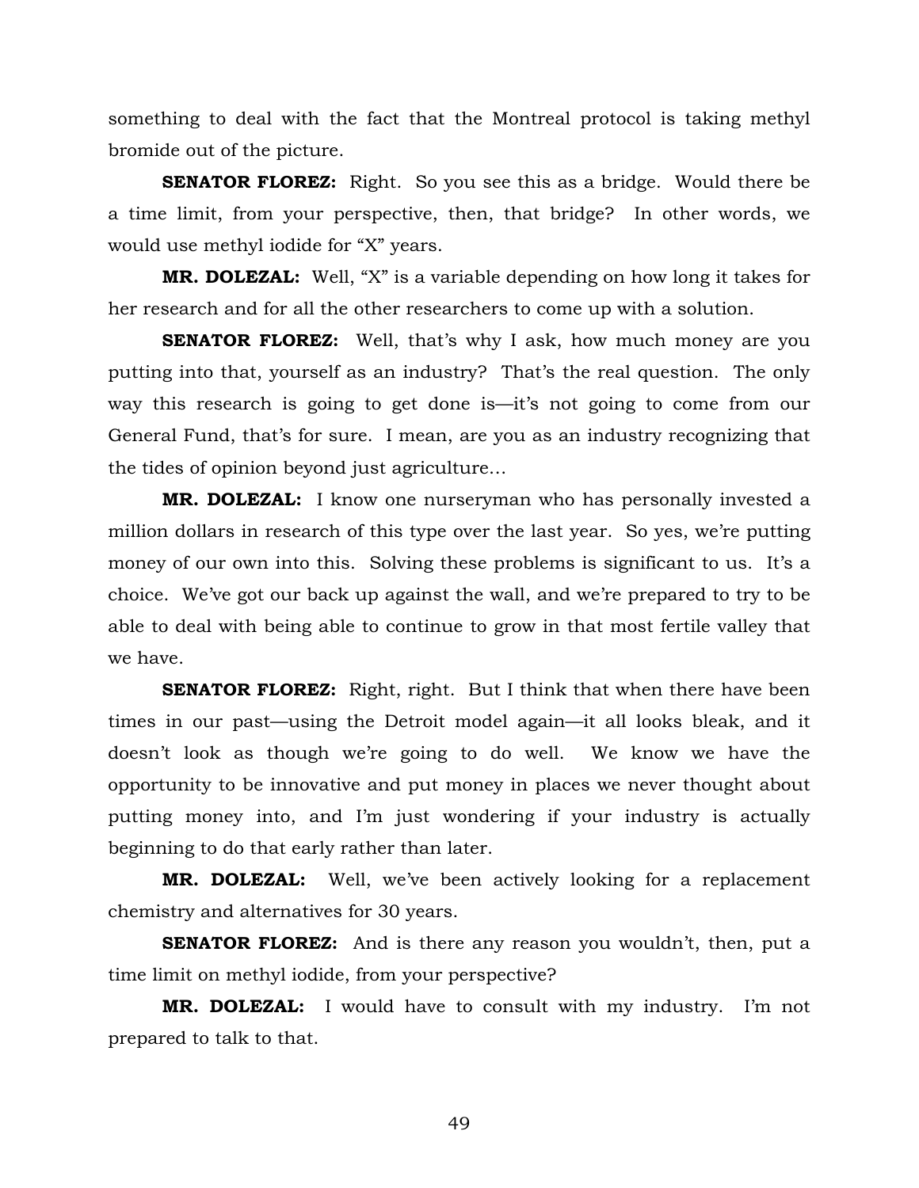something to deal with the fact that the Montreal protocol is taking methyl bromide out of the picture.

**SENATOR FLOREZ:** Right. So you see this as a bridge. Would there be a time limit, from your perspective, then, that bridge? In other words, we would use methyl iodide for "X" years.

**MR. DOLEZAL:** Well, "X" is a variable depending on how long it takes for her research and for all the other researchers to come up with a solution.

**SENATOR FLOREZ:** Well, that's why I ask, how much money are you putting into that, yourself as an industry? That's the real question. The only way this research is going to get done is—it's not going to come from our General Fund, that's for sure. I mean, are you as an industry recognizing that the tides of opinion beyond just agriculture…

**MR. DOLEZAL:** I know one nurseryman who has personally invested a million dollars in research of this type over the last year. So yes, we're putting money of our own into this. Solving these problems is significant to us. It's a choice. We've got our back up against the wall, and we're prepared to try to be able to deal with being able to continue to grow in that most fertile valley that we have.

**SENATOR FLOREZ:** Right, right. But I think that when there have been times in our past—using the Detroit model again—it all looks bleak, and it doesn't look as though we're going to do well. We know we have the opportunity to be innovative and put money in places we never thought about putting money into, and I'm just wondering if your industry is actually beginning to do that early rather than later.

**MR. DOLEZAL:** Well, we've been actively looking for a replacement chemistry and alternatives for 30 years.

**SENATOR FLOREZ:** And is there any reason you wouldn't, then, put a time limit on methyl iodide, from your perspective?

**MR. DOLEZAL:** I would have to consult with my industry. I'm not prepared to talk to that.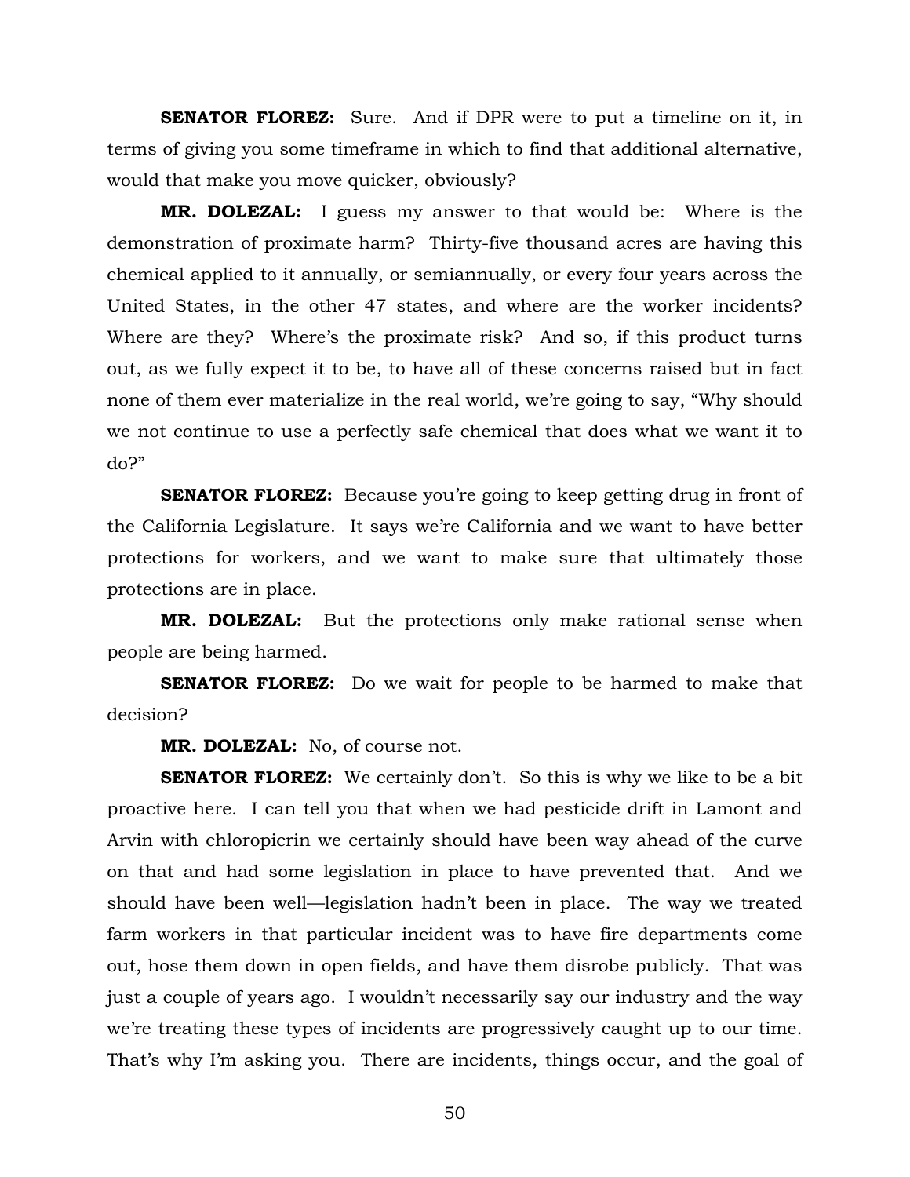**SENATOR FLOREZ:** Sure. And if DPR were to put a timeline on it, in terms of giving you some timeframe in which to find that additional alternative, would that make you move quicker, obviously?

**MR. DOLEZAL:** I guess my answer to that would be: Where is the demonstration of proximate harm? Thirty-five thousand acres are having this chemical applied to it annually, or semiannually, or every four years across the United States, in the other 47 states, and where are the worker incidents? Where are they? Where's the proximate risk? And so, if this product turns out, as we fully expect it to be, to have all of these concerns raised but in fact none of them ever materialize in the real world, we're going to say, "Why should we not continue to use a perfectly safe chemical that does what we want it to do?"

**SENATOR FLOREZ:** Because you're going to keep getting drug in front of the California Legislature. It says we're California and we want to have better protections for workers, and we want to make sure that ultimately those protections are in place.

**MR. DOLEZAL:** But the protections only make rational sense when people are being harmed.

**SENATOR FLOREZ:** Do we wait for people to be harmed to make that decision?

**MR. DOLEZAL:** No, of course not.

**SENATOR FLOREZ:** We certainly don't. So this is why we like to be a bit proactive here. I can tell you that when we had pesticide drift in Lamont and Arvin with chloropicrin we certainly should have been way ahead of the curve on that and had some legislation in place to have prevented that. And we should have been well—legislation hadn't been in place. The way we treated farm workers in that particular incident was to have fire departments come out, hose them down in open fields, and have them disrobe publicly. That was just a couple of years ago. I wouldn't necessarily say our industry and the way we're treating these types of incidents are progressively caught up to our time. That's why I'm asking you. There are incidents, things occur, and the goal of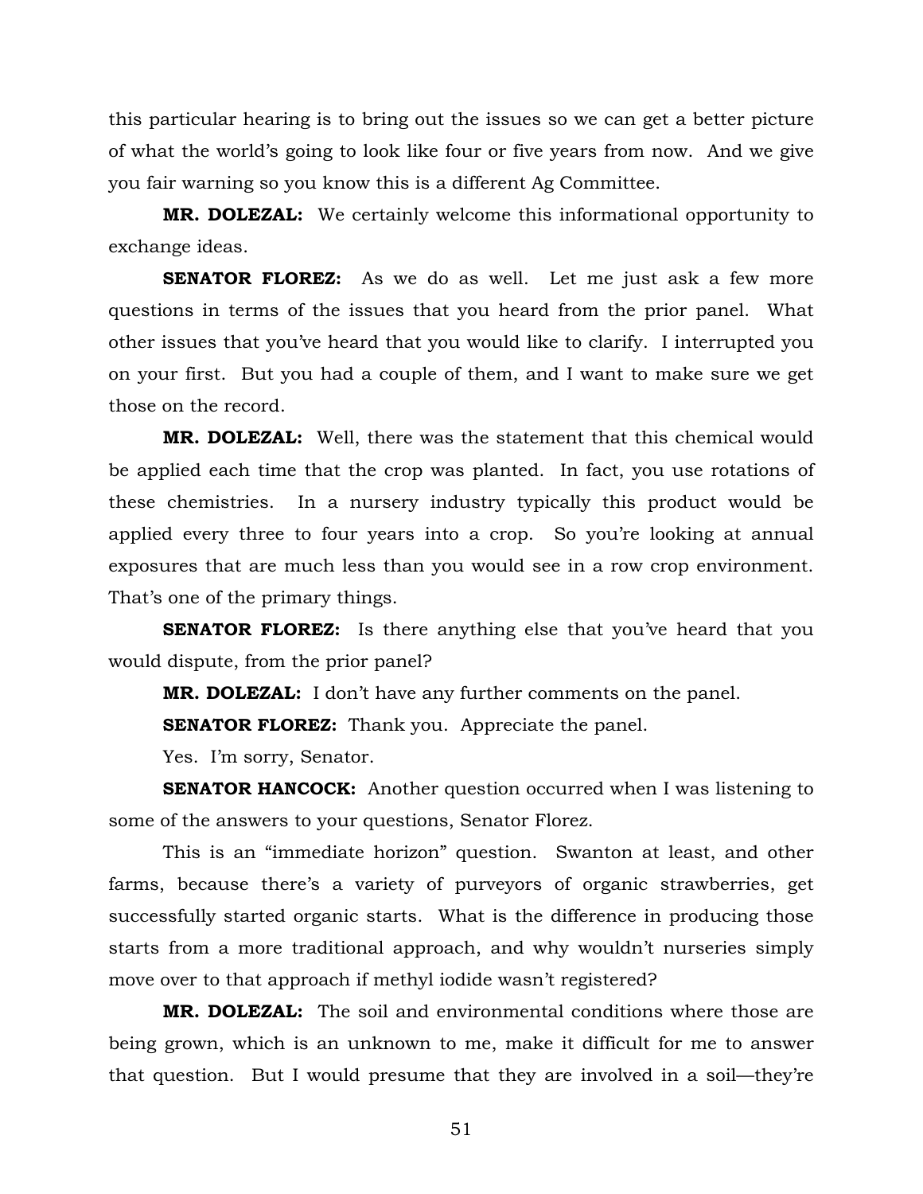this particular hearing is to bring out the issues so we can get a better picture of what the world's going to look like four or five years from now. And we give you fair warning so you know this is a different Ag Committee.

**MR. DOLEZAL:** We certainly welcome this informational opportunity to exchange ideas.

**SENATOR FLOREZ:** As we do as well. Let me just ask a few more questions in terms of the issues that you heard from the prior panel. What other issues that you've heard that you would like to clarify. I interrupted you on your first. But you had a couple of them, and I want to make sure we get those on the record.

**MR. DOLEZAL:** Well, there was the statement that this chemical would be applied each time that the crop was planted. In fact, you use rotations of these chemistries. In a nursery industry typically this product would be applied every three to four years into a crop. So you're looking at annual exposures that are much less than you would see in a row crop environment. That's one of the primary things.

**SENATOR FLOREZ:** Is there anything else that you've heard that you would dispute, from the prior panel?

**MR. DOLEZAL:** I don't have any further comments on the panel.

**SENATOR FLOREZ:** Thank you. Appreciate the panel.

Yes. I'm sorry, Senator.

**SENATOR HANCOCK:** Another question occurred when I was listening to some of the answers to your questions, Senator Florez.

This is an "immediate horizon" question. Swanton at least, and other farms, because there's a variety of purveyors of organic strawberries, get successfully started organic starts. What is the difference in producing those starts from a more traditional approach, and why wouldn't nurseries simply move over to that approach if methyl iodide wasn't registered?

**MR. DOLEZAL:** The soil and environmental conditions where those are being grown, which is an unknown to me, make it difficult for me to answer that question. But I would presume that they are involved in a soil—they're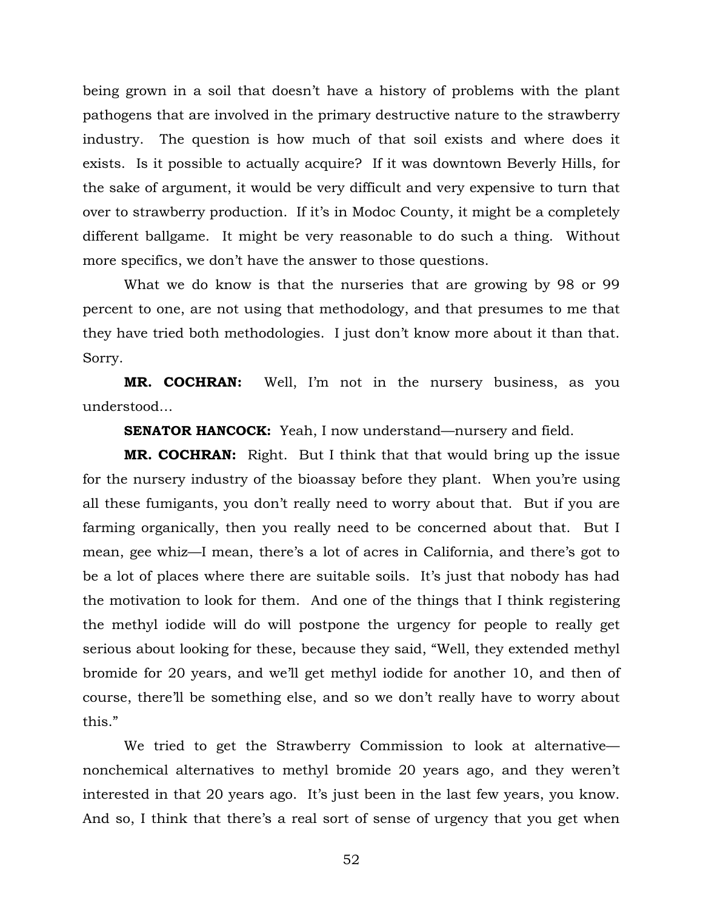being grown in a soil that doesn't have a history of problems with the plant pathogens that are involved in the primary destructive nature to the strawberry industry. The question is how much of that soil exists and where does it exists. Is it possible to actually acquire? If it was downtown Beverly Hills, for the sake of argument, it would be very difficult and very expensive to turn that over to strawberry production. If it's in Modoc County, it might be a completely different ballgame. It might be very reasonable to do such a thing. Without more specifics, we don't have the answer to those questions.

What we do know is that the nurseries that are growing by 98 or 99 percent to one, are not using that methodology, and that presumes to me that they have tried both methodologies. I just don't know more about it than that. Sorry.

**MR. COCHRAN:** Well, I'm not in the nursery business, as you understood…

**SENATOR HANCOCK:** Yeah, I now understand—nursery and field.

**MR. COCHRAN:** Right. But I think that that would bring up the issue for the nursery industry of the bioassay before they plant. When you're using all these fumigants, you don't really need to worry about that. But if you are farming organically, then you really need to be concerned about that. But I mean, gee whiz—I mean, there's a lot of acres in California, and there's got to be a lot of places where there are suitable soils. It's just that nobody has had the motivation to look for them. And one of the things that I think registering the methyl iodide will do will postpone the urgency for people to really get serious about looking for these, because they said, "Well, they extended methyl bromide for 20 years, and we'll get methyl iodide for another 10, and then of course, there'll be something else, and so we don't really have to worry about this."

We tried to get the Strawberry Commission to look at alternative—nonchemical alternatives to methyl bromide 20 years ago, and they weren't interested in that 20 years ago. It's just been in the last few years, you know. And so, I think that there's a real sort of sense of urgency that you get when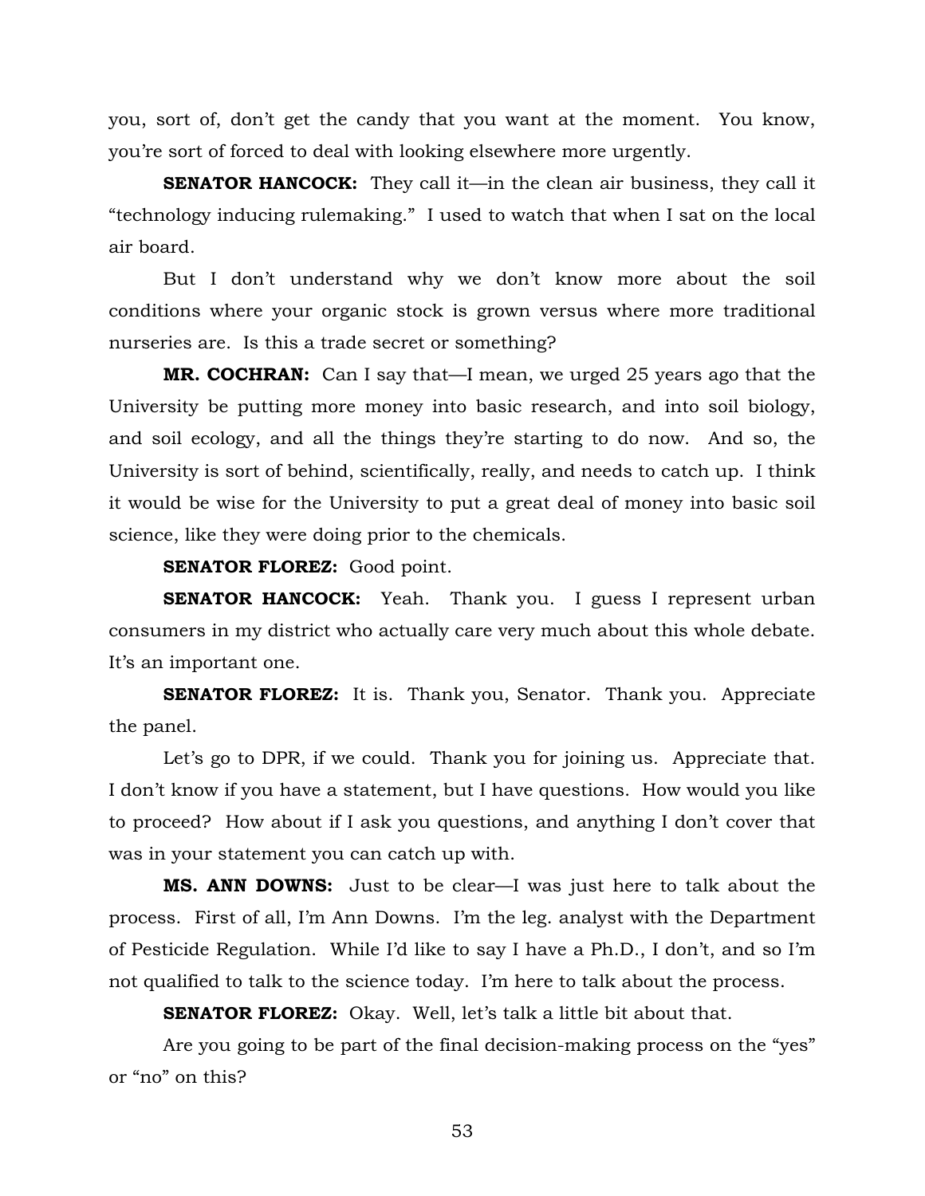you, sort of, don't get the candy that you want at the moment. You know, you're sort of forced to deal with looking elsewhere more urgently.

**SENATOR HANCOCK:** They call it—in the clean air business, they call it "technology inducing rulemaking." I used to watch that when I sat on the local air board.

But I don't understand why we don't know more about the soil conditions where your organic stock is grown versus where more traditional nurseries are. Is this a trade secret or something?

**MR. COCHRAN:** Can I say that—I mean, we urged 25 years ago that the University be putting more money into basic research, and into soil biology, and soil ecology, and all the things they're starting to do now. And so, the University is sort of behind, scientifically, really, and needs to catch up. I think it would be wise for the University to put a great deal of money into basic soil science, like they were doing prior to the chemicals.

**SENATOR FLOREZ:** Good point.

**SENATOR HANCOCK:** Yeah. Thank you. I guess I represent urban consumers in my district who actually care very much about this whole debate. It's an important one.

**SENATOR FLOREZ:** It is. Thank you, Senator. Thank you. Appreciate the panel.

Let's go to DPR, if we could. Thank you for joining us. Appreciate that. I don't know if you have a statement, but I have questions. How would you like to proceed? How about if I ask you questions, and anything I don't cover that was in your statement you can catch up with.

**MS. ANN DOWNS:** Just to be clear—I was just here to talk about the process. First of all, I'm Ann Downs. I'm the leg. analyst with the Department of Pesticide Regulation. While I'd like to say I have a Ph.D., I don't, and so I'm not qualified to talk to the science today. I'm here to talk about the process.

**SENATOR FLOREZ:** Okay. Well, let's talk a little bit about that.

Are you going to be part of the final decision-making process on the "yes" or "no" on this?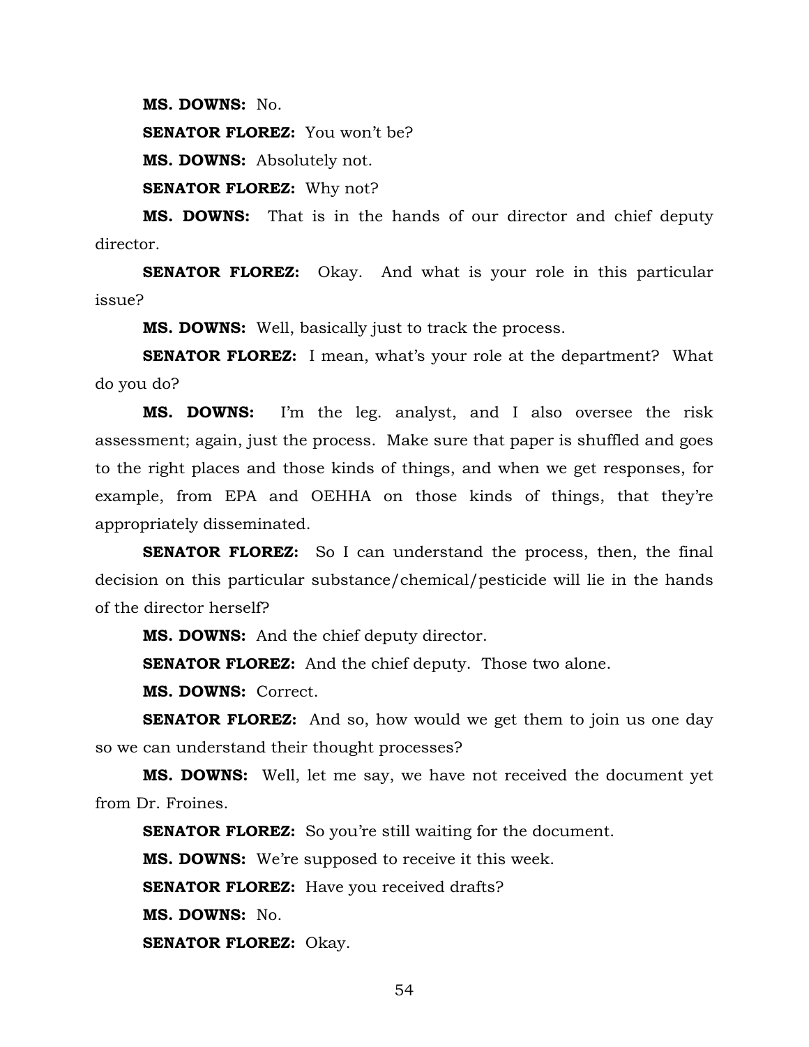**MS. DOWNS:** No.

**SENATOR FLOREZ:** You won't be?

**MS. DOWNS:** Absolutely not.

**SENATOR FLOREZ:** Why not?

**MS. DOWNS:** That is in the hands of our director and chief deputy director.

**SENATOR FLOREZ:** Okay. And what is your role in this particular issue?

**MS. DOWNS:** Well, basically just to track the process.

**SENATOR FLOREZ:** I mean, what's your role at the department? What do you do?

**MS. DOWNS:** I'm the leg. analyst, and I also oversee the risk assessment; again, just the process. Make sure that paper is shuffled and goes to the right places and those kinds of things, and when we get responses, for example, from EPA and OEHHA on those kinds of things, that they're appropriately disseminated.

**SENATOR FLOREZ:** So I can understand the process, then, the final decision on this particular substance/chemical/pesticide will lie in the hands of the director herself?

**MS. DOWNS:** And the chief deputy director.

**SENATOR FLOREZ:** And the chief deputy. Those two alone.

**MS. DOWNS:** Correct.

**SENATOR FLOREZ:** And so, how would we get them to join us one day so we can understand their thought processes?

**MS. DOWNS:** Well, let me say, we have not received the document yet from Dr. Froines.

**SENATOR FLOREZ:** So you're still waiting for the document.

**MS. DOWNS:** We're supposed to receive it this week.

**SENATOR FLOREZ:** Have you received drafts?

**MS. DOWNS:** No.

**SENATOR FLOREZ:** Okay.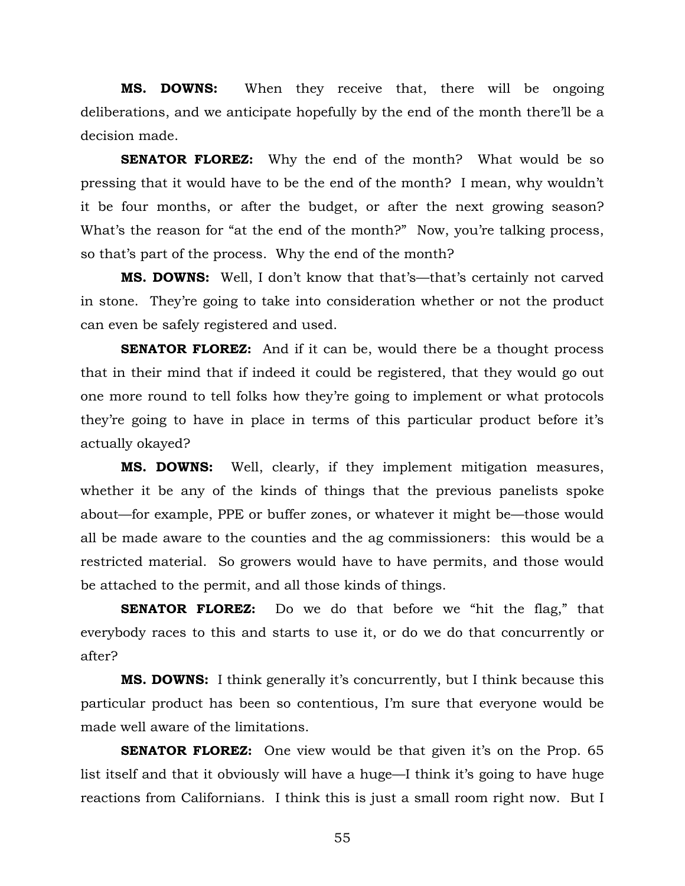**MS. DOWNS:** When they receive that, there will be ongoing deliberations, and we anticipate hopefully by the end of the month there'll be a decision made.

**SENATOR FLOREZ:** Why the end of the month? What would be so pressing that it would have to be the end of the month? I mean, why wouldn't it be four months, or after the budget, or after the next growing season? What's the reason for "at the end of the month?" Now, you're talking process, so that's part of the process. Why the end of the month?

**MS. DOWNS:** Well, I don't know that that's—that's certainly not carved in stone. They're going to take into consideration whether or not the product can even be safely registered and used.

**SENATOR FLOREZ:** And if it can be, would there be a thought process that in their mind that if indeed it could be registered, that they would go out one more round to tell folks how they're going to implement or what protocols they're going to have in place in terms of this particular product before it's actually okayed?

**MS. DOWNS:** Well, clearly, if they implement mitigation measures, whether it be any of the kinds of things that the previous panelists spoke about—for example, PPE or buffer zones, or whatever it might be—those would all be made aware to the counties and the ag commissioners: this would be a restricted material. So growers would have to have permits, and those would be attached to the permit, and all those kinds of things.

**SENATOR FLOREZ:** Do we do that before we "hit the flag," that everybody races to this and starts to use it, or do we do that concurrently or after?

**MS. DOWNS:** I think generally it's concurrently, but I think because this particular product has been so contentious, I'm sure that everyone would be made well aware of the limitations.

**SENATOR FLOREZ:** One view would be that given it's on the Prop. 65 list itself and that it obviously will have a huge—I think it's going to have huge reactions from Californians. I think this is just a small room right now. But I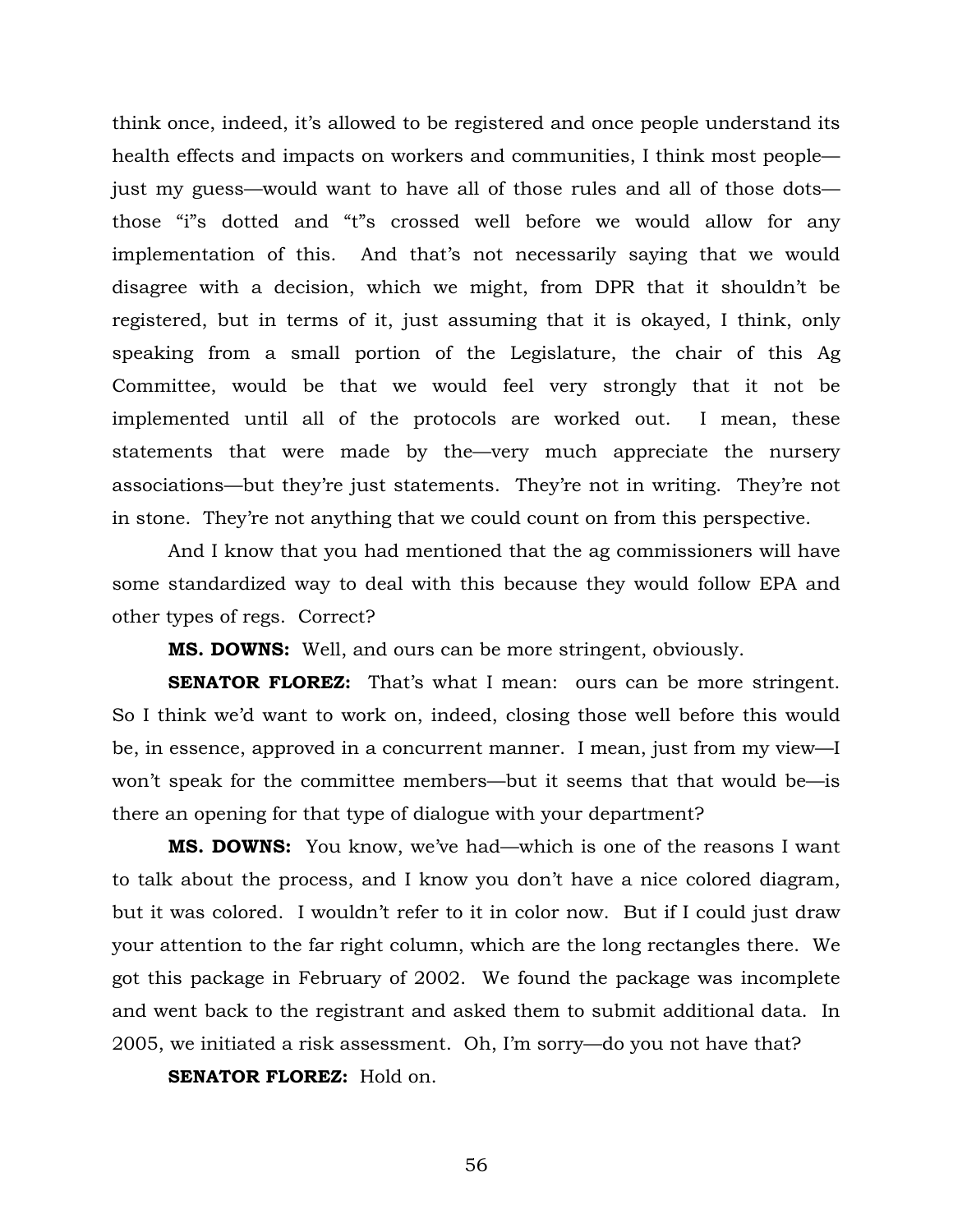think once, indeed, it's allowed to be registered and once people understand its health effects and impacts on workers and communities, I think most people—just my guess—would want to have all of those rules and all of those dots—those "i"s dotted and "t"s crossed well before we would allow for any implementation of this. And that's not necessarily saying that we would disagree with a decision, which we might, from DPR that it shouldn't be registered, but in terms of it, just assuming that it is okayed, I think, only speaking from a small portion of the Legislature, the chair of this Ag Committee, would be that we would feel very strongly that it not be implemented until all of the protocols are worked out. I mean, these statements that were made by the—very much appreciate the nursery associations—but they're just statements. They're not in writing. They're not in stone. They're not anything that we could count on from this perspective.

And I know that you had mentioned that the ag commissioners will have some standardized way to deal with this because they would follow EPA and other types of regs. Correct?

**MS. DOWNS:** Well, and ours can be more stringent, obviously.

**SENATOR FLOREZ:** That's what I mean: ours can be more stringent. So I think we'd want to work on, indeed, closing those well before this would be, in essence, approved in a concurrent manner. I mean, just from my view—I won't speak for the committee members—but it seems that that would be—is there an opening for that type of dialogue with your department?

**MS. DOWNS:** You know, we've had—which is one of the reasons I want to talk about the process, and I know you don't have a nice colored diagram, but it was colored. I wouldn't refer to it in color now. But if I could just draw your attention to the far right column, which are the long rectangles there. We got this package in February of 2002. We found the package was incomplete and went back to the registrant and asked them to submit additional data. In 2005, we initiated a risk assessment. Oh, I'm sorry—do you not have that?

**SENATOR FLOREZ:** Hold on.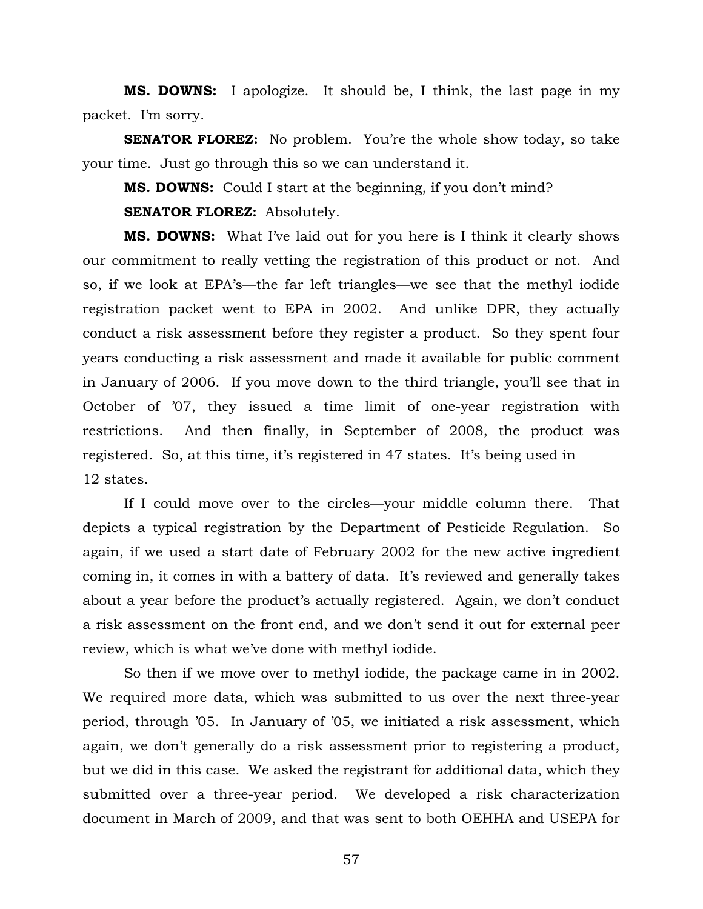**MS. DOWNS:** I apologize. It should be, I think, the last page in my packet. I'm sorry.

**SENATOR FLOREZ:** No problem. You're the whole show today, so take your time. Just go through this so we can understand it.

**MS. DOWNS:** Could I start at the beginning, if you don't mind?

**SENATOR FLOREZ:** Absolutely.

**MS. DOWNS:** What I've laid out for you here is I think it clearly shows our commitment to really vetting the registration of this product or not. And so, if we look at EPA's—the far left triangles—we see that the methyl iodide registration packet went to EPA in 2002. And unlike DPR, they actually conduct a risk assessment before they register a product. So they spent four years conducting a risk assessment and made it available for public comment in January of 2006. If you move down to the third triangle, you'll see that in October of '07, they issued a time limit of one-year registration with restrictions. And then finally, in September of 2008, the product was registered. So, at this time, it's registered in 47 states. It's being used in 12 states.

If I could move over to the circles—your middle column there. That depicts a typical registration by the Department of Pesticide Regulation. So again, if we used a start date of February 2002 for the new active ingredient coming in, it comes in with a battery of data. It's reviewed and generally takes about a year before the product's actually registered. Again, we don't conduct a risk assessment on the front end, and we don't send it out for external peer review, which is what we've done with methyl iodide.

So then if we move over to methyl iodide, the package came in in 2002. We required more data, which was submitted to us over the next three-year period, through '05. In January of '05, we initiated a risk assessment, which again, we don't generally do a risk assessment prior to registering a product, but we did in this case. We asked the registrant for additional data, which they submitted over a three-year period. We developed a risk characterization document in March of 2009, and that was sent to both OEHHA and USEPA for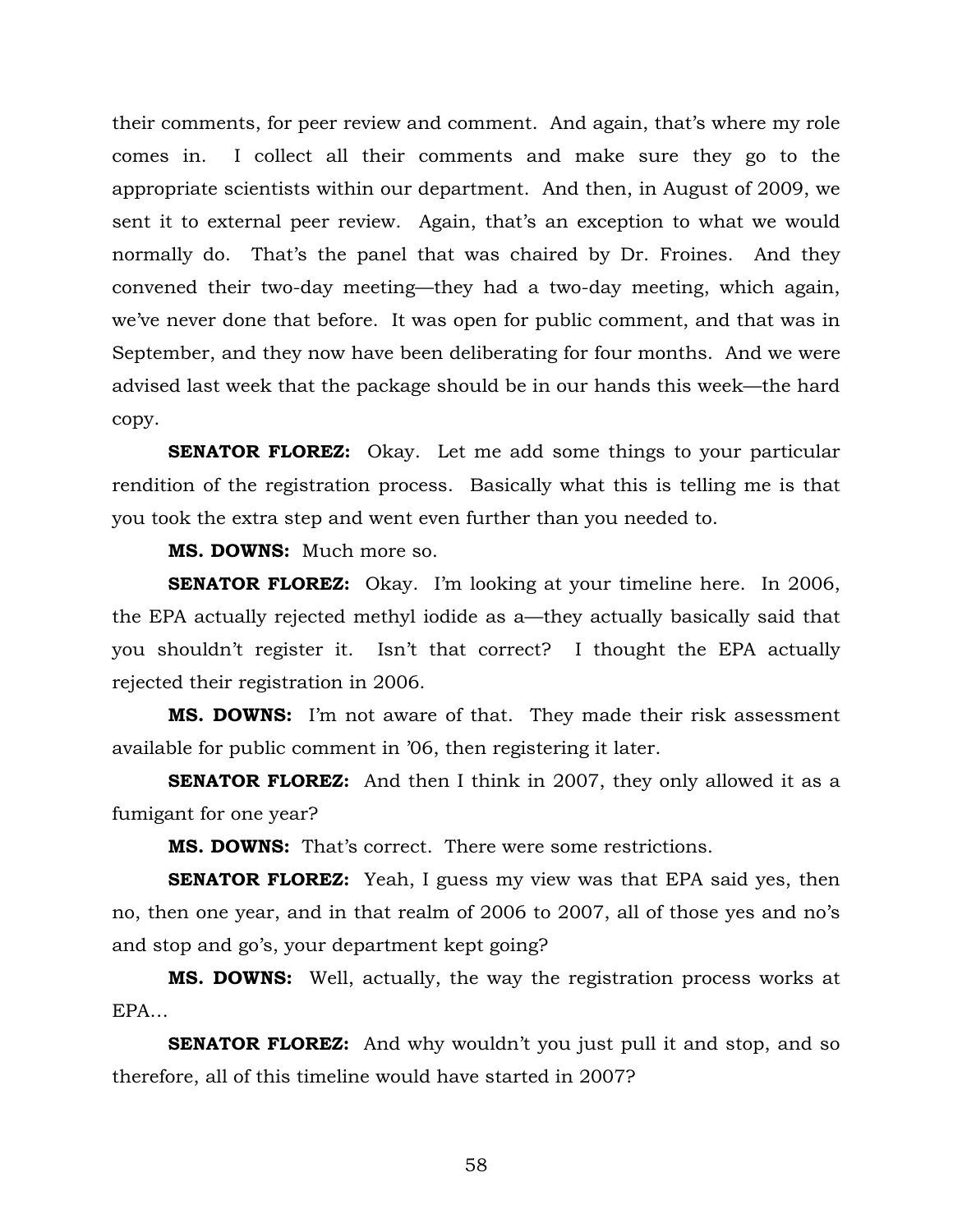their comments, for peer review and comment. And again, that's where my role comes in. I collect all their comments and make sure they go to the appropriate scientists within our department. And then, in August of 2009, we sent it to external peer review. Again, that's an exception to what we would normally do. That's the panel that was chaired by Dr. Froines. And they convened their two-day meeting—they had a two-day meeting, which again, we've never done that before. It was open for public comment, and that was in September, and they now have been deliberating for four months. And we were advised last week that the package should be in our hands this week—the hard copy.

**SENATOR FLOREZ:** Okay. Let me add some things to your particular rendition of the registration process. Basically what this is telling me is that you took the extra step and went even further than you needed to.

**MS. DOWNS:** Much more so.

**SENATOR FLOREZ:** Okay. I'm looking at your timeline here. In 2006, the EPA actually rejected methyl iodide as a—they actually basically said that you shouldn't register it. Isn't that correct? I thought the EPA actually rejected their registration in 2006.

**MS. DOWNS:** I'm not aware of that. They made their risk assessment available for public comment in '06, then registering it later.

**SENATOR FLOREZ:** And then I think in 2007, they only allowed it as a fumigant for one year?

**MS. DOWNS:** That's correct. There were some restrictions.

**SENATOR FLOREZ:** Yeah, I guess my view was that EPA said yes, then no, then one year, and in that realm of 2006 to 2007, all of those yes and no's and stop and go's, your department kept going?

**MS. DOWNS:** Well, actually, the way the registration process works at EPA…

**SENATOR FLOREZ:** And why wouldn't you just pull it and stop, and so therefore, all of this timeline would have started in 2007?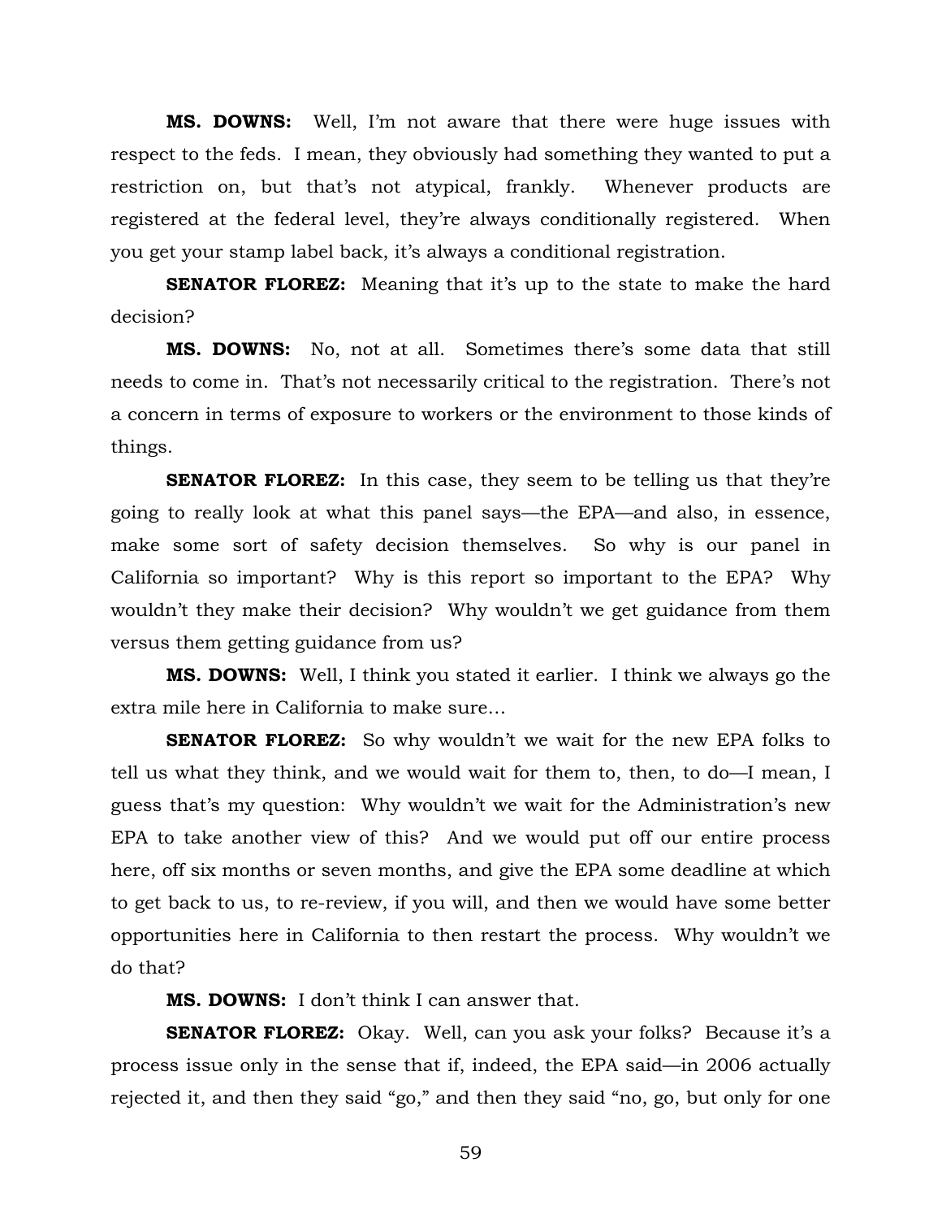**MS. DOWNS:** Well, I'm not aware that there were huge issues with respect to the feds. I mean, they obviously had something they wanted to put a restriction on, but that's not atypical, frankly. Whenever products are registered at the federal level, they're always conditionally registered. When you get your stamp label back, it's always a conditional registration.

**SENATOR FLOREZ:** Meaning that it's up to the state to make the hard decision?

**MS. DOWNS:** No, not at all. Sometimes there's some data that still needs to come in. That's not necessarily critical to the registration. There's not a concern in terms of exposure to workers or the environment to those kinds of things.

**SENATOR FLOREZ:** In this case, they seem to be telling us that they're going to really look at what this panel says—the EPA—and also, in essence, make some sort of safety decision themselves. So why is our panel in California so important? Why is this report so important to the EPA? Why wouldn't they make their decision? Why wouldn't we get guidance from them versus them getting guidance from us?

**MS. DOWNS:** Well, I think you stated it earlier. I think we always go the extra mile here in California to make sure…

**SENATOR FLOREZ:** So why wouldn't we wait for the new EPA folks to tell us what they think, and we would wait for them to, then, to do—I mean, I guess that's my question: Why wouldn't we wait for the Administration's new EPA to take another view of this? And we would put off our entire process here, off six months or seven months, and give the EPA some deadline at which to get back to us, to re-review, if you will, and then we would have some better opportunities here in California to then restart the process. Why wouldn't we do that?

**MS. DOWNS:** I don't think I can answer that.

**SENATOR FLOREZ:** Okay. Well, can you ask your folks? Because it's a process issue only in the sense that if, indeed, the EPA said—in 2006 actually rejected it, and then they said "go," and then they said "no, go, but only for one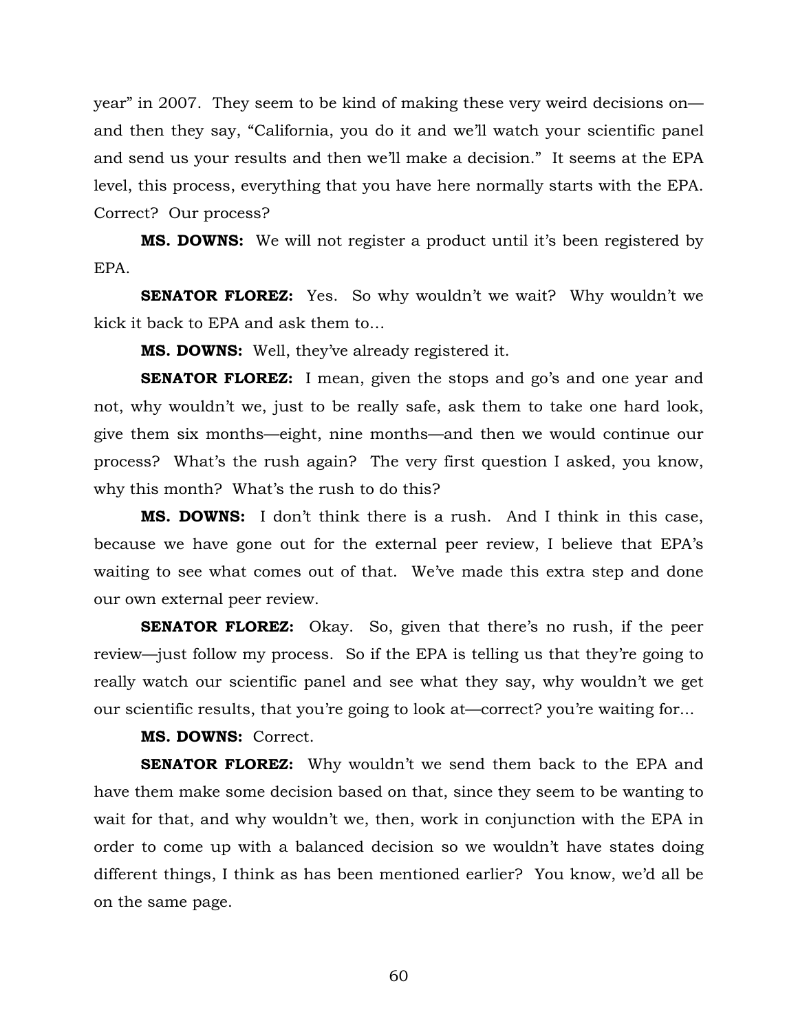year" in 2007. They seem to be kind of making these very weird decisions on—and then they say, "California, you do it and we'll watch your scientific panel and send us your results and then we'll make a decision." It seems at the EPA level, this process, everything that you have here normally starts with the EPA. Correct? Our process?

**MS. DOWNS:** We will not register a product until it's been registered by EPA.

**SENATOR FLOREZ:** Yes. So why wouldn't we wait? Why wouldn't we kick it back to EPA and ask them to…

**MS. DOWNS:** Well, they've already registered it.

**SENATOR FLOREZ:** I mean, given the stops and go's and one year and not, why wouldn't we, just to be really safe, ask them to take one hard look, give them six months—eight, nine months—and then we would continue our process? What's the rush again? The very first question I asked, you know, why this month? What's the rush to do this?

**MS. DOWNS:** I don't think there is a rush. And I think in this case, because we have gone out for the external peer review, I believe that EPA's waiting to see what comes out of that. We've made this extra step and done our own external peer review.

**SENATOR FLOREZ:** Okay. So, given that there's no rush, if the peer review—just follow my process. So if the EPA is telling us that they're going to really watch our scientific panel and see what they say, why wouldn't we get our scientific results, that you're going to look at—correct? you're waiting for…

**MS. DOWNS:** Correct.

**SENATOR FLOREZ:** Why wouldn't we send them back to the EPA and have them make some decision based on that, since they seem to be wanting to wait for that, and why wouldn't we, then, work in conjunction with the EPA in order to come up with a balanced decision so we wouldn't have states doing different things, I think as has been mentioned earlier? You know, we'd all be on the same page.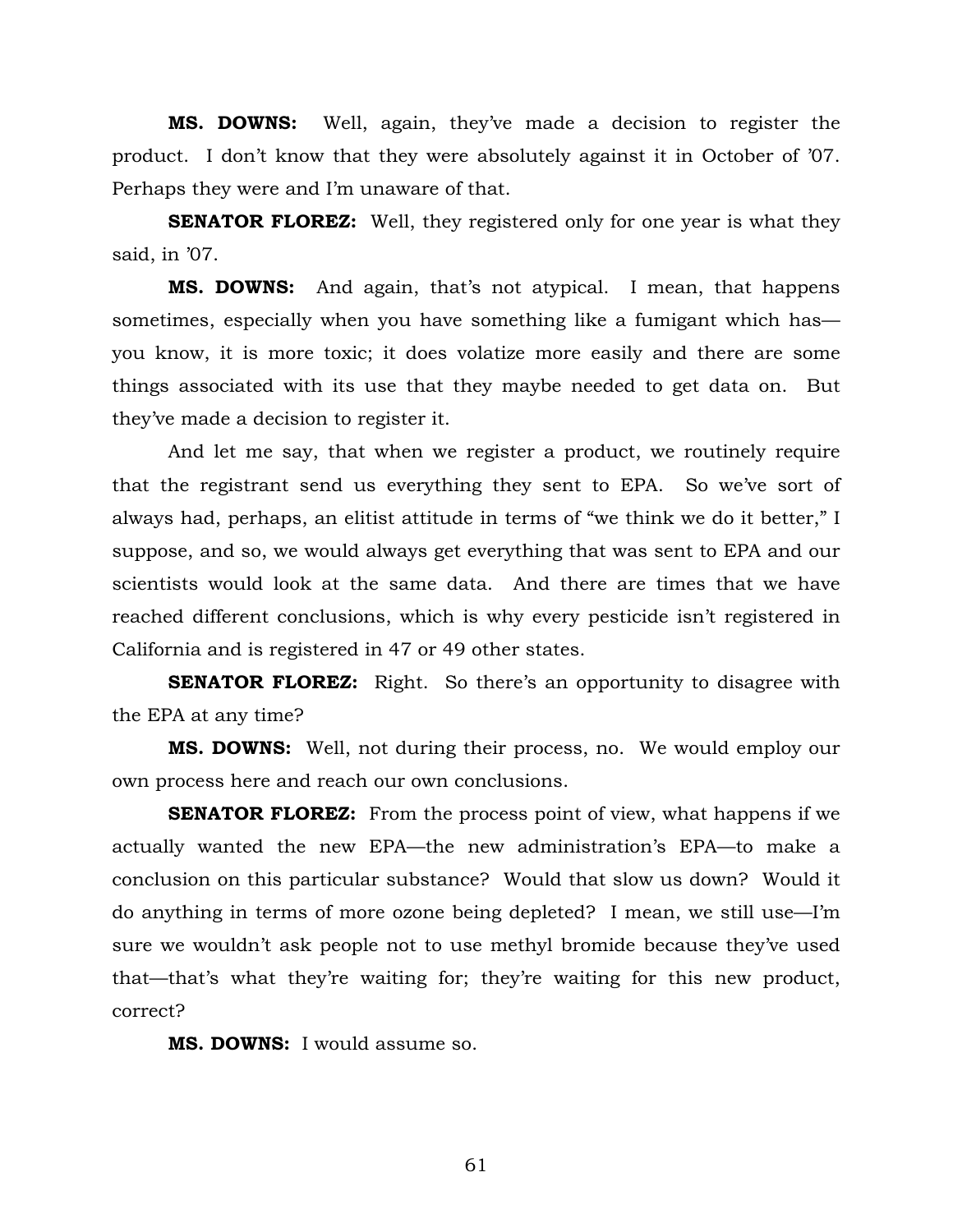**MS. DOWNS:** Well, again, they've made a decision to register the product. I don't know that they were absolutely against it in October of '07. Perhaps they were and I'm unaware of that.

**SENATOR FLOREZ:** Well, they registered only for one year is what they said, in '07.

**MS. DOWNS:** And again, that's not atypical. I mean, that happens sometimes, especially when you have something like a fumigant which has— you know, it is more toxic; it does volatize more easily and there are some things associated with its use that they maybe needed to get data on. But they've made a decision to register it.

And let me say, that when we register a product, we routinely require that the registrant send us everything they sent to EPA. So we've sort of always had, perhaps, an elitist attitude in terms of "we think we do it better," I suppose, and so, we would always get everything that was sent to EPA and our scientists would look at the same data. And there are times that we have reached different conclusions, which is why every pesticide isn't registered in California and is registered in 47 or 49 other states.

**SENATOR FLOREZ:** Right. So there's an opportunity to disagree with the EPA at any time?

**MS. DOWNS:** Well, not during their process, no. We would employ our own process here and reach our own conclusions.

**SENATOR FLOREZ:** From the process point of view, what happens if we actually wanted the new EPA—the new administration's EPA—to make a conclusion on this particular substance? Would that slow us down? Would it do anything in terms of more ozone being depleted? I mean, we still use—I'm sure we wouldn't ask people not to use methyl bromide because they've used that—that's what they're waiting for; they're waiting for this new product, correct?

**MS. DOWNS:** I would assume so.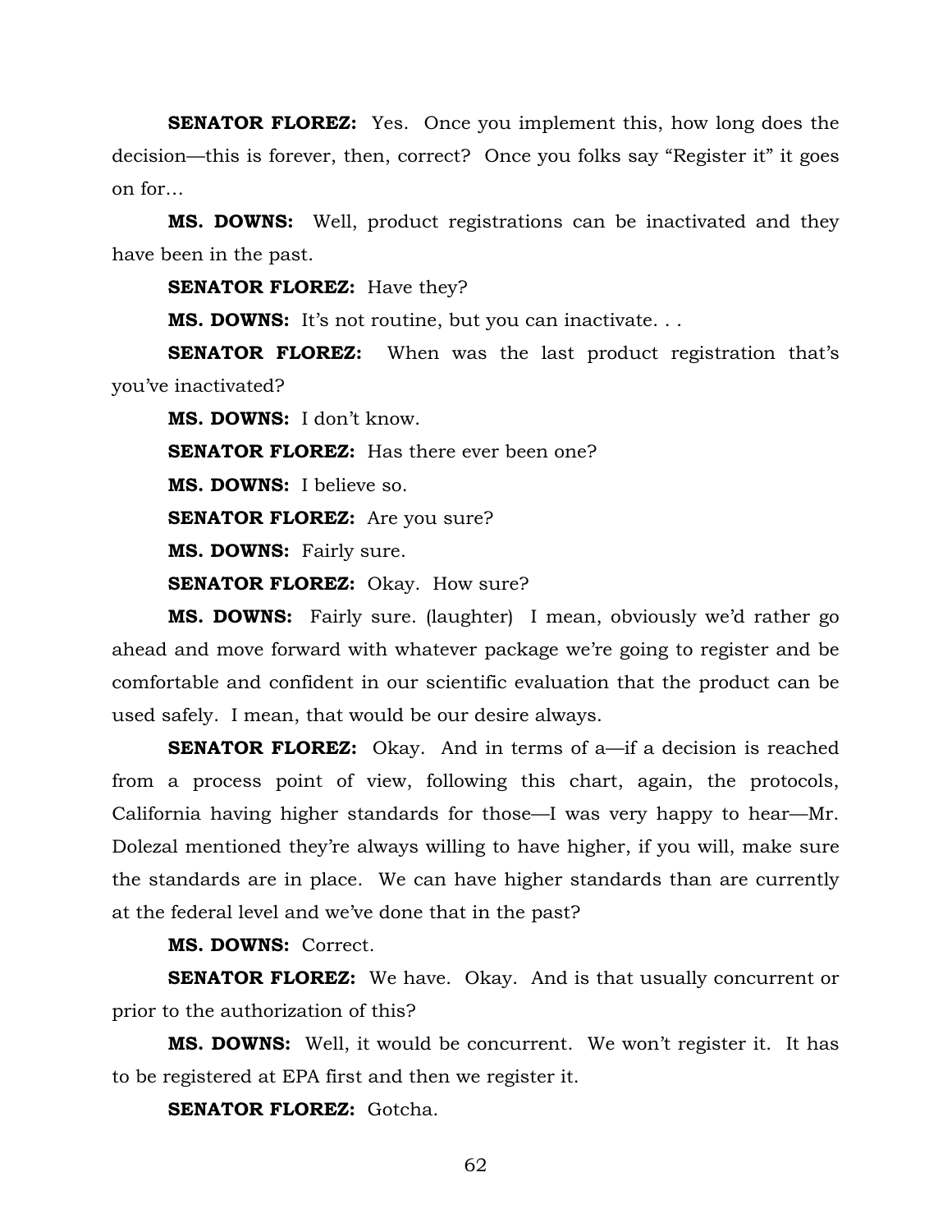**SENATOR FLOREZ:** Yes. Once you implement this, how long does the decision—this is forever, then, correct? Once you folks say "Register it" it goes on for…

**MS. DOWNS:** Well, product registrations can be inactivated and they have been in the past.

**SENATOR FLOREZ:** Have they?

**MS. DOWNS:** It's not routine, but you can inactivate. . .

**SENATOR FLOREZ:** When was the last product registration that's you've inactivated?

**MS. DOWNS:** I don't know.

**SENATOR FLOREZ:** Has there ever been one?

**MS. DOWNS:** I believe so.

**SENATOR FLOREZ:** Are you sure?

**MS. DOWNS:** Fairly sure.

**SENATOR FLOREZ:** Okay. How sure?

**MS. DOWNS:** Fairly sure. (laughter) I mean, obviously we'd rather go ahead and move forward with whatever package we're going to register and be comfortable and confident in our scientific evaluation that the product can be used safely. I mean, that would be our desire always.

**SENATOR FLOREZ:** Okay. And in terms of a—if a decision is reached from a process point of view, following this chart, again, the protocols, California having higher standards for those—I was very happy to hear—Mr. Dolezal mentioned they're always willing to have higher, if you will, make sure the standards are in place. We can have higher standards than are currently at the federal level and we've done that in the past?

**MS. DOWNS:** Correct.

**SENATOR FLOREZ:** We have. Okay. And is that usually concurrent or prior to the authorization of this?

**MS. DOWNS:** Well, it would be concurrent. We won't register it. It has to be registered at EPA first and then we register it.

**SENATOR FLOREZ:** Gotcha.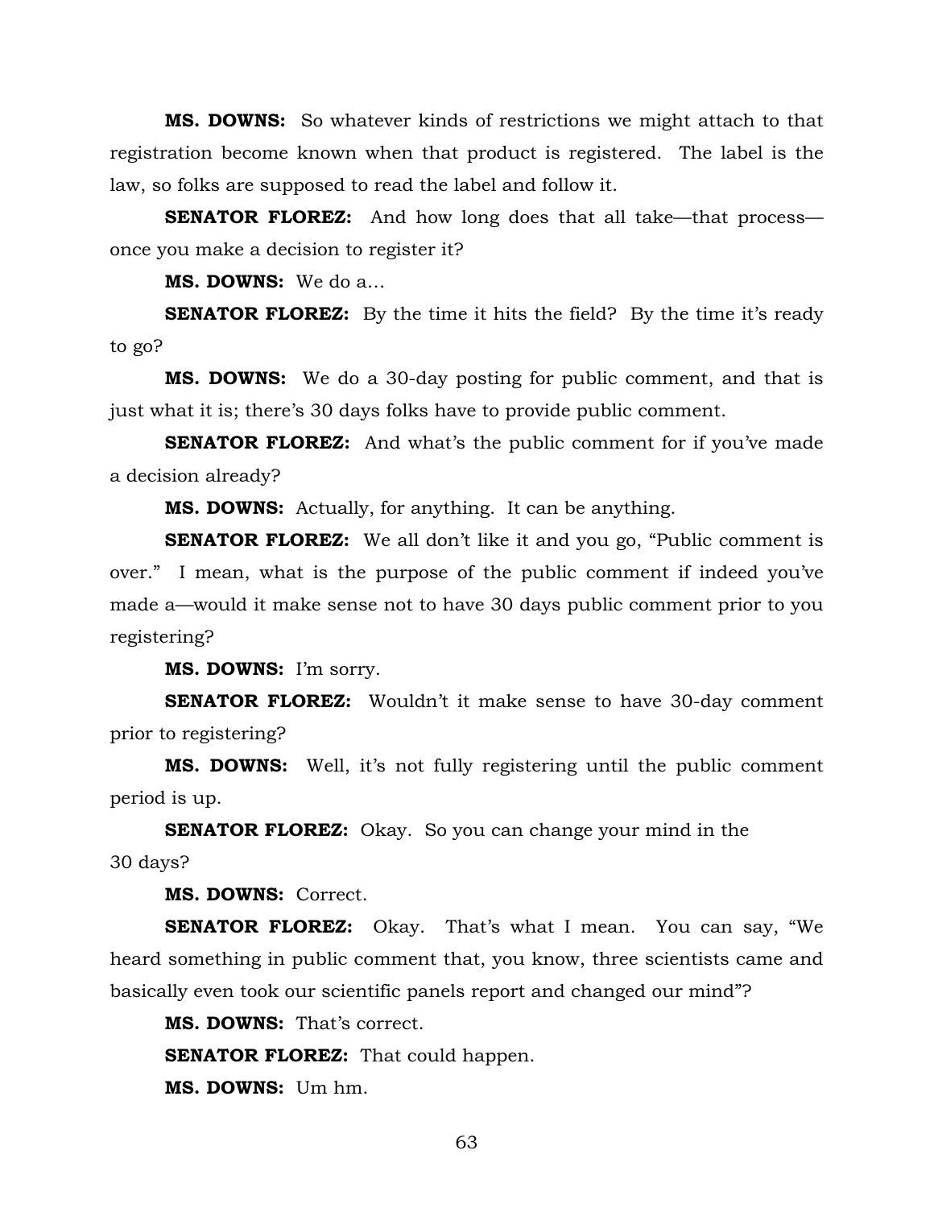**MS. DOWNS:** So whatever kinds of restrictions we might attach to that registration become known when that product is registered. The label is the law, so folks are supposed to read the label and follow it.

**SENATOR FLOREZ:** And how long does that all take—that process—once you make a decision to register it?

**MS. DOWNS:** We do a…

**SENATOR FLOREZ:** By the time it hits the field? By the time it's ready to go?

**MS. DOWNS:** We do a 30-day posting for public comment, and that is just what it is; there's 30 days folks have to provide public comment.

**SENATOR FLOREZ:** And what's the public comment for if you've made a decision already?

**MS. DOWNS:** Actually, for anything. It can be anything.

**SENATOR FLOREZ:** We all don't like it and you go, "Public comment is over." I mean, what is the purpose of the public comment if indeed you've made a—would it make sense not to have 30 days public comment prior to you registering?

**MS. DOWNS:** I'm sorry.

**SENATOR FLOREZ:** Wouldn't it make sense to have 30-day comment prior to registering?

**MS. DOWNS:** Well, it's not fully registering until the public comment period is up.

**SENATOR FLOREZ:** Okay. So you can change your mind in the 30 days?

**MS. DOWNS:** Correct.

**SENATOR FLOREZ:** Okay. That's what I mean. You can say, "We heard something in public comment that, you know, three scientists came and basically even took our scientific panels report and changed our mind"?

**MS. DOWNS:** That's correct.

**SENATOR FLOREZ:** That could happen.

**MS. DOWNS:** Um hm.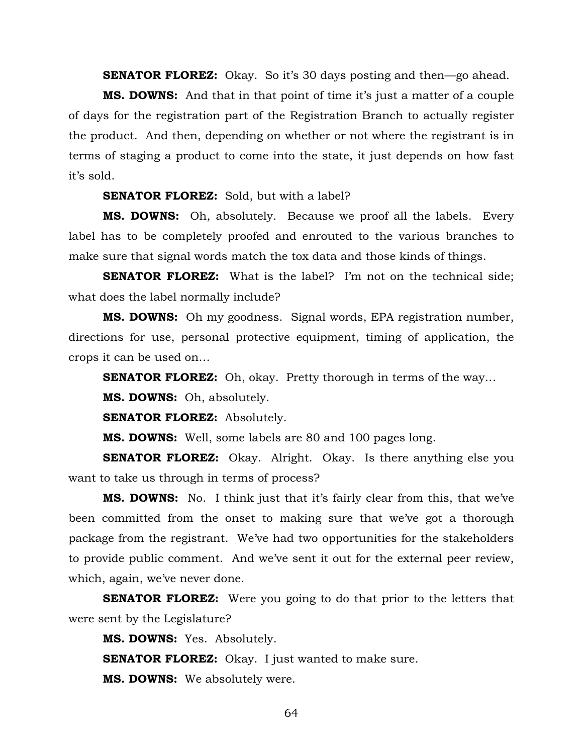**SENATOR FLOREZ:** Okay. So it's 30 days posting and then—go ahead.

**MS. DOWNS:** And that in that point of time it's just a matter of a couple of days for the registration part of the Registration Branch to actually register the product. And then, depending on whether or not where the registrant is in terms of staging a product to come into the state, it just depends on how fast it's sold.

**SENATOR FLOREZ:** Sold, but with a label?

**MS. DOWNS:** Oh, absolutely. Because we proof all the labels. Every label has to be completely proofed and enrouted to the various branches to make sure that signal words match the tox data and those kinds of things.

**SENATOR FLOREZ:** What is the label? I'm not on the technical side; what does the label normally include?

**MS. DOWNS:** Oh my goodness. Signal words, EPA registration number, directions for use, personal protective equipment, timing of application, the crops it can be used on…

**SENATOR FLOREZ:** Oh, okay. Pretty thorough in terms of the way…

**MS. DOWNS:** Oh, absolutely.

**SENATOR FLOREZ:** Absolutely.

**MS. DOWNS:** Well, some labels are 80 and 100 pages long.

**SENATOR FLOREZ:** Okay. Alright. Okay. Is there anything else you want to take us through in terms of process?

**MS. DOWNS:** No. I think just that it's fairly clear from this, that we've been committed from the onset to making sure that we've got a thorough package from the registrant. We've had two opportunities for the stakeholders to provide public comment. And we've sent it out for the external peer review, which, again, we've never done.

**SENATOR FLOREZ:** Were you going to do that prior to the letters that were sent by the Legislature?

**MS. DOWNS:** Yes. Absolutely.

**SENATOR FLOREZ:** Okay. I just wanted to make sure.

**MS. DOWNS:** We absolutely were.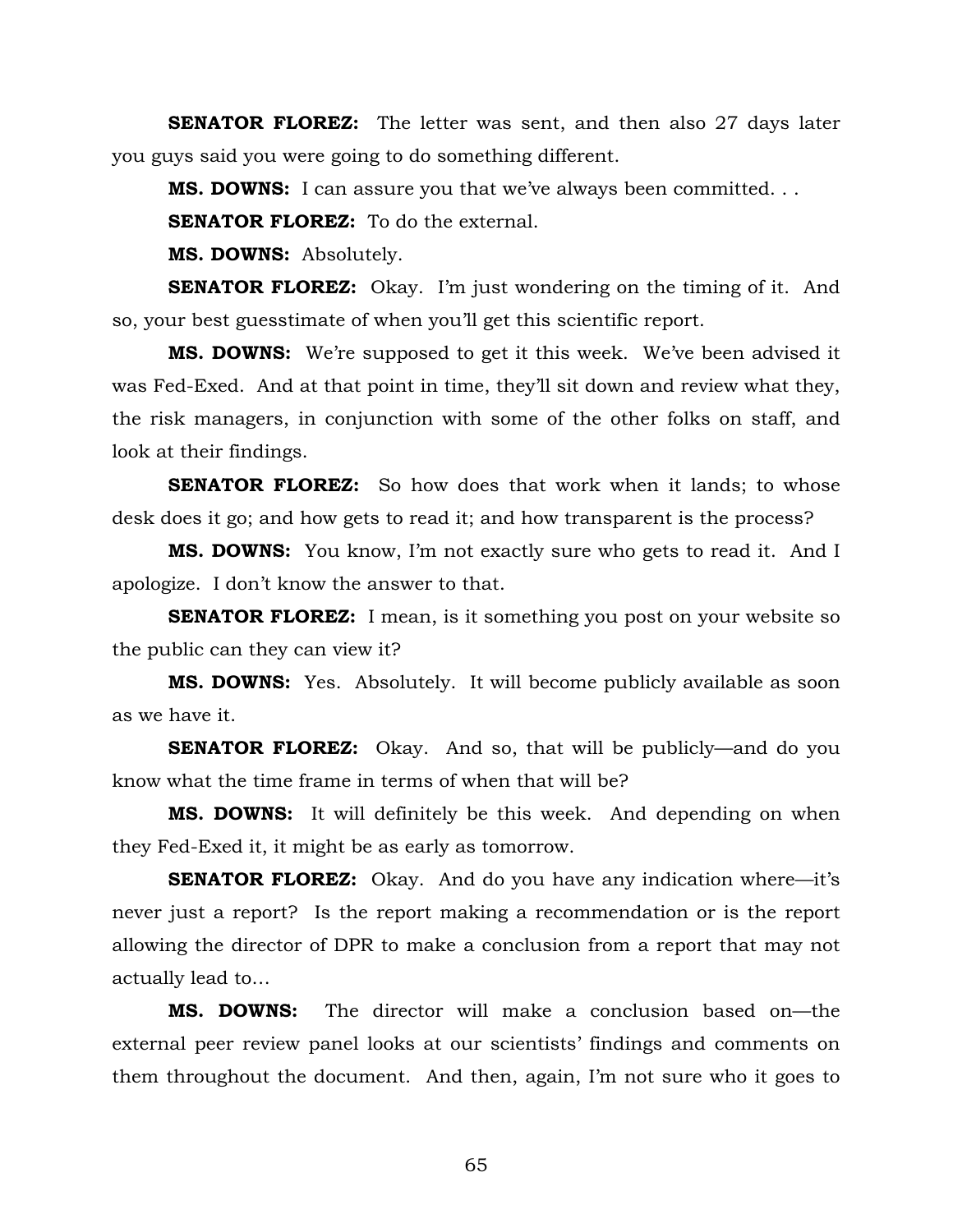**SENATOR FLOREZ:** The letter was sent, and then also 27 days later you guys said you were going to do something different.

**MS. DOWNS:** I can assure you that we've always been committed. . .

**SENATOR FLOREZ:** To do the external.

**MS. DOWNS:** Absolutely.

**SENATOR FLOREZ:** Okay. I'm just wondering on the timing of it. And so, your best guesstimate of when you'll get this scientific report.

**MS. DOWNS:** We're supposed to get it this week. We've been advised it was Fed-Exed. And at that point in time, they'll sit down and review what they, the risk managers, in conjunction with some of the other folks on staff, and look at their findings.

**SENATOR FLOREZ:** So how does that work when it lands; to whose desk does it go; and how gets to read it; and how transparent is the process?

**MS. DOWNS:** You know, I'm not exactly sure who gets to read it. And I apologize. I don't know the answer to that.

**SENATOR FLOREZ:** I mean, is it something you post on your website so the public can they can view it?

**MS. DOWNS:** Yes. Absolutely. It will become publicly available as soon as we have it.

**SENATOR FLOREZ:** Okay. And so, that will be publicly—and do you know what the time frame in terms of when that will be?

**MS. DOWNS:** It will definitely be this week. And depending on when they Fed-Exed it, it might be as early as tomorrow.

**SENATOR FLOREZ:** Okay. And do you have any indication where—it's never just a report? Is the report making a recommendation or is the report allowing the director of DPR to make a conclusion from a report that may not actually lead to…

**MS. DOWNS:** The director will make a conclusion based on—the external peer review panel looks at our scientists' findings and comments on them throughout the document. And then, again, I'm not sure who it goes to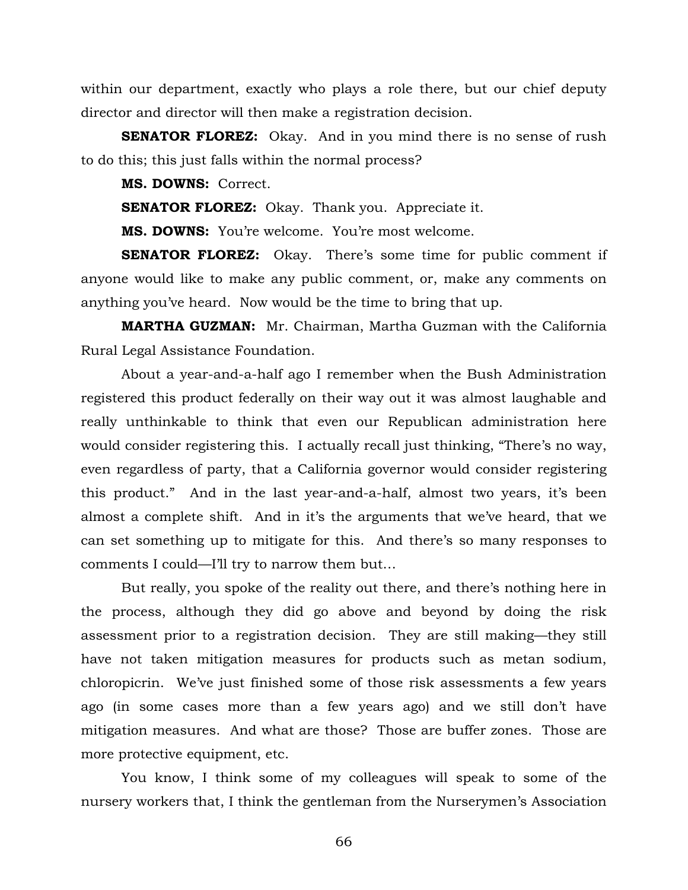within our department, exactly who plays a role there, but our chief deputy director and director will then make a registration decision.

**SENATOR FLOREZ:** Okay. And in you mind there is no sense of rush to do this; this just falls within the normal process?

**MS. DOWNS:** Correct.

**SENATOR FLOREZ:** Okay. Thank you. Appreciate it.

**MS. DOWNS:** You're welcome. You're most welcome.

**SENATOR FLOREZ:** Okay. There's some time for public comment if anyone would like to make any public comment, or, make any comments on anything you've heard. Now would be the time to bring that up.

**MARTHA GUZMAN:** Mr. Chairman, Martha Guzman with the California Rural Legal Assistance Foundation.

About a year-and-a-half ago I remember when the Bush Administration registered this product federally on their way out it was almost laughable and really unthinkable to think that even our Republican administration here would consider registering this. I actually recall just thinking, "There's no way, even regardless of party, that a California governor would consider registering this product." And in the last year-and-a-half, almost two years, it's been almost a complete shift. And in it's the arguments that we've heard, that we can set something up to mitigate for this. And there's so many responses to comments I could—I'll try to narrow them but…

But really, you spoke of the reality out there, and there's nothing here in the process, although they did go above and beyond by doing the risk assessment prior to a registration decision. They are still making—they still have not taken mitigation measures for products such as metan sodium, chloropicrin. We've just finished some of those risk assessments a few years ago (in some cases more than a few years ago) and we still don't have mitigation measures. And what are those? Those are buffer zones. Those are more protective equipment, etc.

You know, I think some of my colleagues will speak to some of the nursery workers that, I think the gentleman from the Nurserymen's Association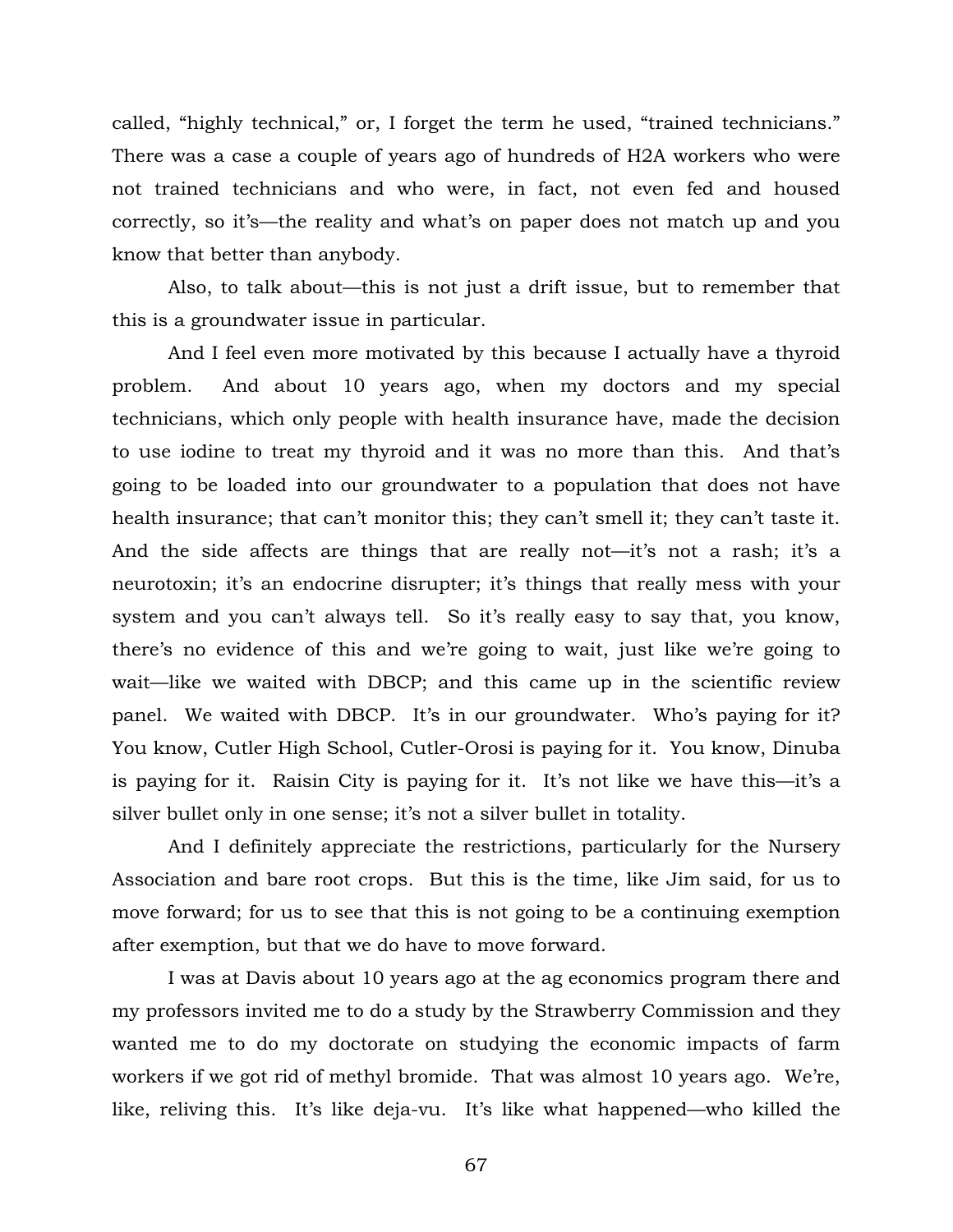called, "highly technical," or, I forget the term he used, "trained technicians." There was a case a couple of years ago of hundreds of H2A workers who were not trained technicians and who were, in fact, not even fed and housed correctly, so it's—the reality and what's on paper does not match up and you know that better than anybody.

Also, to talk about—this is not just a drift issue, but to remember that this is a groundwater issue in particular.

And I feel even more motivated by this because I actually have a thyroid problem. And about 10 years ago, when my doctors and my special technicians, which only people with health insurance have, made the decision to use iodine to treat my thyroid and it was no more than this. And that's going to be loaded into our groundwater to a population that does not have health insurance; that can't monitor this; they can't smell it; they can't taste it. And the side affects are things that are really not—it's not a rash; it's a neurotoxin; it's an endocrine disrupter; it's things that really mess with your system and you can't always tell. So it's really easy to say that, you know, there's no evidence of this and we're going to wait, just like we're going to wait—like we waited with DBCP; and this came up in the scientific review panel. We waited with DBCP. It's in our groundwater. Who's paying for it? You know, Cutler High School, Cutler-Orosi is paying for it. You know, Dinuba is paying for it. Raisin City is paying for it. It's not like we have this—it's a silver bullet only in one sense; it's not a silver bullet in totality.

And I definitely appreciate the restrictions, particularly for the Nursery Association and bare root crops. But this is the time, like Jim said, for us to move forward; for us to see that this is not going to be a continuing exemption after exemption, but that we do have to move forward.

I was at Davis about 10 years ago at the ag economics program there and my professors invited me to do a study by the Strawberry Commission and they wanted me to do my doctorate on studying the economic impacts of farm workers if we got rid of methyl bromide. That was almost 10 years ago. We're, like, reliving this. It's like deja-vu. It's like what happened—who killed the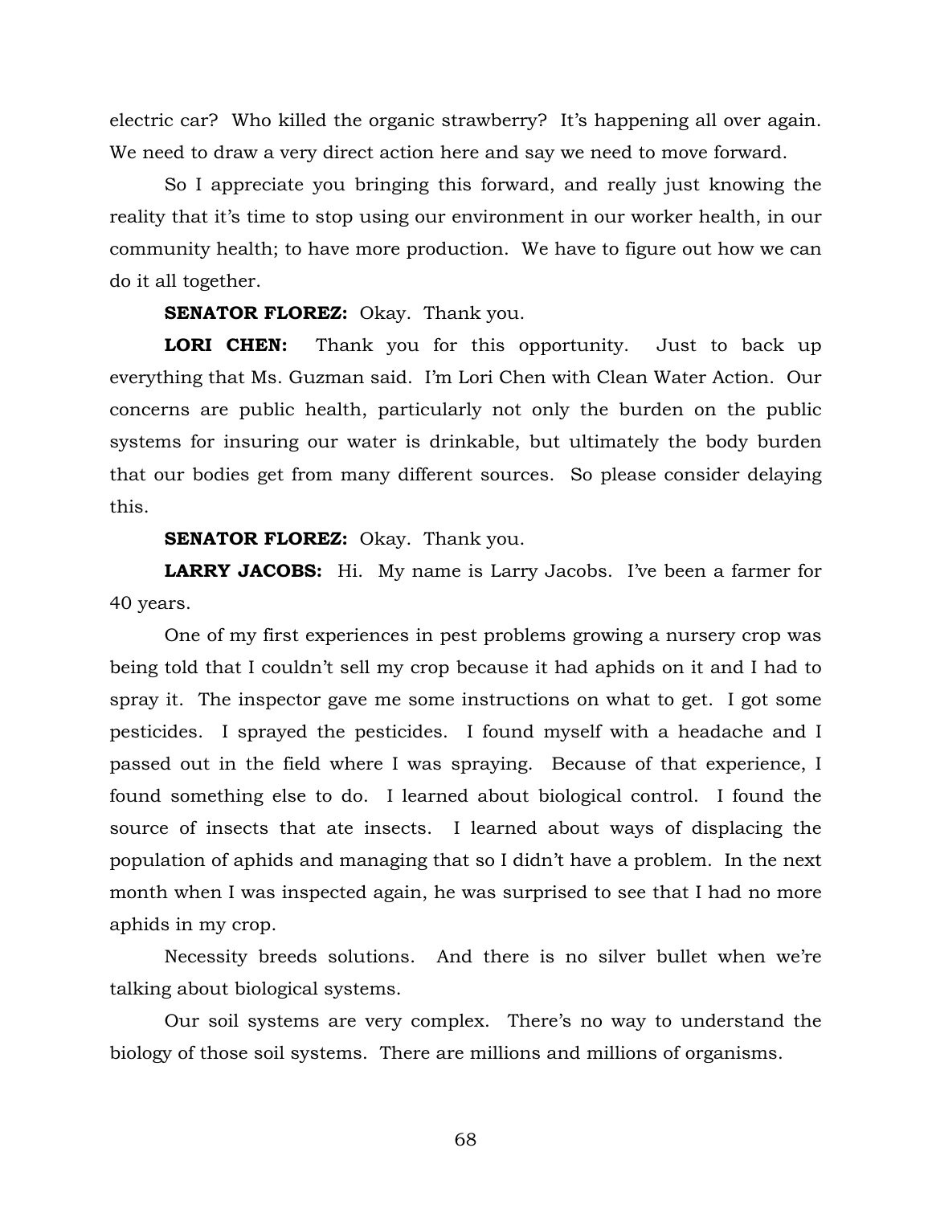electric car? Who killed the organic strawberry? It's happening all over again. We need to draw a very direct action here and say we need to move forward.

So I appreciate you bringing this forward, and really just knowing the reality that it's time to stop using our environment in our worker health, in our community health; to have more production. We have to figure out how we can do it all together.

**SENATOR FLOREZ:** Okay. Thank you.

**LORI CHEN:** Thank you for this opportunity. Just to back up everything that Ms. Guzman said. I'm Lori Chen with Clean Water Action. Our concerns are public health, particularly not only the burden on the public systems for insuring our water is drinkable, but ultimately the body burden that our bodies get from many different sources. So please consider delaying this.

**SENATOR FLOREZ:** Okay. Thank you.

**LARRY JACOBS:** Hi. My name is Larry Jacobs. I've been a farmer for 40 years.

One of my first experiences in pest problems growing a nursery crop was being told that I couldn't sell my crop because it had aphids on it and I had to spray it. The inspector gave me some instructions on what to get. I got some pesticides. I sprayed the pesticides. I found myself with a headache and I passed out in the field where I was spraying. Because of that experience, I found something else to do. I learned about biological control. I found the source of insects that ate insects. I learned about ways of displacing the population of aphids and managing that so I didn't have a problem. In the next month when I was inspected again, he was surprised to see that I had no more aphids in my crop.

Necessity breeds solutions. And there is no silver bullet when we're talking about biological systems.

Our soil systems are very complex. There's no way to understand the biology of those soil systems. There are millions and millions of organisms.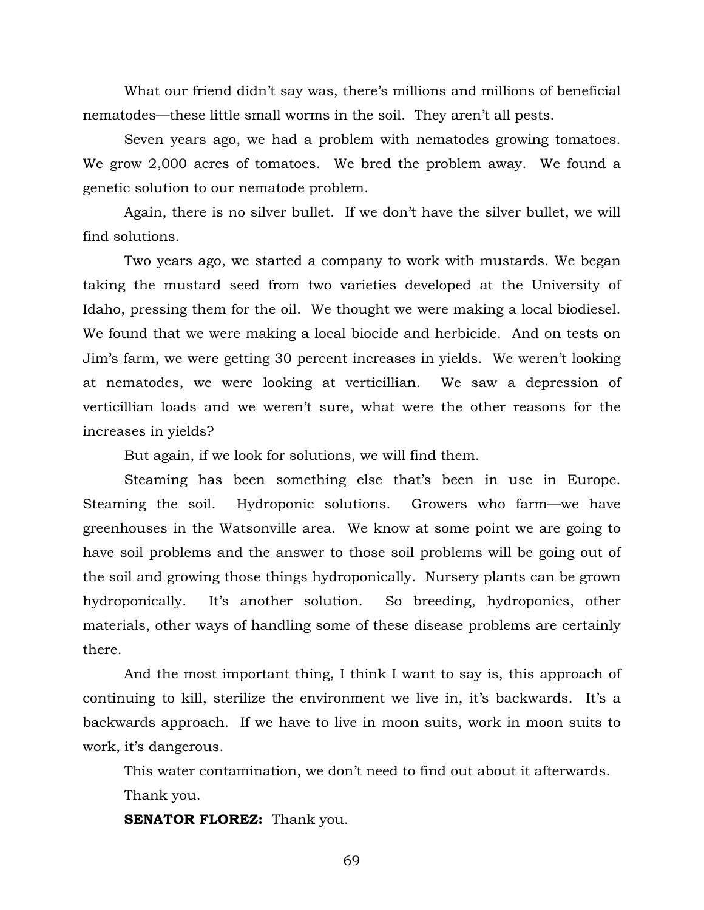What our friend didn't say was, there's millions and millions of beneficial nematodes—these little small worms in the soil. They aren't all pests.

Seven years ago, we had a problem with nematodes growing tomatoes. We grow 2,000 acres of tomatoes. We bred the problem away. We found a genetic solution to our nematode problem.

Again, there is no silver bullet. If we don't have the silver bullet, we will find solutions.

Two years ago, we started a company to work with mustards. We began taking the mustard seed from two varieties developed at the University of Idaho, pressing them for the oil. We thought we were making a local biodiesel. We found that we were making a local biocide and herbicide. And on tests on Jim's farm, we were getting 30 percent increases in yields. We weren't looking at nematodes, we were looking at verticillian. We saw a depression of verticillian loads and we weren't sure, what were the other reasons for the increases in yields?

But again, if we look for solutions, we will find them.

Steaming has been something else that's been in use in Europe. Steaming the soil. Hydroponic solutions. Growers who farm—we have greenhouses in the Watsonville area. We know at some point we are going to have soil problems and the answer to those soil problems will be going out of the soil and growing those things hydroponically. Nursery plants can be grown hydroponically. It's another solution. So breeding, hydroponics, other materials, other ways of handling some of these disease problems are certainly there.

And the most important thing, I think I want to say is, this approach of continuing to kill, sterilize the environment we live in, it's backwards. It's a backwards approach. If we have to live in moon suits, work in moon suits to work, it's dangerous.

This water contamination, we don't need to find out about it afterwards.

Thank you.

**SENATOR FLOREZ:** Thank you.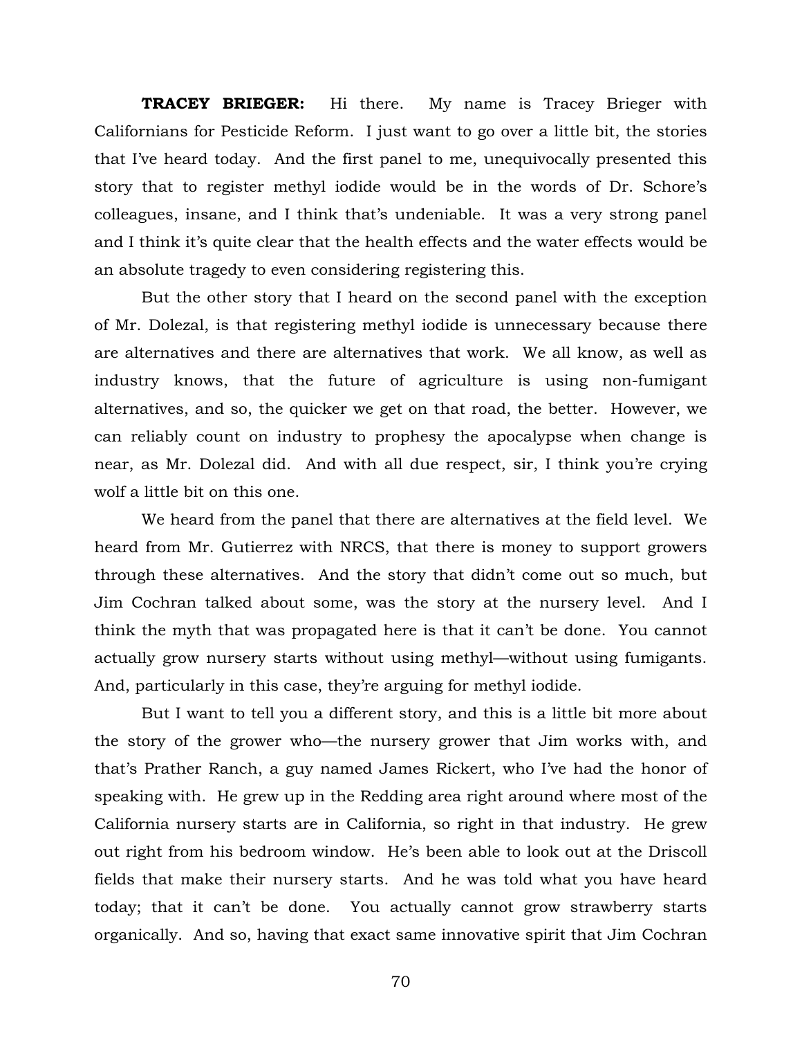**TRACEY BRIEGER:** Hi there. My name is Tracey Brieger with Californians for Pesticide Reform. I just want to go over a little bit, the stories that I've heard today. And the first panel to me, unequivocally presented this story that to register methyl iodide would be in the words of Dr. Schore's colleagues, insane, and I think that's undeniable. It was a very strong panel and I think it's quite clear that the health effects and the water effects would be an absolute tragedy to even considering registering this.

But the other story that I heard on the second panel with the exception of Mr. Dolezal, is that registering methyl iodide is unnecessary because there are alternatives and there are alternatives that work. We all know, as well as industry knows, that the future of agriculture is using non-fumigant alternatives, and so, the quicker we get on that road, the better. However, we can reliably count on industry to prophesy the apocalypse when change is near, as Mr. Dolezal did. And with all due respect, sir, I think you're crying wolf a little bit on this one.

We heard from the panel that there are alternatives at the field level. We heard from Mr. Gutierrez with NRCS, that there is money to support growers through these alternatives. And the story that didn't come out so much, but Jim Cochran talked about some, was the story at the nursery level. And I think the myth that was propagated here is that it can't be done. You cannot actually grow nursery starts without using methyl—without using fumigants. And, particularly in this case, they're arguing for methyl iodide.

But I want to tell you a different story, and this is a little bit more about the story of the grower who—the nursery grower that Jim works with, and that's Prather Ranch, a guy named James Rickert, who I've had the honor of speaking with. He grew up in the Redding area right around where most of the California nursery starts are in California, so right in that industry. He grew out right from his bedroom window. He's been able to look out at the Driscoll fields that make their nursery starts. And he was told what you have heard today; that it can't be done. You actually cannot grow strawberry starts organically. And so, having that exact same innovative spirit that Jim Cochran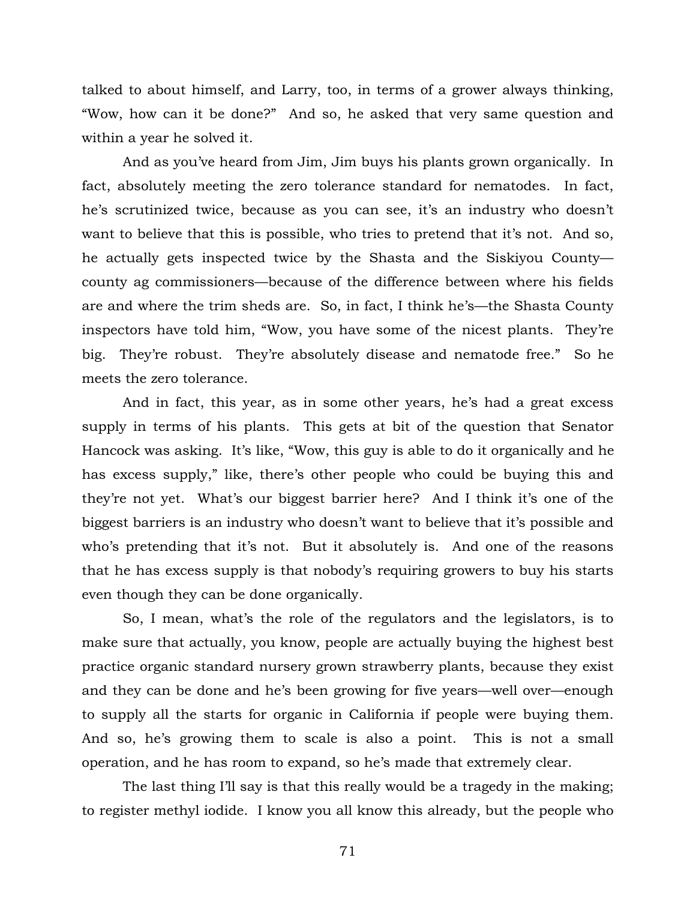talked to about himself, and Larry, too, in terms of a grower always thinking, "Wow, how can it be done?" And so, he asked that very same question and within a year he solved it.

And as you've heard from Jim, Jim buys his plants grown organically. In fact, absolutely meeting the zero tolerance standard for nematodes. In fact, he's scrutinized twice, because as you can see, it's an industry who doesn't want to believe that this is possible, who tries to pretend that it's not. And so, he actually gets inspected twice by the Shasta and the Siskiyou County—county ag commissioners—because of the difference between where his fields are and where the trim sheds are. So, in fact, I think he's—the Shasta County inspectors have told him, "Wow, you have some of the nicest plants. They're big. They're robust. They're absolutely disease and nematode free." So he meets the zero tolerance.

And in fact, this year, as in some other years, he's had a great excess supply in terms of his plants. This gets at bit of the question that Senator Hancock was asking. It's like, "Wow, this guy is able to do it organically and he has excess supply," like, there's other people who could be buying this and they're not yet. What's our biggest barrier here? And I think it's one of the biggest barriers is an industry who doesn't want to believe that it's possible and who's pretending that it's not. But it absolutely is. And one of the reasons that he has excess supply is that nobody's requiring growers to buy his starts even though they can be done organically.

So, I mean, what's the role of the regulators and the legislators, is to make sure that actually, you know, people are actually buying the highest best practice organic standard nursery grown strawberry plants, because they exist and they can be done and he's been growing for five years—well over—enough to supply all the starts for organic in California if people were buying them. And so, he's growing them to scale is also a point. This is not a small operation, and he has room to expand, so he's made that extremely clear.

The last thing I'll say is that this really would be a tragedy in the making; to register methyl iodide. I know you all know this already, but the people who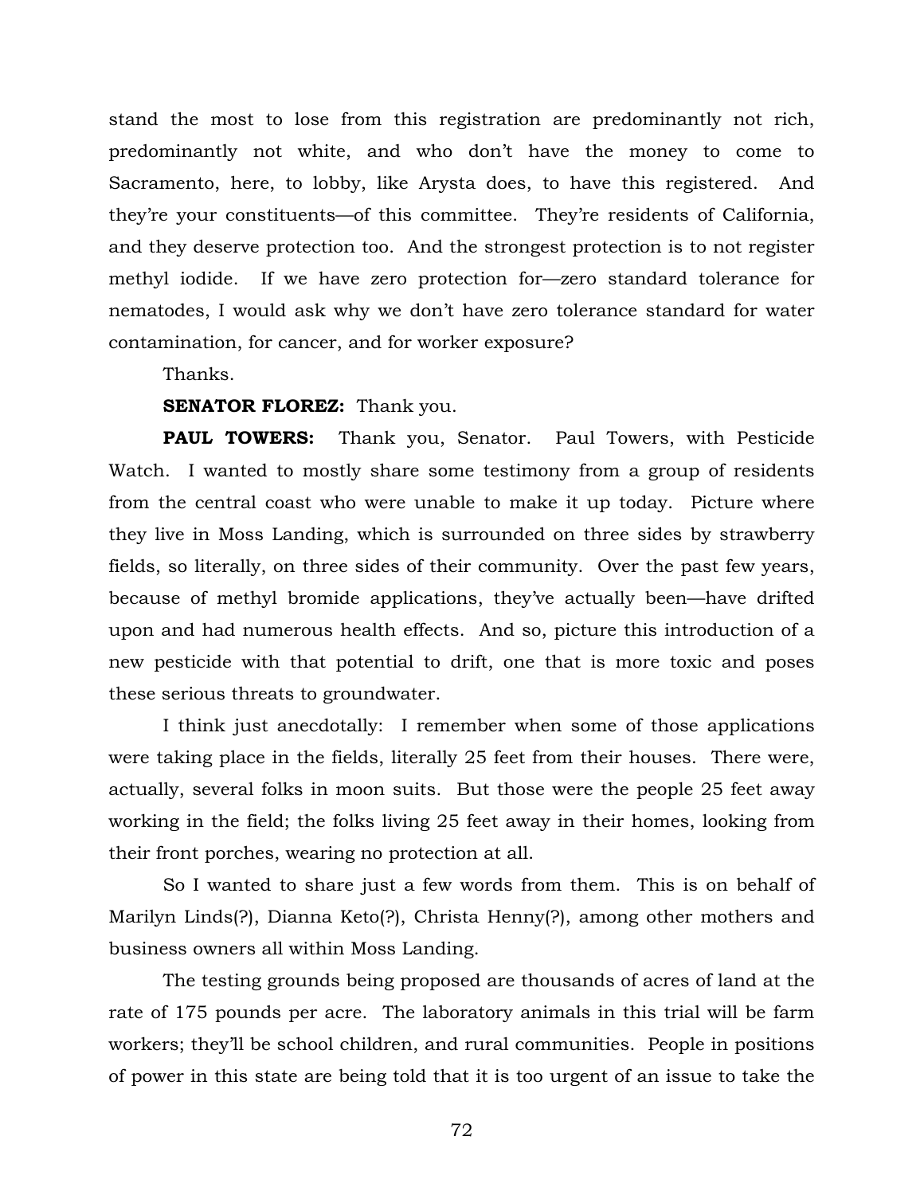stand the most to lose from this registration are predominantly not rich, predominantly not white, and who don't have the money to come to Sacramento, here, to lobby, like Arysta does, to have this registered. And they're your constituents—of this committee. They're residents of California, and they deserve protection too. And the strongest protection is to not register methyl iodide. If we have zero protection for—zero standard tolerance for nematodes, I would ask why we don't have zero tolerance standard for water contamination, for cancer, and for worker exposure?

Thanks.

**SENATOR FLOREZ:** Thank you.

**PAUL TOWERS:** Thank you, Senator. Paul Towers, with Pesticide Watch. I wanted to mostly share some testimony from a group of residents from the central coast who were unable to make it up today. Picture where they live in Moss Landing, which is surrounded on three sides by strawberry fields, so literally, on three sides of their community. Over the past few years, because of methyl bromide applications, they've actually been—have drifted upon and had numerous health effects. And so, picture this introduction of a new pesticide with that potential to drift, one that is more toxic and poses these serious threats to groundwater.

I think just anecdotally: I remember when some of those applications were taking place in the fields, literally 25 feet from their houses. There were, actually, several folks in moon suits. But those were the people 25 feet away working in the field; the folks living 25 feet away in their homes, looking from their front porches, wearing no protection at all.

So I wanted to share just a few words from them. This is on behalf of Marilyn Linds(?), Dianna Keto(?), Christa Henny(?), among other mothers and business owners all within Moss Landing.

The testing grounds being proposed are thousands of acres of land at the rate of 175 pounds per acre. The laboratory animals in this trial will be farm workers; they'll be school children, and rural communities. People in positions of power in this state are being told that it is too urgent of an issue to take the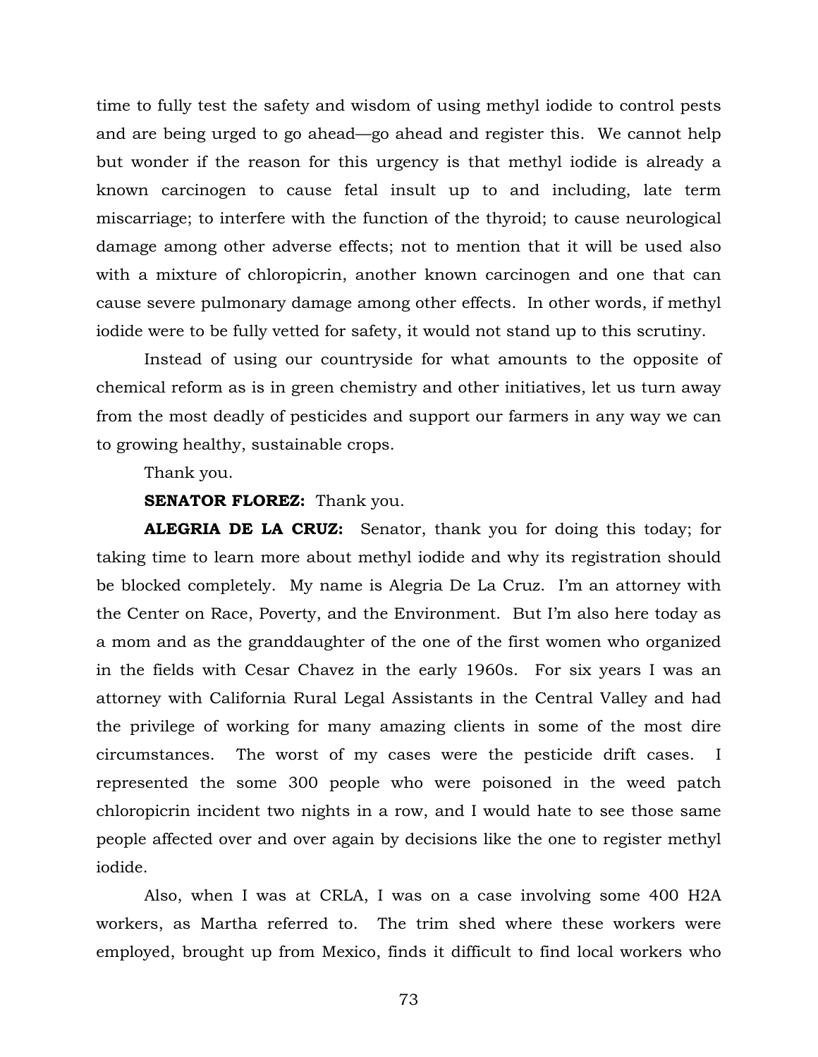time to fully test the safety and wisdom of using methyl iodide to control pests and are being urged to go ahead—go ahead and register this. We cannot help but wonder if the reason for this urgency is that methyl iodide is already a known carcinogen to cause fetal insult up to and including, late term miscarriage; to interfere with the function of the thyroid; to cause neurological damage among other adverse effects; not to mention that it will be used also with a mixture of chloropicrin, another known carcinogen and one that can cause severe pulmonary damage among other effects. In other words, if methyl iodide were to be fully vetted for safety, it would not stand up to this scrutiny.

Instead of using our countryside for what amounts to the opposite of chemical reform as is in green chemistry and other initiatives, let us turn away from the most deadly of pesticides and support our farmers in any way we can to growing healthy, sustainable crops.

Thank you.

**SENATOR FLOREZ:** Thank you.

**ALEGRIA DE LA CRUZ:** Senator, thank you for doing this today; for taking time to learn more about methyl iodide and why its registration should be blocked completely. My name is Alegria De La Cruz. I'm an attorney with the Center on Race, Poverty, and the Environment. But I'm also here today as a mom and as the granddaughter of the one of the first women who organized in the fields with Cesar Chavez in the early 1960s. For six years I was an attorney with California Rural Legal Assistants in the Central Valley and had the privilege of working for many amazing clients in some of the most dire circumstances. The worst of my cases were the pesticide drift cases. I represented the some 300 people who were poisoned in the weed patch chloropicrin incident two nights in a row, and I would hate to see those same people affected over and over again by decisions like the one to register methyl iodide.

Also, when I was at CRLA, I was on a case involving some 400 H2A workers, as Martha referred to. The trim shed where these workers were employed, brought up from Mexico, finds it difficult to find local workers who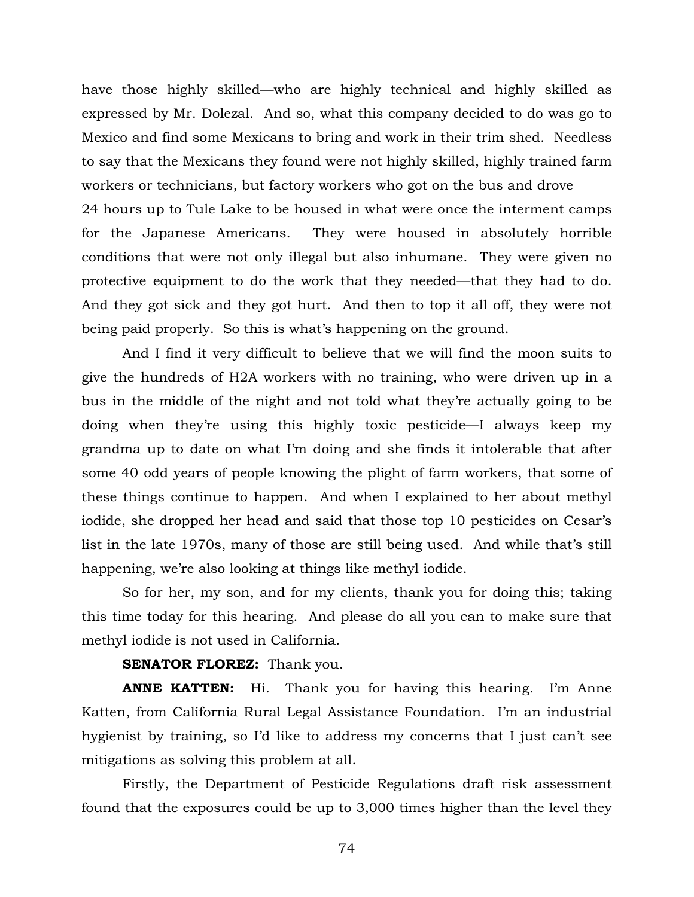have those highly skilled—who are highly technical and highly skilled as expressed by Mr. Dolezal. And so, what this company decided to do was go to Mexico and find some Mexicans to bring and work in their trim shed. Needless to say that the Mexicans they found were not highly skilled, highly trained farm workers or technicians, but factory workers who got on the bus and drove 24 hours up to Tule Lake to be housed in what were once the interment camps for the Japanese Americans. They were housed in absolutely horrible conditions that were not only illegal but also inhumane. They were given no protective equipment to do the work that they needed—that they had to do. And they got sick and they got hurt. And then to top it all off, they were not being paid properly. So this is what's happening on the ground.

And I find it very difficult to believe that we will find the moon suits to give the hundreds of H2A workers with no training, who were driven up in a bus in the middle of the night and not told what they're actually going to be doing when they're using this highly toxic pesticide—I always keep my grandma up to date on what I'm doing and she finds it intolerable that after some 40 odd years of people knowing the plight of farm workers, that some of these things continue to happen. And when I explained to her about methyl iodide, she dropped her head and said that those top 10 pesticides on Cesar's list in the late 1970s, many of those are still being used. And while that's still happening, we're also looking at things like methyl iodide.

So for her, my son, and for my clients, thank you for doing this; taking this time today for this hearing. And please do all you can to make sure that methyl iodide is not used in California.

**SENATOR FLOREZ:** Thank you.

**ANNE KATTEN:** Hi. Thank you for having this hearing. I'm Anne Katten, from California Rural Legal Assistance Foundation. I'm an industrial hygienist by training, so I'd like to address my concerns that I just can't see mitigations as solving this problem at all.

Firstly, the Department of Pesticide Regulations draft risk assessment found that the exposures could be up to 3,000 times higher than the level they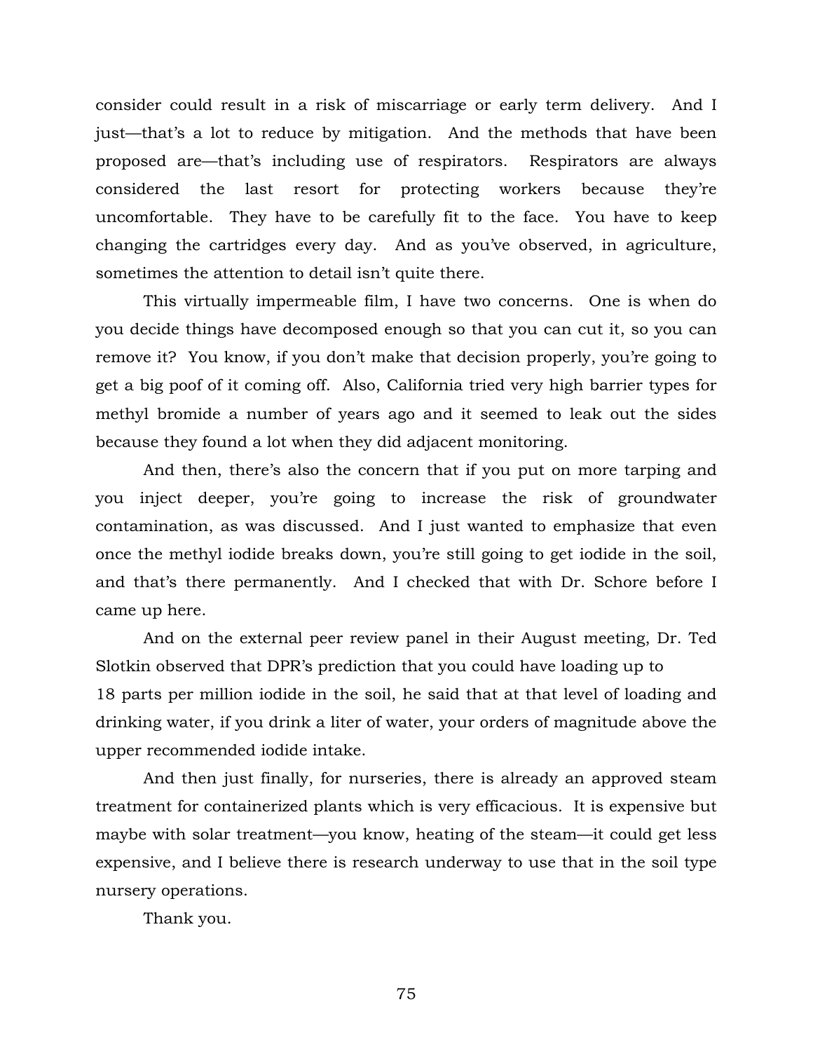consider could result in a risk of miscarriage or early term delivery. And I just—that's a lot to reduce by mitigation. And the methods that have been proposed are—that's including use of respirators. Respirators are always considered the last resort for protecting workers because they're uncomfortable. They have to be carefully fit to the face. You have to keep changing the cartridges every day. And as you've observed, in agriculture, sometimes the attention to detail isn't quite there.

This virtually impermeable film, I have two concerns. One is when do you decide things have decomposed enough so that you can cut it, so you can remove it? You know, if you don't make that decision properly, you're going to get a big poof of it coming off. Also, California tried very high barrier types for methyl bromide a number of years ago and it seemed to leak out the sides because they found a lot when they did adjacent monitoring.

And then, there's also the concern that if you put on more tarping and you inject deeper, you're going to increase the risk of groundwater contamination, as was discussed. And I just wanted to emphasize that even once the methyl iodide breaks down, you're still going to get iodide in the soil, and that's there permanently. And I checked that with Dr. Schore before I came up here.

And on the external peer review panel in their August meeting, Dr. Ted Slotkin observed that DPR's prediction that you could have loading up to 18 parts per million iodide in the soil, he said that at that level of loading and drinking water, if you drink a liter of water, your orders of magnitude above the upper recommended iodide intake.

And then just finally, for nurseries, there is already an approved steam treatment for containerized plants which is very efficacious. It is expensive but maybe with solar treatment—you know, heating of the steam—it could get less expensive, and I believe there is research underway to use that in the soil type nursery operations.

Thank you.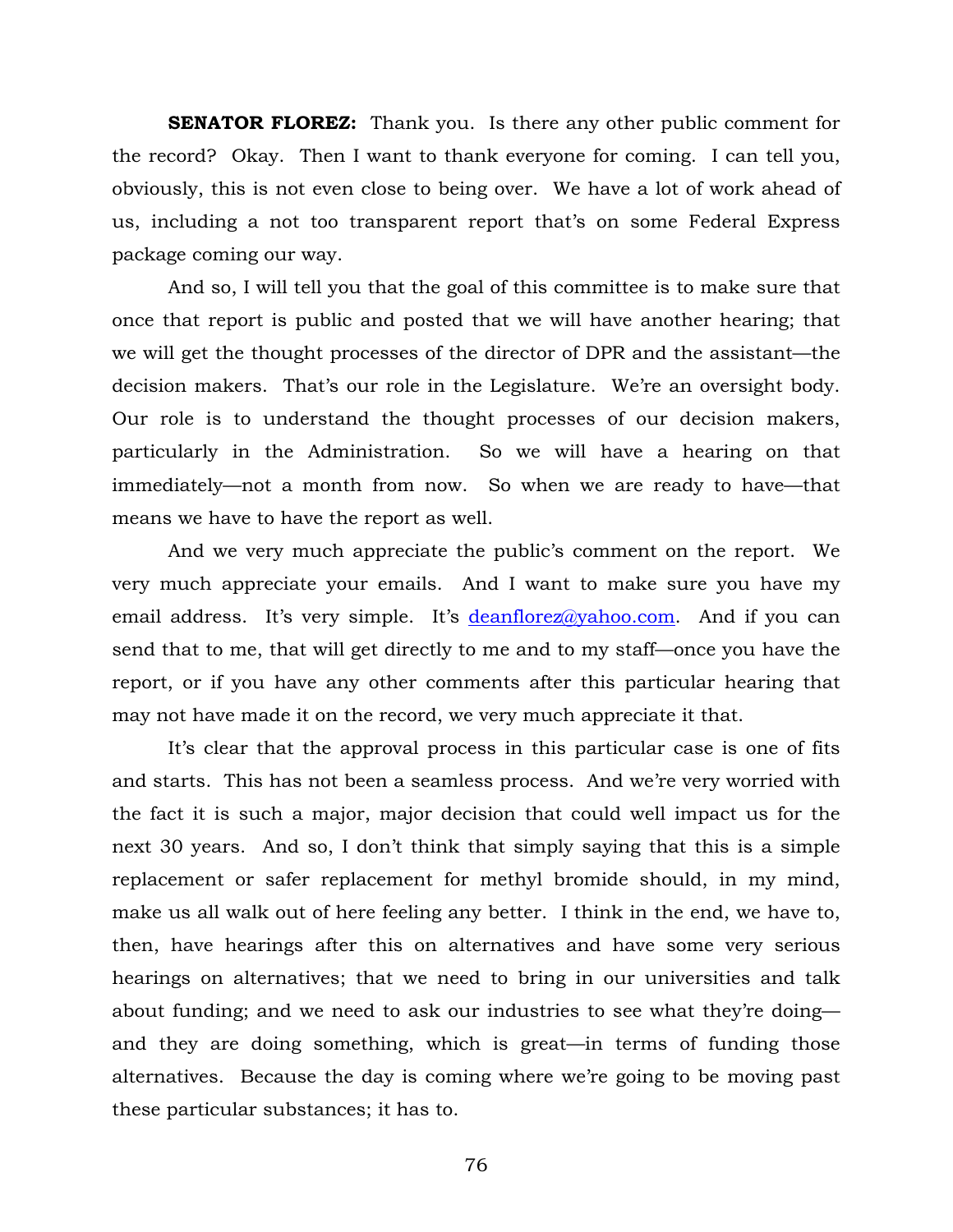**SENATOR FLOREZ:** Thank you. Is there any other public comment for the record? Okay. Then I want to thank everyone for coming. I can tell you, obviously, this is not even close to being over. We have a lot of work ahead of us, including a not too transparent report that's on some Federal Express package coming our way.

And so, I will tell you that the goal of this committee is to make sure that once that report is public and posted that we will have another hearing; that we will get the thought processes of the director of DPR and the assistant—the decision makers. That's our role in the Legislature. We're an oversight body. Our role is to understand the thought processes of our decision makers, particularly in the Administration. So we will have a hearing on that immediately—not a month from now. So when we are ready to have—that means we have to have the report as well.

And we very much appreciate the public's comment on the report. We very much appreciate your emails. And I want to make sure you have my email address. It's very simple. It's deanflorez@yahoo.com. And if you can send that to me, that will get directly to me and to my staff—once you have the report, or if you have any other comments after this particular hearing that may not have made it on the record, we very much appreciate it that.

It's clear that the approval process in this particular case is one of fits and starts. This has not been a seamless process. And we're very worried with the fact it is such a major, major decision that could well impact us for the next 30 years. And so, I don't think that simply saying that this is a simple replacement or safer replacement for methyl bromide should, in my mind, make us all walk out of here feeling any better. I think in the end, we have to, then, have hearings after this on alternatives and have some very serious hearings on alternatives; that we need to bring in our universities and talk about funding; and we need to ask our industries to see what they're doing—and they are doing something, which is great—in terms of funding those alternatives. Because the day is coming where we're going to be moving past these particular substances; it has to.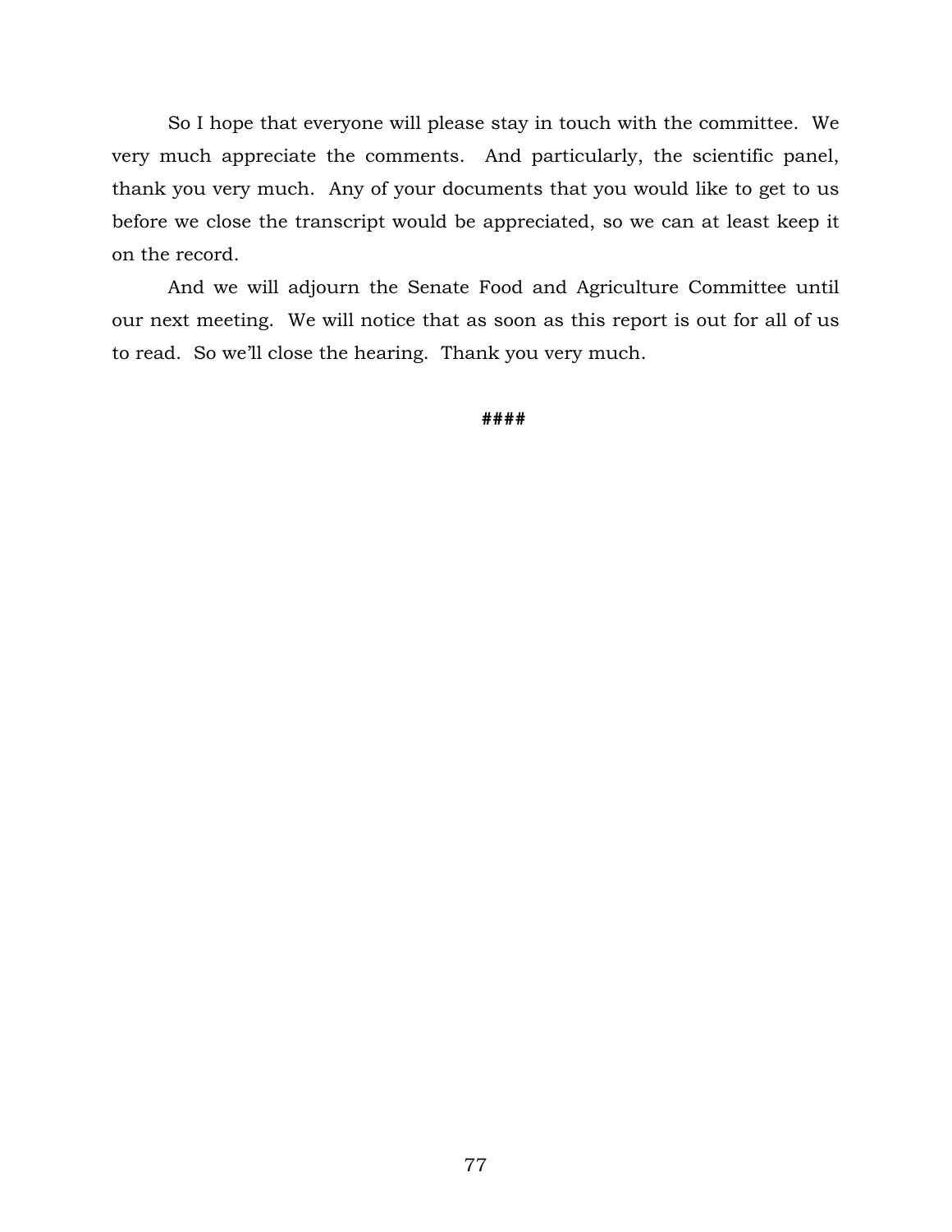So I hope that everyone will please stay in touch with the committee. We very much appreciate the comments. And particularly, the scientific panel, thank you very much. Any of your documents that you would like to get to us before we close the transcript would be appreciated, so we can at least keep it on the record.

And we will adjourn the Senate Food and Agriculture Committee until our next meeting. We will notice that as soon as this report is out for all of us to read. So we'll close the hearing. Thank you very much.

####